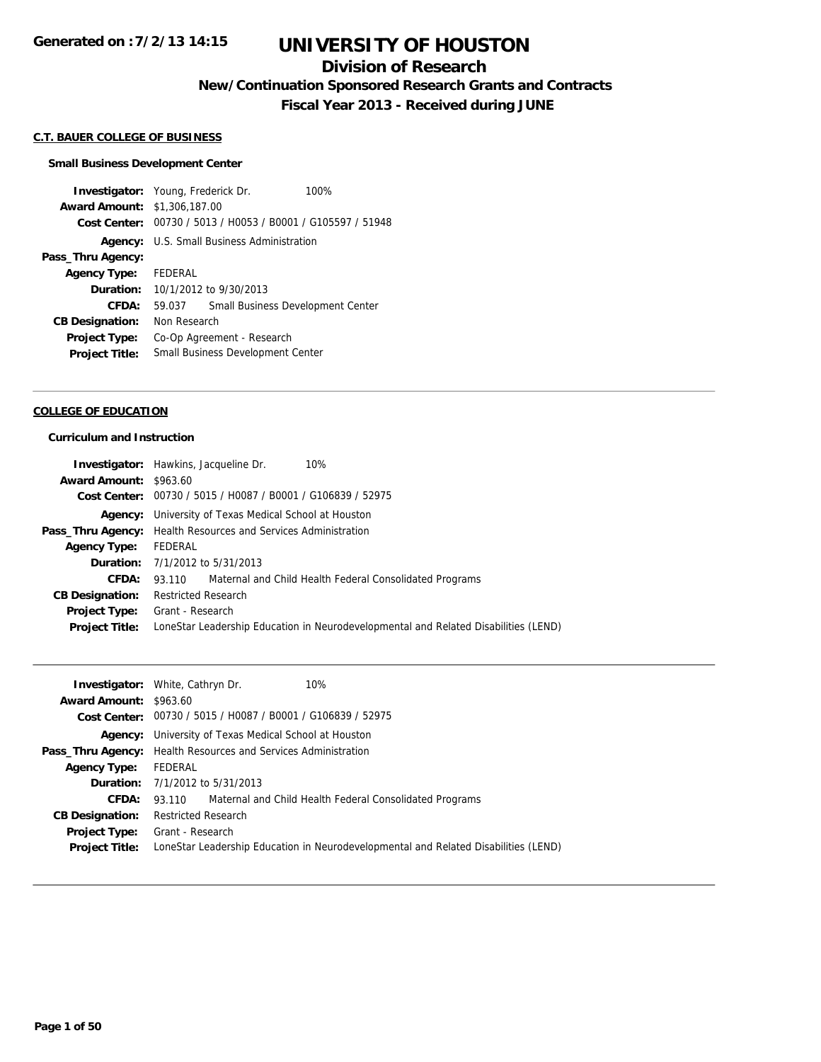Generated on :7/2/13 14:15

# UNIVERSITY OF HOUSTON

## Division of Research

### New/Continuation Sponsored Research Grants and Contracts

### Fiscal Year 2013 - Received during JUNE

#### C.T. BAUER COLLEGE OF BUSINESS

**Small Business Development Center**

| | |
|---|---|
| **Investigator:** | Young, Frederick Dr. 100% |
| **Award Amount:** | $1,306,187.00 |
| **Cost Center:** | 00730 / 5013 / H0053 / B0001 / G105597 / 51948 |
| **Agency:** | U.S. Small Business Administration |
| **Pass_Thru Agency:** | |
| **Agency Type:** | FEDERAL |
| **Duration:** | 10/1/2012 to 9/30/2013 |
| **CFDA:** | 59.037 Small Business Development Center |
| **CB Designation:** | Non Research |
| **Project Type:** | Co-Op Agreement - Research |
| **Project Title:** | Small Business Development Center |

---

#### COLLEGE OF EDUCATION

**Curriculum and Instruction**

| | |
|---|---|
| **Investigator:** | Hawkins, Jacqueline Dr. 10% |
| **Award Amount:** | $963.60 |
| **Cost Center:** | 00730 / 5015 / H0087 / B0001 / G106839 / 52975 |
| **Agency:** | University of Texas Medical School at Houston |
| **Pass_Thru Agency:** | Health Resources and Services Administration |
| **Agency Type:** | FEDERAL |
| **Duration:** | 7/1/2012 to 5/31/2013 |
| **CFDA:** | 93.110 Maternal and Child Health Federal Consolidated Programs |
| **CB Designation:** | Restricted Research |
| **Project Type:** | Grant - Research |
| **Project Title:** | LoneStar Leadership Education in Neurodevelopmental and Related Disabilities (LEND) |

---

| | |
|---|---|
| **Investigator:** | White, Cathryn Dr. 10% |
| **Award Amount:** | $963.60 |
| **Cost Center:** | 00730 / 5015 / H0087 / B0001 / G106839 / 52975 |
| **Agency:** | University of Texas Medical School at Houston |
| **Pass_Thru Agency:** | Health Resources and Services Administration |
| **Agency Type:** | FEDERAL |
| **Duration:** | 7/1/2012 to 5/31/2013 |
| **CFDA:** | 93.110 Maternal and Child Health Federal Consolidated Programs |
| **CB Designation:** | Restricted Research |
| **Project Type:** | Grant - Research |
| **Project Title:** | LoneStar Leadership Education in Neurodevelopmental and Related Disabilities (LEND) |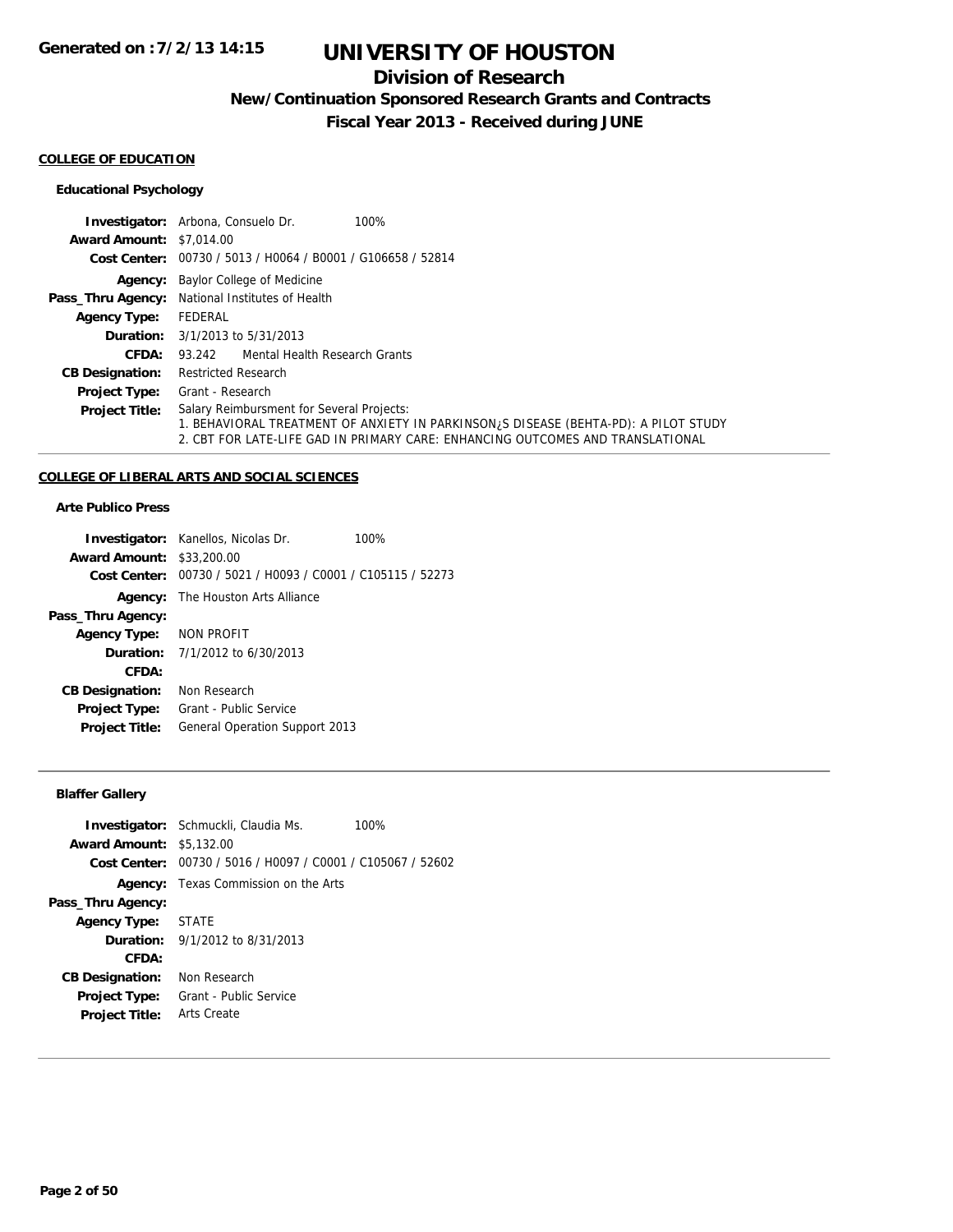# UNIVERSITY OF HOUSTON

## Division of Research

### New/Continuation Sponsored Research Grants and Contracts

### Fiscal Year 2013 - Received during JUNE

**COLLEGE OF EDUCATION**

**Educational Psychology**

| | | |
|---|---|---|
| **Investigator:** | Arbona, Consuelo Dr. | 100% |
| **Award Amount:** | $7,014.00 | |
| **Cost Center:** | 00730 / 5013 / H0064 / B0001 / G106658 / 52814 | |
| **Agency:** | Baylor College of Medicine | |
| **Pass_Thru Agency:** | National Institutes of Health | |
| **Agency Type:** | FEDERAL | |
| **Duration:** | 3/1/2013 to 5/31/2013 | |
| **CFDA:** | 93.242 Mental Health Research Grants | |
| **CB Designation:** | Restricted Research | |
| **Project Type:** | Grant - Research | |
| **Project Title:** | Salary Reimbursment for Several Projects:<br>1. BEHAVIORAL TREATMENT OF ANXIETY IN PARKINSON¿S DISEASE (BEHTA-PD): A PILOT STUDY<br>2. CBT FOR LATE-LIFE GAD IN PRIMARY CARE: ENHANCING OUTCOMES AND TRANSLATIONAL | |

**COLLEGE OF LIBERAL ARTS AND SOCIAL SCIENCES**

**Arte Publico Press**

| | | |
|---|---|---|
| **Investigator:** | Kanellos, Nicolas Dr. | 100% |
| **Award Amount:** | $33,200.00 | |
| **Cost Center:** | 00730 / 5021 / H0093 / C0001 / C105115 / 52273 | |
| **Agency:** | The Houston Arts Alliance | |
| **Pass_Thru Agency:** | | |
| **Agency Type:** | NON PROFIT | |
| **Duration:** | 7/1/2012 to 6/30/2013 | |
| **CFDA:** | | |
| **CB Designation:** | Non Research | |
| **Project Type:** | Grant - Public Service | |
| **Project Title:** | General Operation Support 2013 | |

**Blaffer Gallery**

| | | |
|---|---|---|
| **Investigator:** | Schmuckli, Claudia Ms. | 100% |
| **Award Amount:** | $5,132.00 | |
| **Cost Center:** | 00730 / 5016 / H0097 / C0001 / C105067 / 52602 | |
| **Agency:** | Texas Commission on the Arts | |
| **Pass_Thru Agency:** | | |
| **Agency Type:** | STATE | |
| **Duration:** | 9/1/2012 to 8/31/2013 | |
| **CFDA:** | | |
| **CB Designation:** | Non Research | |
| **Project Type:** | Grant - Public Service | |
| **Project Title:** | Arts Create | |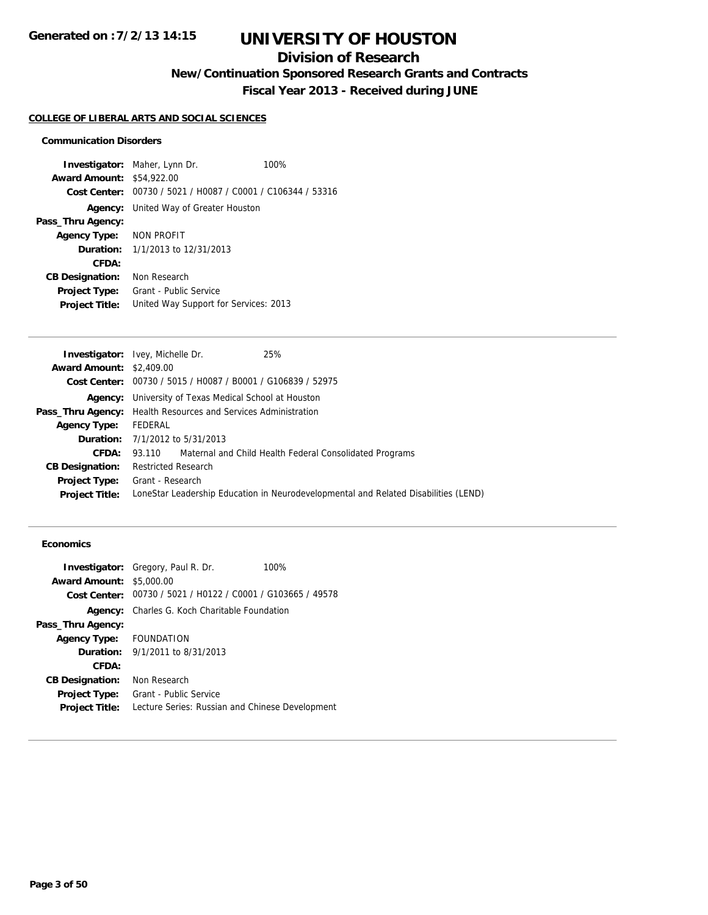# UNIVERSITY OF HOUSTON

## Division of Research

### New/Continuation Sponsored Research Grants and Contracts

### Fiscal Year 2013 - Received during JUNE

**COLLEGE OF LIBERAL ARTS AND SOCIAL SCIENCES**

#### Communication Disorders

**Investigator:** Maher, Lynn Dr. 100%
**Award Amount:** $54,922.00
**Cost Center:** 00730 / 5021 / H0087 / C0001 / C106344 / 53316
**Agency:** United Way of Greater Houston
**Pass_Thru Agency:**
**Agency Type:** NON PROFIT
**Duration:** 1/1/2013 to 12/31/2013
**CFDA:**
**CB Designation:** Non Research
**Project Type:** Grant - Public Service
**Project Title:** United Way Support for Services: 2013

---

**Investigator:** Ivey, Michelle Dr. 25%
**Award Amount:** $2,409.00
**Cost Center:** 00730 / 5015 / H0087 / B0001 / G106839 / 52975
**Agency:** University of Texas Medical School at Houston
**Pass_Thru Agency:** Health Resources and Services Administration
**Agency Type:** FEDERAL
**Duration:** 7/1/2012 to 5/31/2013
**CFDA:** 93.110 Maternal and Child Health Federal Consolidated Programs
**CB Designation:** Restricted Research
**Project Type:** Grant - Research
**Project Title:** LoneStar Leadership Education in Neurodevelopmental and Related Disabilities (LEND)

---

#### Economics

**Investigator:** Gregory, Paul R. Dr. 100%
**Award Amount:** $5,000.00
**Cost Center:** 00730 / 5021 / H0122 / C0001 / G103665 / 49578
**Agency:** Charles G. Koch Charitable Foundation
**Pass_Thru Agency:**
**Agency Type:** FOUNDATION
**Duration:** 9/1/2011 to 8/31/2013
**CFDA:**
**CB Designation:** Non Research
**Project Type:** Grant - Public Service
**Project Title:** Lecture Series: Russian and Chinese Development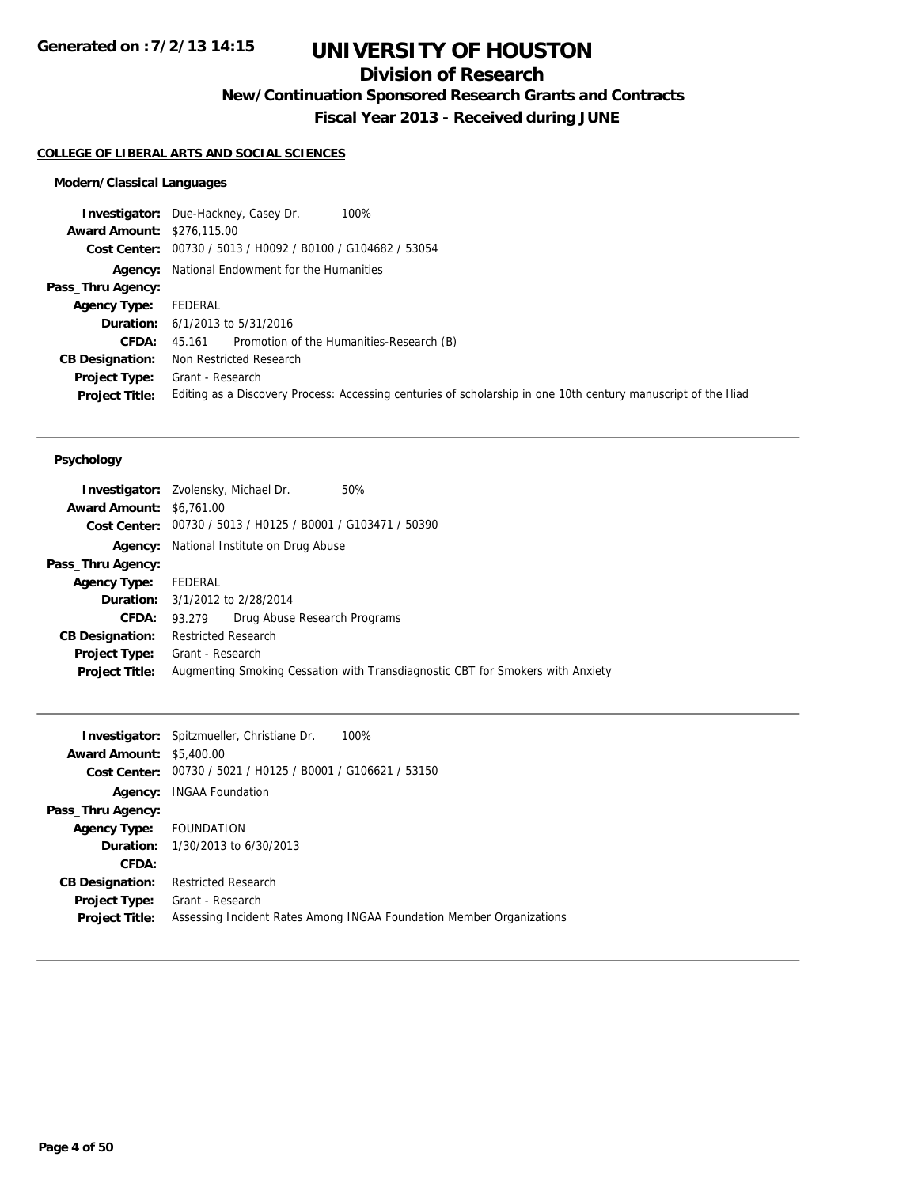# UNIVERSITY OF HOUSTON

## Division of Research

### New/Continuation Sponsored Research Grants and Contracts

### Fiscal Year 2013 - Received during JUNE

**COLLEGE OF LIBERAL ARTS AND SOCIAL SCIENCES**

#### Modern/Classical Languages

**Investigator:** Due-Hackney, Casey Dr. 100%
**Award Amount:** $276,115.00
**Cost Center:** 00730 / 5013 / H0092 / B0100 / G104682 / 53054
**Agency:** National Endowment for the Humanities
**Pass_Thru Agency:**
**Agency Type:** FEDERAL
**Duration:** 6/1/2013 to 5/31/2016
**CFDA:** 45.161 Promotion of the Humanities-Research (B)
**CB Designation:** Non Restricted Research
**Project Type:** Grant - Research
**Project Title:** Editing as a Discovery Process: Accessing centuries of scholarship in one 10th century manuscript of the Iliad

---

#### Psychology

**Investigator:** Zvolensky, Michael Dr. 50%
**Award Amount:** $6,761.00
**Cost Center:** 00730 / 5013 / H0125 / B0001 / G103471 / 50390
**Agency:** National Institute on Drug Abuse
**Pass_Thru Agency:**
**Agency Type:** FEDERAL
**Duration:** 3/1/2012 to 2/28/2014
**CFDA:** 93.279 Drug Abuse Research Programs
**CB Designation:** Restricted Research
**Project Type:** Grant - Research
**Project Title:** Augmenting Smoking Cessation with Transdiagnostic CBT for Smokers with Anxiety

---

**Investigator:** Spitzmueller, Christiane Dr. 100%
**Award Amount:** $5,400.00
**Cost Center:** 00730 / 5021 / H0125 / B0001 / G106621 / 53150
**Agency:** INGAA Foundation
**Pass_Thru Agency:**
**Agency Type:** FOUNDATION
**Duration:** 1/30/2013 to 6/30/2013
**CFDA:**
**CB Designation:** Restricted Research
**Project Type:** Grant - Research
**Project Title:** Assessing Incident Rates Among INGAA Foundation Member Organizations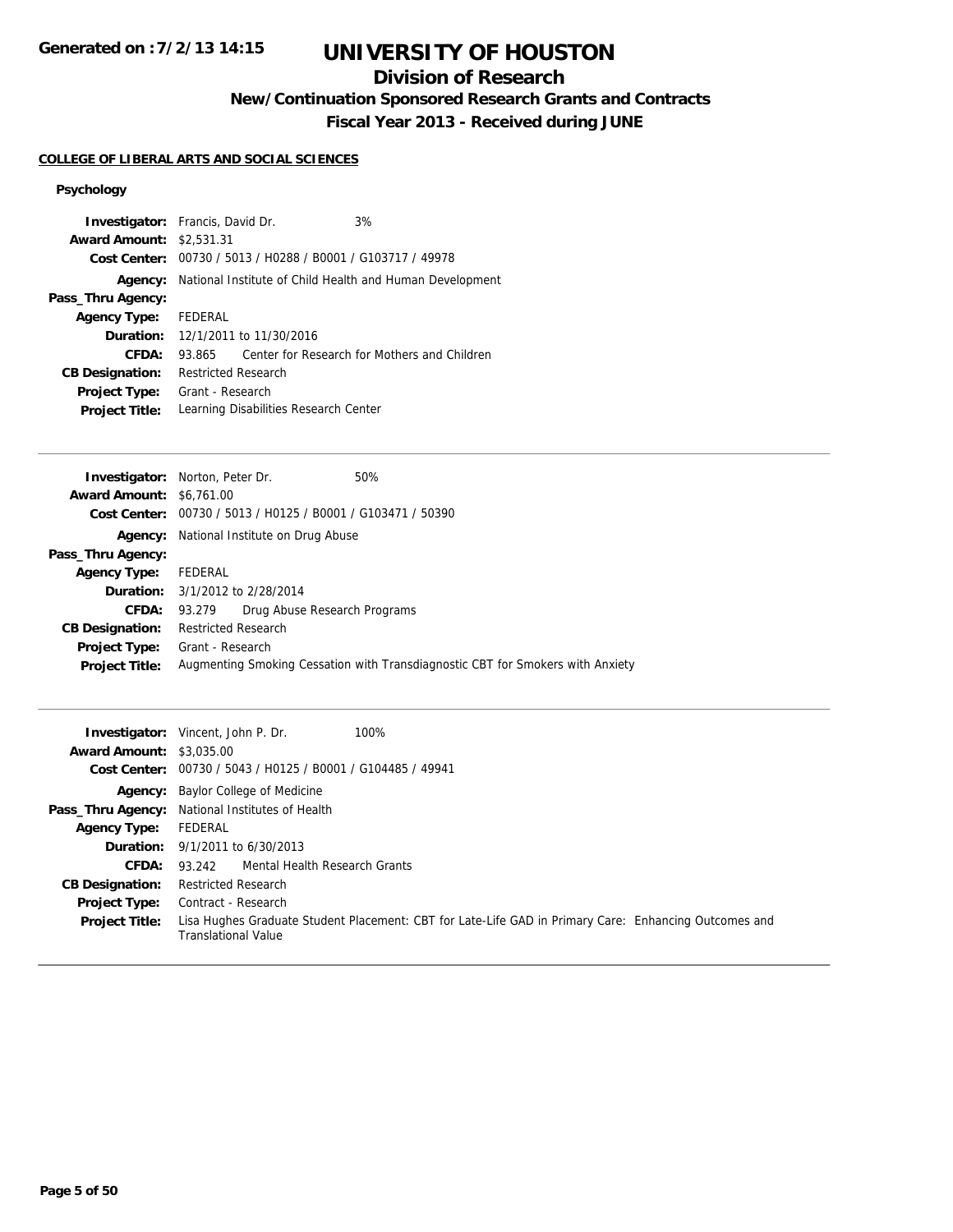# UNIVERSITY OF HOUSTON

## Division of Research

### New/Continuation Sponsored Research Grants and Contracts

### Fiscal Year 2013 - Received during JUNE

**COLLEGE OF LIBERAL ARTS AND SOCIAL SCIENCES**

#### Psychology

**Investigator:** Francis, David Dr. 3%
**Award Amount:** $2,531.31
**Cost Center:** 00730 / 5013 / H0288 / B0001 / G103717 / 49978
**Agency:** National Institute of Child Health and Human Development
**Pass_Thru Agency:**
**Agency Type:** FEDERAL
**Duration:** 12/1/2011 to 11/30/2016
**CFDA:** 93.865 Center for Research for Mothers and Children
**CB Designation:** Restricted Research
**Project Type:** Grant - Research
**Project Title:** Learning Disabilities Research Center

---

**Investigator:** Norton, Peter Dr. 50%
**Award Amount:** $6,761.00
**Cost Center:** 00730 / 5013 / H0125 / B0001 / G103471 / 50390
**Agency:** National Institute on Drug Abuse
**Pass_Thru Agency:**
**Agency Type:** FEDERAL
**Duration:** 3/1/2012 to 2/28/2014
**CFDA:** 93.279 Drug Abuse Research Programs
**CB Designation:** Restricted Research
**Project Type:** Grant - Research
**Project Title:** Augmenting Smoking Cessation with Transdiagnostic CBT for Smokers with Anxiety

---

**Investigator:** Vincent, John P. Dr. 100%
**Award Amount:** $3,035.00
**Cost Center:** 00730 / 5043 / H0125 / B0001 / G104485 / 49941
**Agency:** Baylor College of Medicine
**Pass_Thru Agency:** National Institutes of Health
**Agency Type:** FEDERAL
**Duration:** 9/1/2011 to 6/30/2013
**CFDA:** 93.242 Mental Health Research Grants
**CB Designation:** Restricted Research
**Project Type:** Contract - Research
**Project Title:** Lisa Hughes Graduate Student Placement: CBT for Late-Life GAD in Primary Care: Enhancing Outcomes and Translational Value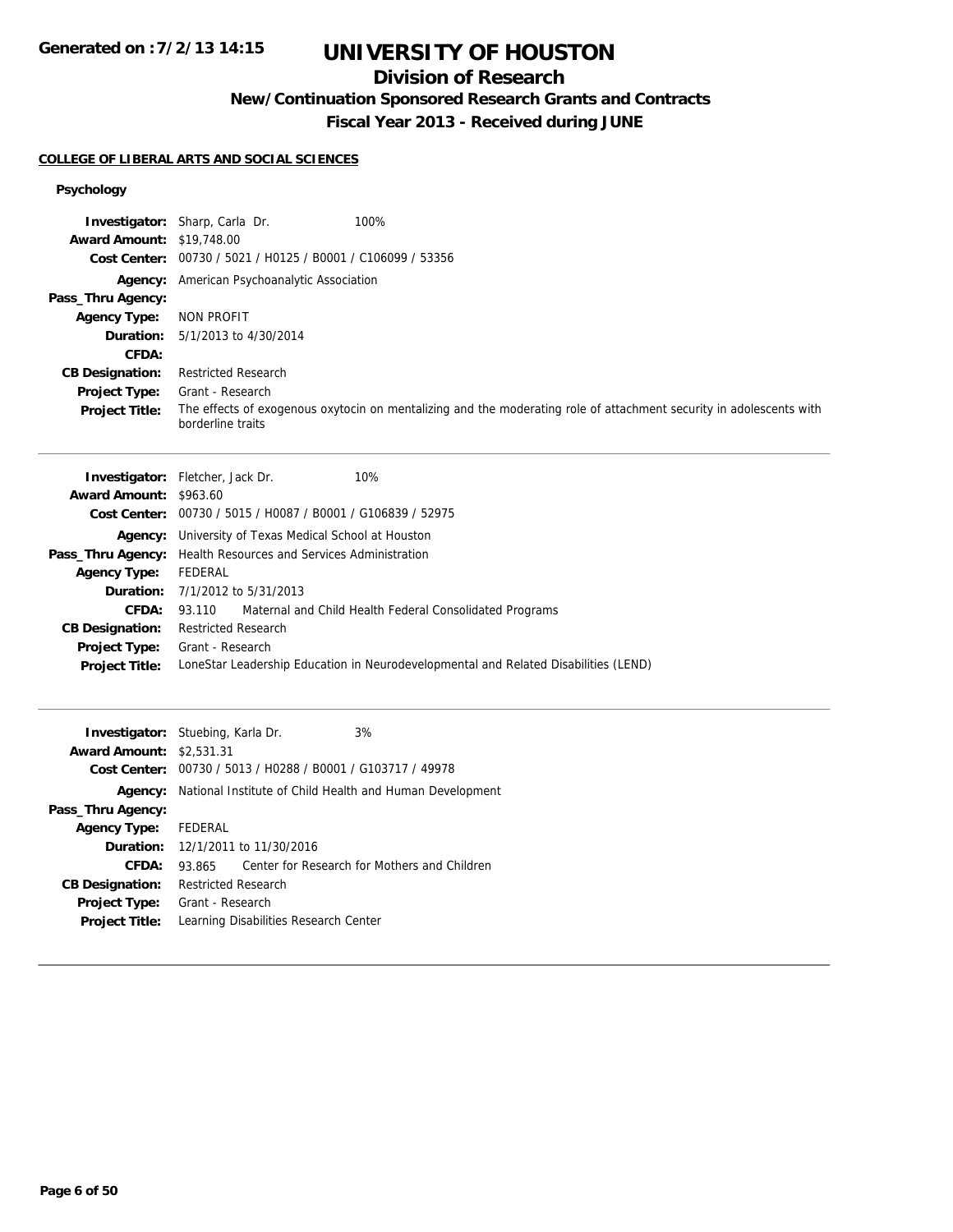# UNIVERSITY OF HOUSTON

## Division of Research

### New/Continuation Sponsored Research Grants and Contracts

### Fiscal Year 2013 - Received during JUNE

**COLLEGE OF LIBERAL ARTS AND SOCIAL SCIENCES**

**Psychology**

| | |
|---|---|
| **Investigator:** | Sharp, Carla Dr. 100% |
| **Award Amount:** | $19,748.00 |
| **Cost Center:** | 00730 / 5021 / H0125 / B0001 / C106099 / 53356 |
| **Agency:** | American Psychoanalytic Association |
| **Pass_Thru Agency:** | |
| **Agency Type:** | NON PROFIT |
| **Duration:** | 5/1/2013 to 4/30/2014 |
| **CFDA:** | |
| **CB Designation:** | Restricted Research |
| **Project Type:** | Grant - Research |
| **Project Title:** | The effects of exogenous oxytocin on mentalizing and the moderating role of attachment security in adolescents with borderline traits |

---

| | |
|---|---|
| **Investigator:** | Fletcher, Jack Dr. 10% |
| **Award Amount:** | $963.60 |
| **Cost Center:** | 00730 / 5015 / H0087 / B0001 / G106839 / 52975 |
| **Agency:** | University of Texas Medical School at Houston |
| **Pass_Thru Agency:** | Health Resources and Services Administration |
| **Agency Type:** | FEDERAL |
| **Duration:** | 7/1/2012 to 5/31/2013 |
| **CFDA:** | 93.110 Maternal and Child Health Federal Consolidated Programs |
| **CB Designation:** | Restricted Research |
| **Project Type:** | Grant - Research |
| **Project Title:** | LoneStar Leadership Education in Neurodevelopmental and Related Disabilities (LEND) |

---

| | |
|---|---|
| **Investigator:** | Stuebing, Karla Dr. 3% |
| **Award Amount:** | $2,531.31 |
| **Cost Center:** | 00730 / 5013 / H0288 / B0001 / G103717 / 49978 |
| **Agency:** | National Institute of Child Health and Human Development |
| **Pass_Thru Agency:** | |
| **Agency Type:** | FEDERAL |
| **Duration:** | 12/1/2011 to 11/30/2016 |
| **CFDA:** | 93.865 Center for Research for Mothers and Children |
| **CB Designation:** | Restricted Research |
| **Project Type:** | Grant - Research |
| **Project Title:** | Learning Disabilities Research Center |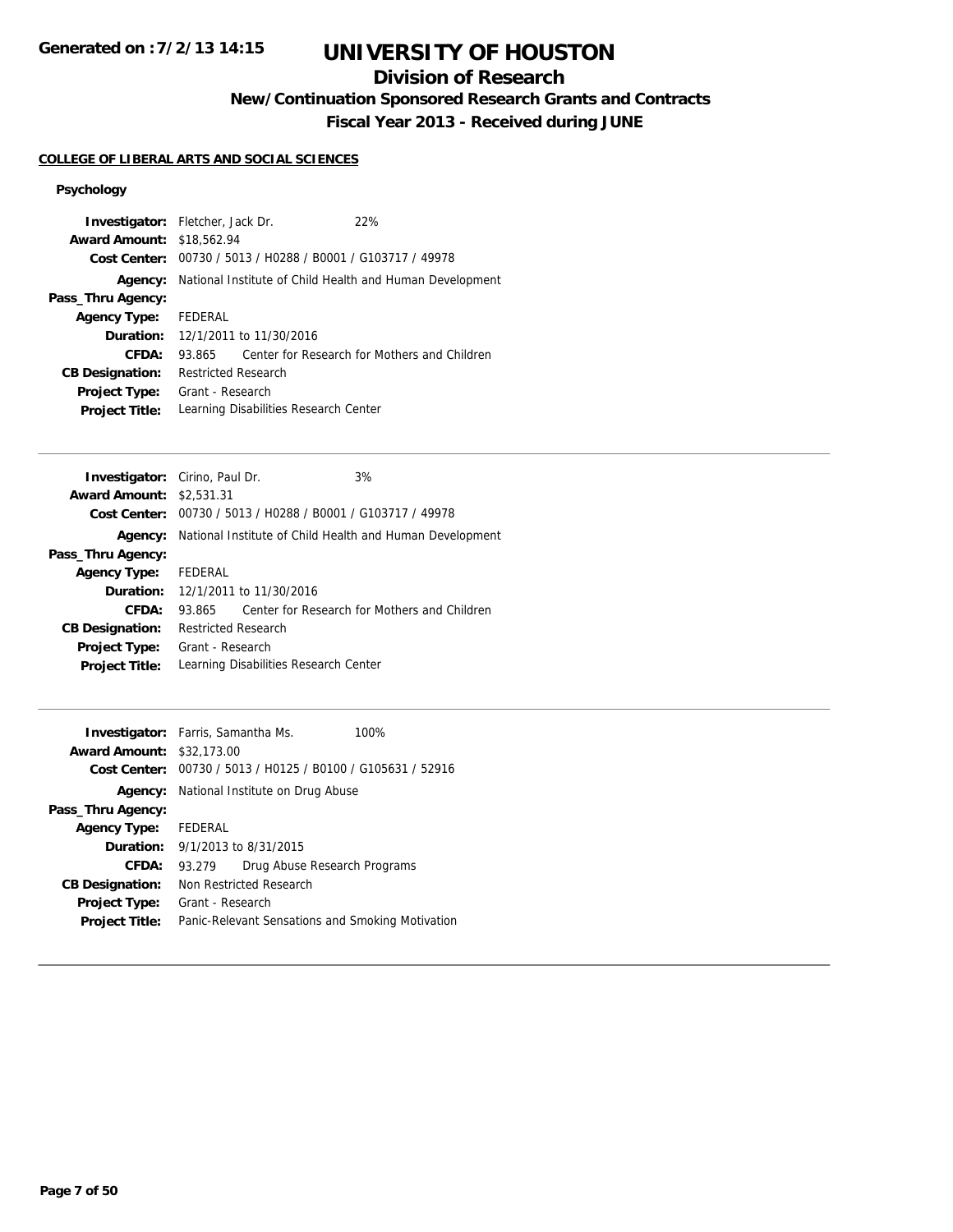# UNIVERSITY OF HOUSTON

## Division of Research

### New/Continuation Sponsored Research Grants and Contracts

### Fiscal Year 2013 - Received during JUNE

**COLLEGE OF LIBERAL ARTS AND SOCIAL SCIENCES**

#### Psychology

| | | |
|---|---|---|
| **Investigator:** | Fletcher, Jack Dr. | 22% |
| **Award Amount:** | $18,562.94 | |
| **Cost Center:** | 00730 / 5013 / H0288 / B0001 / G103717 / 49978 | |
| **Agency:** | National Institute of Child Health and Human Development | |
| **Pass_Thru Agency:** | | |
| **Agency Type:** | FEDERAL | |
| **Duration:** | 12/1/2011 to 11/30/2016 | |
| **CFDA:** | 93.865 Center for Research for Mothers and Children | |
| **CB Designation:** | Restricted Research | |
| **Project Type:** | Grant - Research | |
| **Project Title:** | Learning Disabilities Research Center | |

---

| | | |
|---|---|---|
| **Investigator:** | Cirino, Paul Dr. | 3% |
| **Award Amount:** | $2,531.31 | |
| **Cost Center:** | 00730 / 5013 / H0288 / B0001 / G103717 / 49978 | |
| **Agency:** | National Institute of Child Health and Human Development | |
| **Pass_Thru Agency:** | | |
| **Agency Type:** | FEDERAL | |
| **Duration:** | 12/1/2011 to 11/30/2016 | |
| **CFDA:** | 93.865 Center for Research for Mothers and Children | |
| **CB Designation:** | Restricted Research | |
| **Project Type:** | Grant - Research | |
| **Project Title:** | Learning Disabilities Research Center | |

---

| | | |
|---|---|---|
| **Investigator:** | Farris, Samantha Ms. | 100% |
| **Award Amount:** | $32,173.00 | |
| **Cost Center:** | 00730 / 5013 / H0125 / B0100 / G105631 / 52916 | |
| **Agency:** | National Institute on Drug Abuse | |
| **Pass_Thru Agency:** | | |
| **Agency Type:** | FEDERAL | |
| **Duration:** | 9/1/2013 to 8/31/2015 | |
| **CFDA:** | 93.279 Drug Abuse Research Programs | |
| **CB Designation:** | Non Restricted Research | |
| **Project Type:** | Grant - Research | |
| **Project Title:** | Panic-Relevant Sensations and Smoking Motivation | |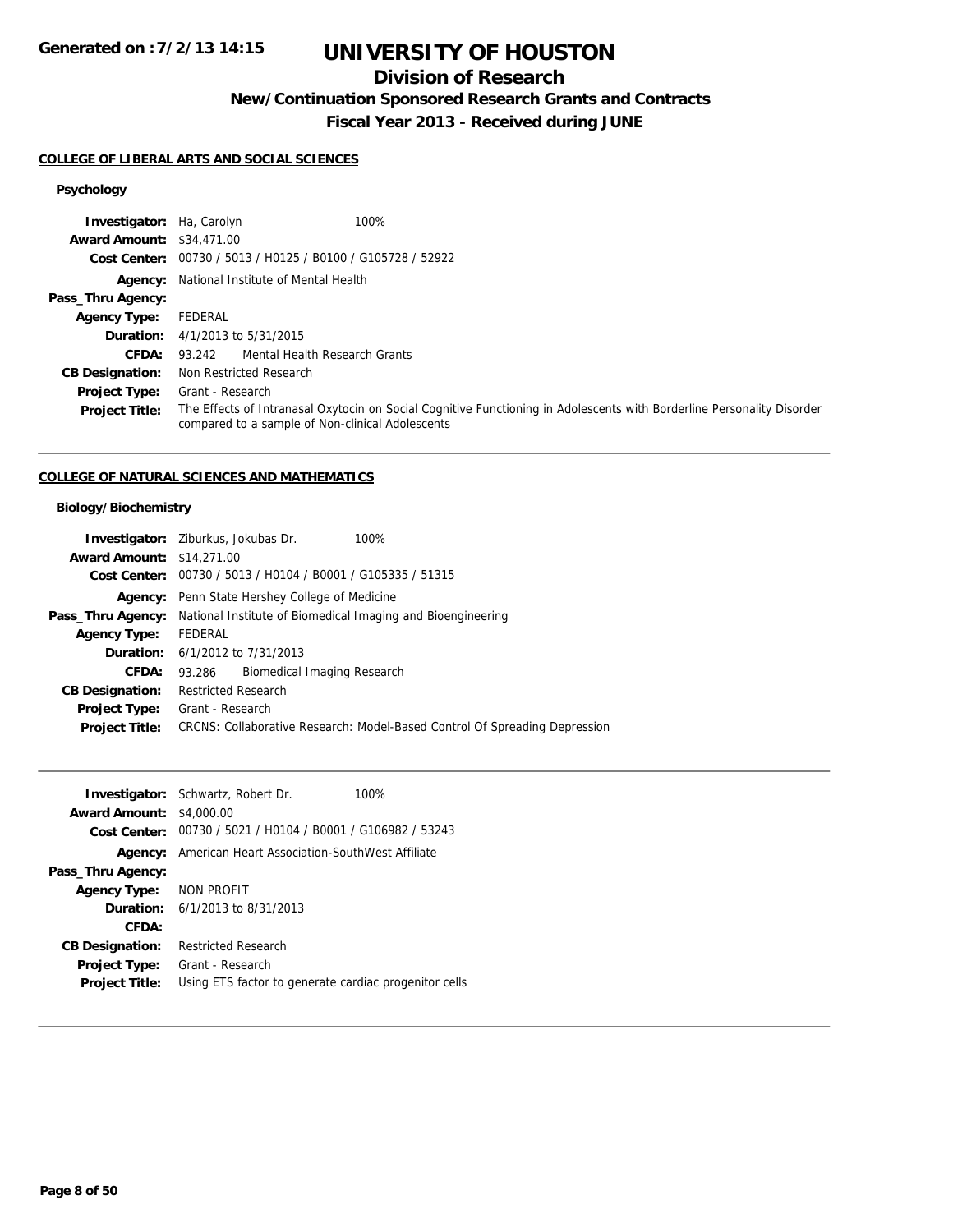# UNIVERSITY OF HOUSTON

## Division of Research

### New/Continuation Sponsored Research Grants and Contracts

### Fiscal Year 2013 - Received during JUNE

**COLLEGE OF LIBERAL ARTS AND SOCIAL SCIENCES**

**Psychology**

| | | |
|---|---|---|
| **Investigator:** | Ha, Carolyn | 100% |
| **Award Amount:** | $34,471.00 | |
| **Cost Center:** | 00730 / 5013 / H0125 / B0100 / G105728 / 52922 | |
| **Agency:** | National Institute of Mental Health | |
| **Pass_Thru Agency:** | | |
| **Agency Type:** | FEDERAL | |
| **Duration:** | 4/1/2013 to 5/31/2015 | |
| **CFDA:** | 93.242 Mental Health Research Grants | |
| **CB Designation:** | Non Restricted Research | |
| **Project Type:** | Grant - Research | |
| **Project Title:** | The Effects of Intranasal Oxytocin on Social Cognitive Functioning in Adolescents with Borderline Personality Disorder compared to a sample of Non-clinical Adolescents | |

**COLLEGE OF NATURAL SCIENCES AND MATHEMATICS**

**Biology/Biochemistry**

| | | |
|---|---|---|
| **Investigator:** | Ziburkus, Jokubas Dr. | 100% |
| **Award Amount:** | $14,271.00 | |
| **Cost Center:** | 00730 / 5013 / H0104 / B0001 / G105335 / 51315 | |
| **Agency:** | Penn State Hershey College of Medicine | |
| **Pass_Thru Agency:** | National Institute of Biomedical Imaging and Bioengineering | |
| **Agency Type:** | FEDERAL | |
| **Duration:** | 6/1/2012 to 7/31/2013 | |
| **CFDA:** | 93.286 Biomedical Imaging Research | |
| **CB Designation:** | Restricted Research | |
| **Project Type:** | Grant - Research | |
| **Project Title:** | CRCNS: Collaborative Research: Model-Based Control Of Spreading Depression | |

| | | |
|---|---|---|
| **Investigator:** | Schwartz, Robert Dr. | 100% |
| **Award Amount:** | $4,000.00 | |
| **Cost Center:** | 00730 / 5021 / H0104 / B0001 / G106982 / 53243 | |
| **Agency:** | American Heart Association-SouthWest Affiliate | |
| **Pass_Thru Agency:** | | |
| **Agency Type:** | NON PROFIT | |
| **Duration:** | 6/1/2013 to 8/31/2013 | |
| **CFDA:** | | |
| **CB Designation:** | Restricted Research | |
| **Project Type:** | Grant - Research | |
| **Project Title:** | Using ETS factor to generate cardiac progenitor cells | |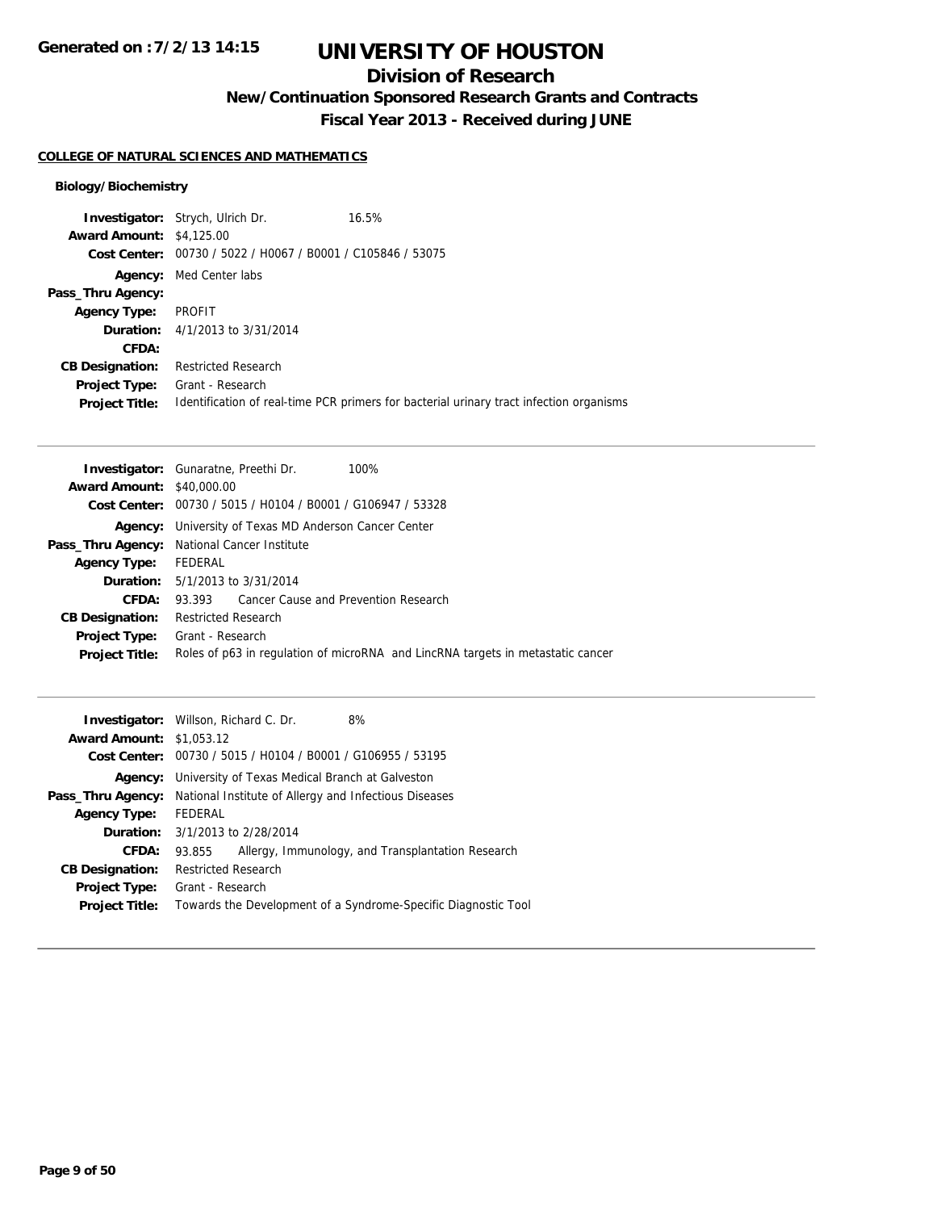# UNIVERSITY OF HOUSTON

## Division of Research

### New/Continuation Sponsored Research Grants and Contracts

### Fiscal Year 2013 - Received during JUNE

**COLLEGE OF NATURAL SCIENCES AND MATHEMATICS**

**Biology/Biochemistry**

| | |
|---|---|
| **Investigator:** | Strych, Ulrich Dr. 16.5% |
| **Award Amount:** | $4,125.00 |
| **Cost Center:** | 00730 / 5022 / H0067 / B0001 / C105846 / 53075 |
| **Agency:** | Med Center labs |
| **Pass_Thru Agency:** | |
| **Agency Type:** | PROFIT |
| **Duration:** | 4/1/2013 to 3/31/2014 |
| **CFDA:** | |
| **CB Designation:** | Restricted Research |
| **Project Type:** | Grant - Research |
| **Project Title:** | Identification of real-time PCR primers for bacterial urinary tract infection organisms |

---

| | |
|---|---|
| **Investigator:** | Gunaratne, Preethi Dr. 100% |
| **Award Amount:** | $40,000.00 |
| **Cost Center:** | 00730 / 5015 / H0104 / B0001 / G106947 / 53328 |
| **Agency:** | University of Texas MD Anderson Cancer Center |
| **Pass_Thru Agency:** | National Cancer Institute |
| **Agency Type:** | FEDERAL |
| **Duration:** | 5/1/2013 to 3/31/2014 |
| **CFDA:** | 93.393 Cancer Cause and Prevention Research |
| **CB Designation:** | Restricted Research |
| **Project Type:** | Grant - Research |
| **Project Title:** | Roles of p63 in regulation of microRNA and LincRNA targets in metastatic cancer |

---

| | |
|---|---|
| **Investigator:** | Willson, Richard C. Dr. 8% |
| **Award Amount:** | $1,053.12 |
| **Cost Center:** | 00730 / 5015 / H0104 / B0001 / G106955 / 53195 |
| **Agency:** | University of Texas Medical Branch at Galveston |
| **Pass_Thru Agency:** | National Institute of Allergy and Infectious Diseases |
| **Agency Type:** | FEDERAL |
| **Duration:** | 3/1/2013 to 2/28/2014 |
| **CFDA:** | 93.855 Allergy, Immunology, and Transplantation Research |
| **CB Designation:** | Restricted Research |
| **Project Type:** | Grant - Research |
| **Project Title:** | Towards the Development of a Syndrome-Specific Diagnostic Tool |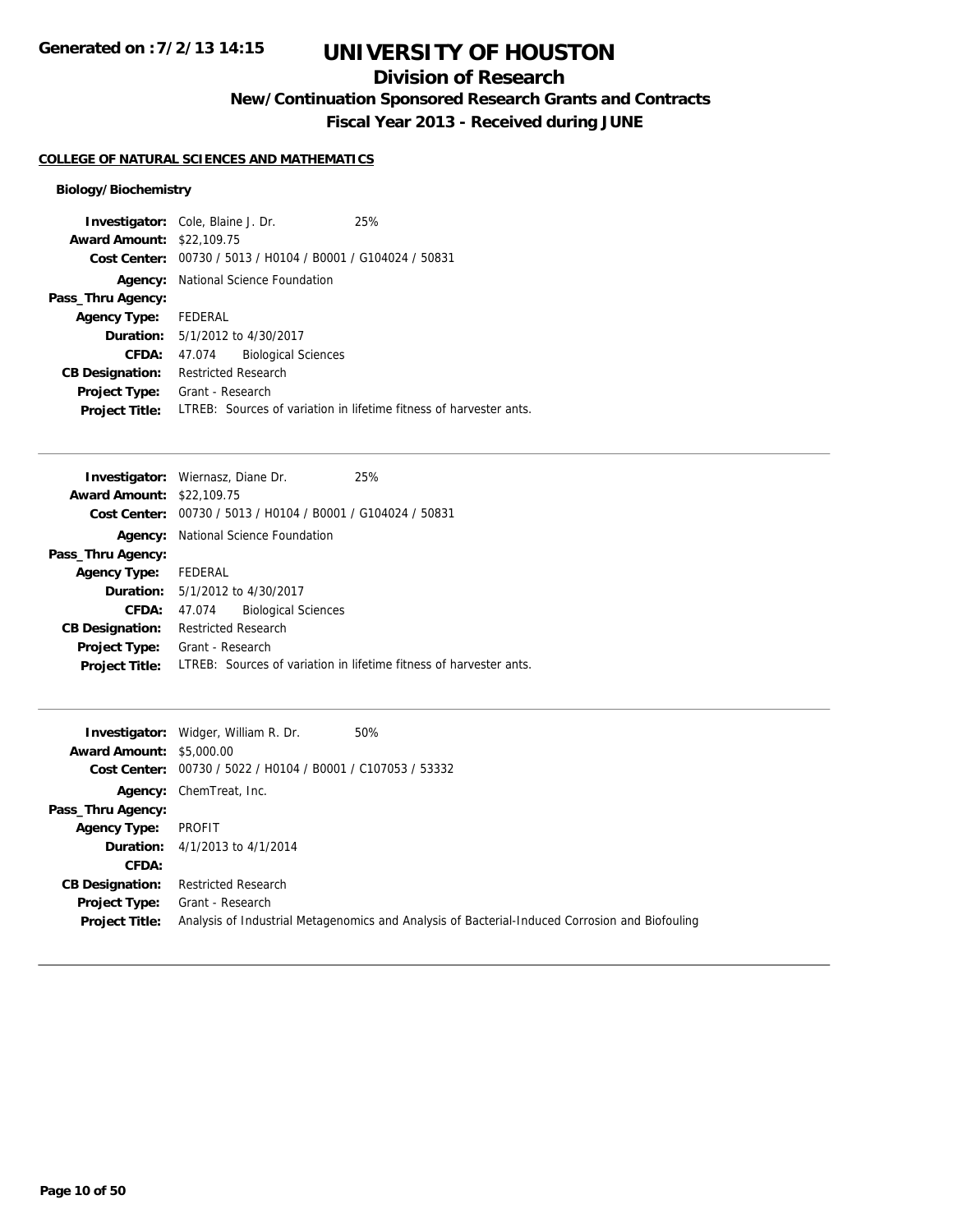# UNIVERSITY OF HOUSTON

## Division of Research

### New/Continuation Sponsored Research Grants and Contracts

### Fiscal Year 2013 - Received during JUNE

**COLLEGE OF NATURAL SCIENCES AND MATHEMATICS**

**Biology/Biochemistry**

**Investigator:** Cole, Blaine J. Dr. 25%
**Award Amount:** $22,109.75
**Cost Center:** 00730 / 5013 / H0104 / B0001 / G104024 / 50831
**Agency:** National Science Foundation
**Pass_Thru Agency:**
**Agency Type:** FEDERAL
**Duration:** 5/1/2012 to 4/30/2017
**CFDA:** 47.074 Biological Sciences
**CB Designation:** Restricted Research
**Project Type:** Grant - Research
**Project Title:** LTREB: Sources of variation in lifetime fitness of harvester ants.

---

**Investigator:** Wiernasz, Diane Dr. 25%
**Award Amount:** $22,109.75
**Cost Center:** 00730 / 5013 / H0104 / B0001 / G104024 / 50831
**Agency:** National Science Foundation
**Pass_Thru Agency:**
**Agency Type:** FEDERAL
**Duration:** 5/1/2012 to 4/30/2017
**CFDA:** 47.074 Biological Sciences
**CB Designation:** Restricted Research
**Project Type:** Grant - Research
**Project Title:** LTREB: Sources of variation in lifetime fitness of harvester ants.

---

**Investigator:** Widger, William R. Dr. 50%
**Award Amount:** $5,000.00
**Cost Center:** 00730 / 5022 / H0104 / B0001 / C107053 / 53332
**Agency:** ChemTreat, Inc.
**Pass_Thru Agency:**
**Agency Type:** PROFIT
**Duration:** 4/1/2013 to 4/1/2014
**CFDA:**
**CB Designation:** Restricted Research
**Project Type:** Grant - Research
**Project Title:** Analysis of Industrial Metagenomics and Analysis of Bacterial-Induced Corrosion and Biofouling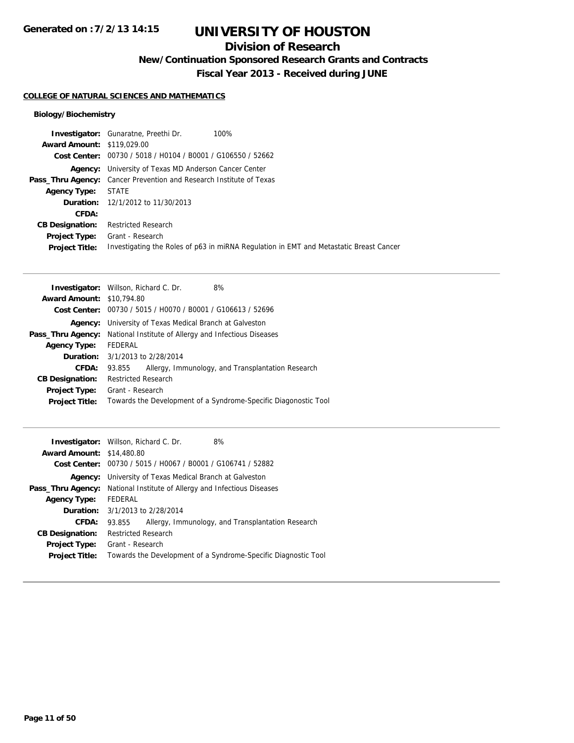# UNIVERSITY OF HOUSTON

## Division of Research

### New/Continuation Sponsored Research Grants and Contracts

### Fiscal Year 2013 - Received during JUNE

Generated on :7/2/13 14:15

**COLLEGE OF NATURAL SCIENCES AND MATHEMATICS**

**Biology/Biochemistry**

**Investigator:** Gunaratne, Preethi Dr. 100%
**Award Amount:** $119,029.00
**Cost Center:** 00730 / 5018 / H0104 / B0001 / G106550 / 52662
**Agency:** University of Texas MD Anderson Cancer Center
**Pass_Thru Agency:** Cancer Prevention and Research Institute of Texas
**Agency Type:** STATE
**Duration:** 12/1/2012 to 11/30/2013
**CFDA:**
**CB Designation:** Restricted Research
**Project Type:** Grant - Research
**Project Title:** Investigating the Roles of p63 in miRNA Regulation in EMT and Metastatic Breast Cancer

---

**Investigator:** Willson, Richard C. Dr. 8%
**Award Amount:** $10,794.80
**Cost Center:** 00730 / 5015 / H0070 / B0001 / G106613 / 52696
**Agency:** University of Texas Medical Branch at Galveston
**Pass_Thru Agency:** National Institute of Allergy and Infectious Diseases
**Agency Type:** FEDERAL
**Duration:** 3/1/2013 to 2/28/2014
**CFDA:** 93.855 Allergy, Immunology, and Transplantation Research
**CB Designation:** Restricted Research
**Project Type:** Grant - Research
**Project Title:** Towards the Development of a Syndrome-Specific Diagonostic Tool

---

**Investigator:** Willson, Richard C. Dr. 8%
**Award Amount:** $14,480.80
**Cost Center:** 00730 / 5015 / H0067 / B0001 / G106741 / 52882
**Agency:** University of Texas Medical Branch at Galveston
**Pass_Thru Agency:** National Institute of Allergy and Infectious Diseases
**Agency Type:** FEDERAL
**Duration:** 3/1/2013 to 2/28/2014
**CFDA:** 93.855 Allergy, Immunology, and Transplantation Research
**CB Designation:** Restricted Research
**Project Type:** Grant - Research
**Project Title:** Towards the Development of a Syndrome-Specific Diagnostic Tool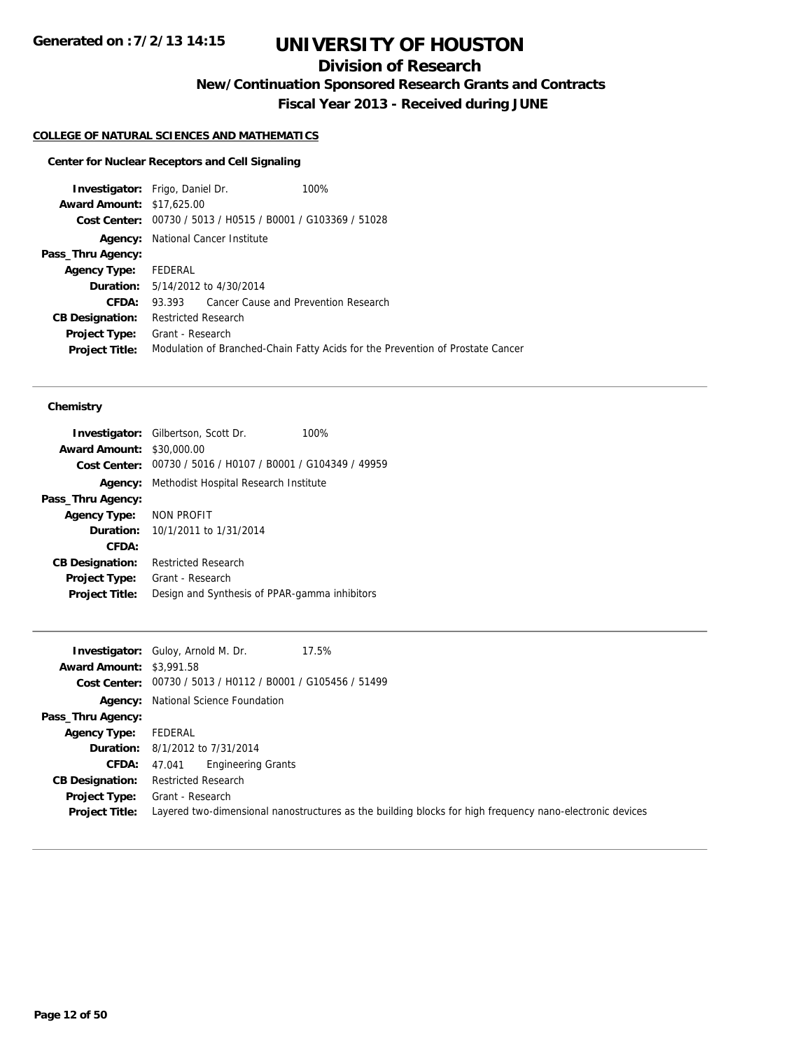# UNIVERSITY OF HOUSTON

## Division of Research

### New/Continuation Sponsored Research Grants and Contracts

### Fiscal Year 2013 - Received during JUNE

**COLLEGE OF NATURAL SCIENCES AND MATHEMATICS**

**Center for Nuclear Receptors and Cell Signaling**

| | |
|---|---|
| **Investigator:** | Frigo, Daniel Dr. 100% |
| **Award Amount:** | $17,625.00 |
| **Cost Center:** | 00730 / 5013 / H0515 / B0001 / G103369 / 51028 |
| **Agency:** | National Cancer Institute |
| **Pass_Thru Agency:** | |
| **Agency Type:** | FEDERAL |
| **Duration:** | 5/14/2012 to 4/30/2014 |
| **CFDA:** | 93.393 Cancer Cause and Prevention Research |
| **CB Designation:** | Restricted Research |
| **Project Type:** | Grant - Research |
| **Project Title:** | Modulation of Branched-Chain Fatty Acids for the Prevention of Prostate Cancer |

**Chemistry**

| | |
|---|---|
| **Investigator:** | Gilbertson, Scott Dr. 100% |
| **Award Amount:** | $30,000.00 |
| **Cost Center:** | 00730 / 5016 / H0107 / B0001 / G104349 / 49959 |
| **Agency:** | Methodist Hospital Research Institute |
| **Pass_Thru Agency:** | |
| **Agency Type:** | NON PROFIT |
| **Duration:** | 10/1/2011 to 1/31/2014 |
| **CFDA:** | |
| **CB Designation:** | Restricted Research |
| **Project Type:** | Grant - Research |
| **Project Title:** | Design and Synthesis of PPAR-gamma inhibitors |

| | |
|---|---|
| **Investigator:** | Guloy, Arnold M. Dr. 17.5% |
| **Award Amount:** | $3,991.58 |
| **Cost Center:** | 00730 / 5013 / H0112 / B0001 / G105456 / 51499 |
| **Agency:** | National Science Foundation |
| **Pass_Thru Agency:** | |
| **Agency Type:** | FEDERAL |
| **Duration:** | 8/1/2012 to 7/31/2014 |
| **CFDA:** | 47.041 Engineering Grants |
| **CB Designation:** | Restricted Research |
| **Project Type:** | Grant - Research |
| **Project Title:** | Layered two-dimensional nanostructures as the building blocks for high frequency nano-electronic devices |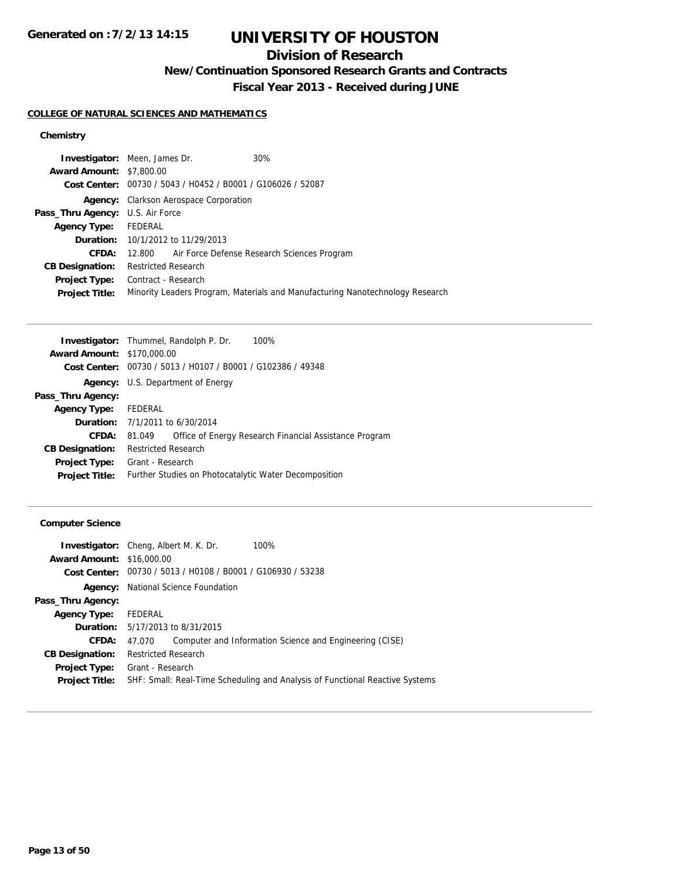# UNIVERSITY OF HOUSTON

## Division of Research

### New/Continuation Sponsored Research Grants and Contracts

### Fiscal Year 2013 - Received during JUNE

**Generated on : 7/2/13 14:15**

#### COLLEGE OF NATURAL SCIENCES AND MATHEMATICS

##### Chemistry

**Investigator:** Meen, James Dr. 30%
**Award Amount:** $7,800.00
**Cost Center:** 00730 / 5043 / H0452 / B0001 / G106026 / 52087
**Agency:** Clarkson Aerospace Corporation
**Pass_Thru Agency:** U.S. Air Force
**Agency Type:** FEDERAL
**Duration:** 10/1/2012 to 11/29/2013
**CFDA:** 12.800 Air Force Defense Research Sciences Program
**CB Designation:** Restricted Research
**Project Type:** Contract - Research
**Project Title:** Minority Leaders Program, Materials and Manufacturing Nanotechnology Research

---

**Investigator:** Thummel, Randolph P. Dr. 100%
**Award Amount:** $170,000.00
**Cost Center:** 00730 / 5013 / H0107 / B0001 / G102386 / 49348
**Agency:** U.S. Department of Energy
**Pass_Thru Agency:**
**Agency Type:** FEDERAL
**Duration:** 7/1/2011 to 6/30/2014
**CFDA:** 81.049 Office of Energy Research Financial Assistance Program
**CB Designation:** Restricted Research
**Project Type:** Grant - Research
**Project Title:** Further Studies on Photocatalytic Water Decomposition

---

##### Computer Science

**Investigator:** Cheng, Albert M. K. Dr. 100%
**Award Amount:** $16,000.00
**Cost Center:** 00730 / 5013 / H0108 / B0001 / G106930 / 53238
**Agency:** National Science Foundation
**Pass_Thru Agency:**
**Agency Type:** FEDERAL
**Duration:** 5/17/2013 to 8/31/2015
**CFDA:** 47.070 Computer and Information Science and Engineering (CISE)
**CB Designation:** Restricted Research
**Project Type:** Grant - Research
**Project Title:** SHF: Small: Real-Time Scheduling and Analysis of Functional Reactive Systems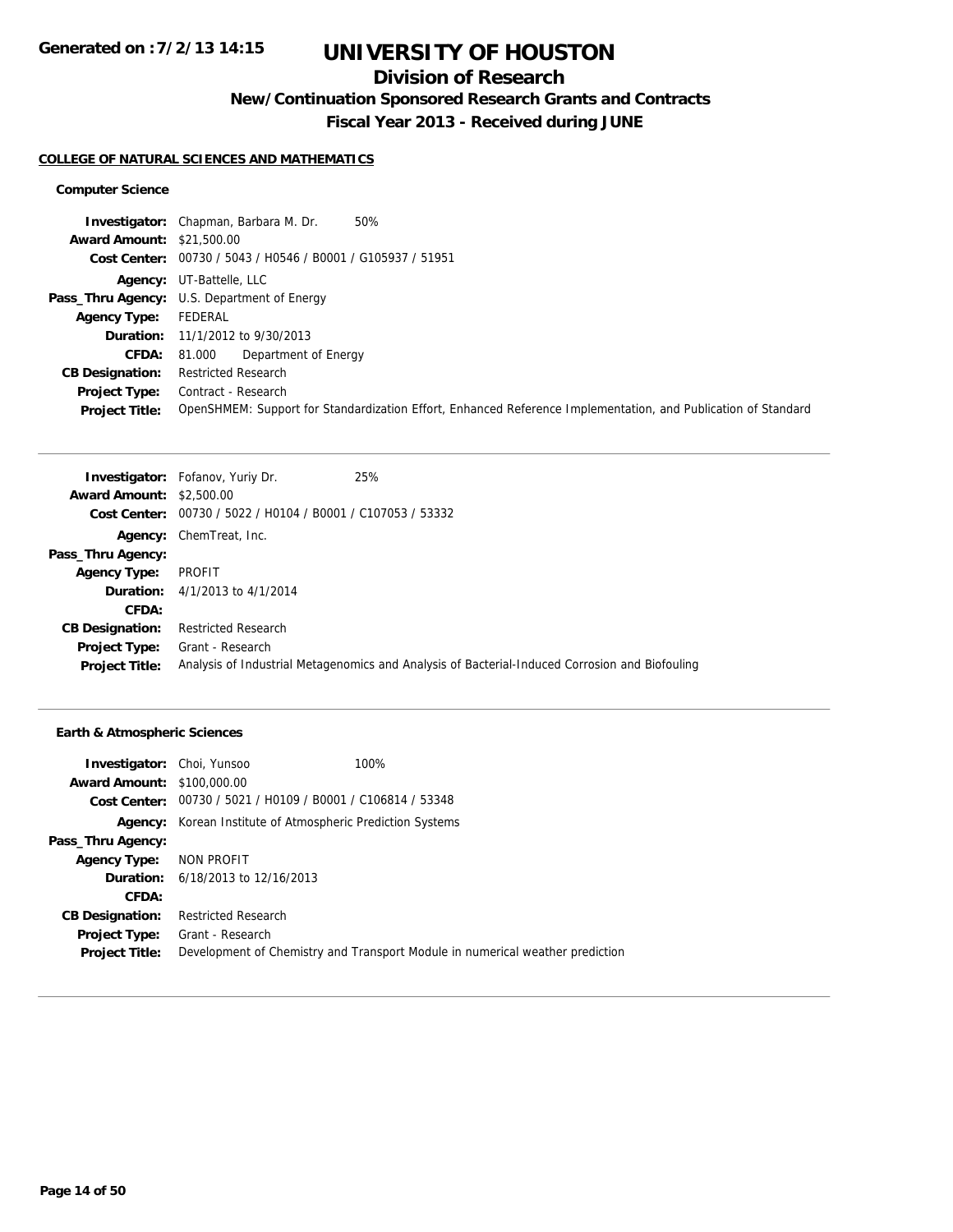# UNIVERSITY OF HOUSTON

## Division of Research

### New/Continuation Sponsored Research Grants and Contracts

### Fiscal Year 2013 - Received during JUNE

Generated on :7/2/13 14:15

**COLLEGE OF NATURAL SCIENCES AND MATHEMATICS**

**Computer Science**

**Investigator:** Chapman, Barbara M. Dr. 50%
**Award Amount:** $21,500.00
**Cost Center:** 00730 / 5043 / H0546 / B0001 / G105937 / 51951
**Agency:** UT-Battelle, LLC
**Pass_Thru Agency:** U.S. Department of Energy
**Agency Type:** FEDERAL
**Duration:** 11/1/2012 to 9/30/2013
**CFDA:** 81.000 Department of Energy
**CB Designation:** Restricted Research
**Project Type:** Contract - Research
**Project Title:** OpenSHMEM: Support for Standardization Effort, Enhanced Reference Implementation, and Publication of Standard

---

**Investigator:** Fofanov, Yuriy Dr. 25%
**Award Amount:** $2,500.00
**Cost Center:** 00730 / 5022 / H0104 / B0001 / C107053 / 53332
**Agency:** ChemTreat, Inc.
**Pass_Thru Agency:**
**Agency Type:** PROFIT
**Duration:** 4/1/2013 to 4/1/2014
**CFDA:**
**CB Designation:** Restricted Research
**Project Type:** Grant - Research
**Project Title:** Analysis of Industrial Metagenomics and Analysis of Bacterial-Induced Corrosion and Biofouling

---

**Earth & Atmospheric Sciences**

**Investigator:** Choi, Yunsoo 100%
**Award Amount:** $100,000.00
**Cost Center:** 00730 / 5021 / H0109 / B0001 / C106814 / 53348
**Agency:** Korean Institute of Atmospheric Prediction Systems
**Pass_Thru Agency:**
**Agency Type:** NON PROFIT
**Duration:** 6/18/2013 to 12/16/2013
**CFDA:**
**CB Designation:** Restricted Research
**Project Type:** Grant - Research
**Project Title:** Development of Chemistry and Transport Module in numerical weather prediction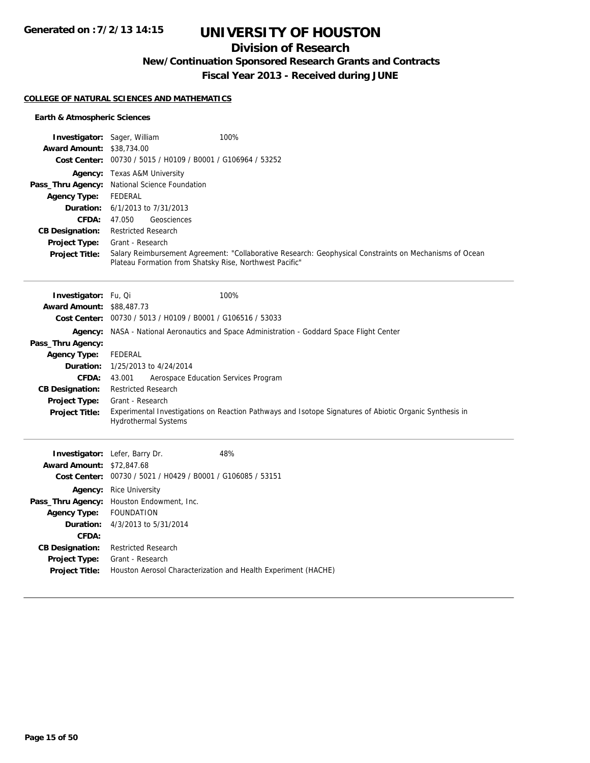# UNIVERSITY OF HOUSTON

## Division of Research

### New/Continuation Sponsored Research Grants and Contracts

### Fiscal Year 2013 - Received during JUNE

**COLLEGE OF NATURAL SCIENCES AND MATHEMATICS**

**Earth & Atmospheric Sciences**

**Investigator:** Sager, William 100%
**Award Amount:** $38,734.00
**Cost Center:** 00730 / 5015 / H0109 / B0001 / G106964 / 53252
**Agency:** Texas A&M University
**Pass_Thru Agency:** National Science Foundation
**Agency Type:** FEDERAL
**Duration:** 6/1/2013 to 7/31/2013
**CFDA:** 47.050 Geosciences
**CB Designation:** Restricted Research
**Project Type:** Grant - Research
**Project Title:** Salary Reimbursement Agreement: "Collaborative Research: Geophysical Constraints on Mechanisms of Ocean Plateau Formation from Shatsky Rise, Northwest Pacific"

---

**Investigator:** Fu, Qi 100%
**Award Amount:** $88,487.73
**Cost Center:** 00730 / 5013 / H0109 / B0001 / G106516 / 53033
**Agency:** NASA - National Aeronautics and Space Administration - Goddard Space Flight Center
**Pass_Thru Agency:**
**Agency Type:** FEDERAL
**Duration:** 1/25/2013 to 4/24/2014
**CFDA:** 43.001 Aerospace Education Services Program
**CB Designation:** Restricted Research
**Project Type:** Grant - Research
**Project Title:** Experimental Investigations on Reaction Pathways and Isotope Signatures of Abiotic Organic Synthesis in Hydrothermal Systems

---

**Investigator:** Lefer, Barry Dr. 48%
**Award Amount:** $72,847.68
**Cost Center:** 00730 / 5021 / H0429 / B0001 / G106085 / 53151
**Agency:** Rice University
**Pass_Thru Agency:** Houston Endowment, Inc.
**Agency Type:** FOUNDATION
**Duration:** 4/3/2013 to 5/31/2014
**CFDA:**
**CB Designation:** Restricted Research
**Project Type:** Grant - Research
**Project Title:** Houston Aerosol Characterization and Health Experiment (HACHE)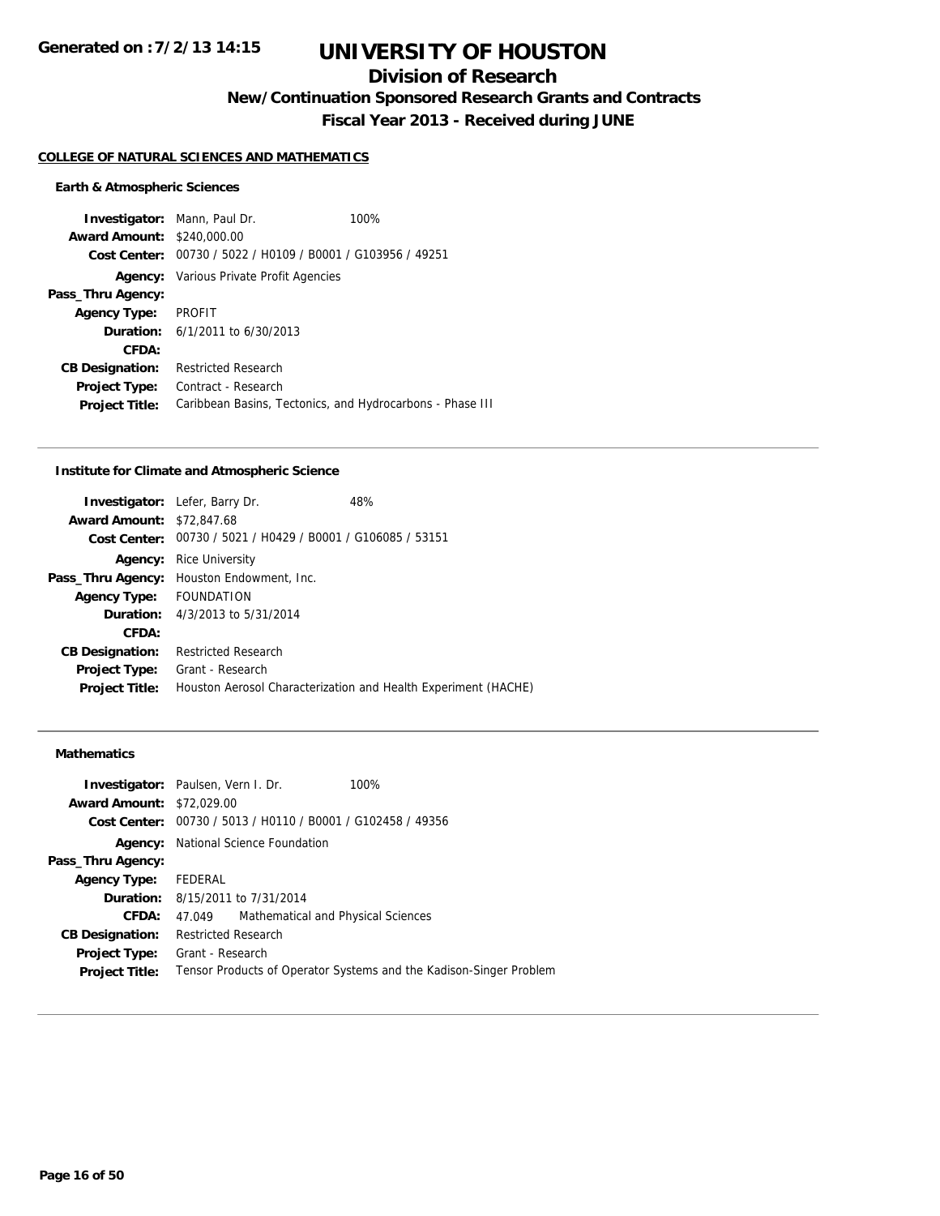# UNIVERSITY OF HOUSTON

## Division of Research

### New/Continuation Sponsored Research Grants and Contracts

### Fiscal Year 2013 - Received during JUNE

**COLLEGE OF NATURAL SCIENCES AND MATHEMATICS**

#### Earth & Atmospheric Sciences

| | | |
|---|---|---|
| **Investigator:** | Mann, Paul Dr. | 100% |
| **Award Amount:** | $240,000.00 | |
| **Cost Center:** | 00730 / 5022 / H0109 / B0001 / G103956 / 49251 | |
| **Agency:** | Various Private Profit Agencies | |
| **Pass_Thru Agency:** | | |
| **Agency Type:** | PROFIT | |
| **Duration:** | 6/1/2011 to 6/30/2013 | |
| **CFDA:** | | |
| **CB Designation:** | Restricted Research | |
| **Project Type:** | Contract - Research | |
| **Project Title:** | Caribbean Basins, Tectonics, and Hydrocarbons - Phase III | |

#### Institute for Climate and Atmospheric Science

| | | |
|---|---|---|
| **Investigator:** | Lefer, Barry Dr. | 48% |
| **Award Amount:** | $72,847.68 | |
| **Cost Center:** | 00730 / 5021 / H0429 / B0001 / G106085 / 53151 | |
| **Agency:** | Rice University | |
| **Pass_Thru Agency:** | Houston Endowment, Inc. | |
| **Agency Type:** | FOUNDATION | |
| **Duration:** | 4/3/2013 to 5/31/2014 | |
| **CFDA:** | | |
| **CB Designation:** | Restricted Research | |
| **Project Type:** | Grant - Research | |
| **Project Title:** | Houston Aerosol Characterization and Health Experiment (HACHE) | |

#### Mathematics

| | | |
|---|---|---|
| **Investigator:** | Paulsen, Vern I. Dr. | 100% |
| **Award Amount:** | $72,029.00 | |
| **Cost Center:** | 00730 / 5013 / H0110 / B0001 / G102458 / 49356 | |
| **Agency:** | National Science Foundation | |
| **Pass_Thru Agency:** | | |
| **Agency Type:** | FEDERAL | |
| **Duration:** | 8/15/2011 to 7/31/2014 | |
| **CFDA:** | 47.049 Mathematical and Physical Sciences | |
| **CB Designation:** | Restricted Research | |
| **Project Type:** | Grant - Research | |
| **Project Title:** | Tensor Products of Operator Systems and the Kadison-Singer Problem | |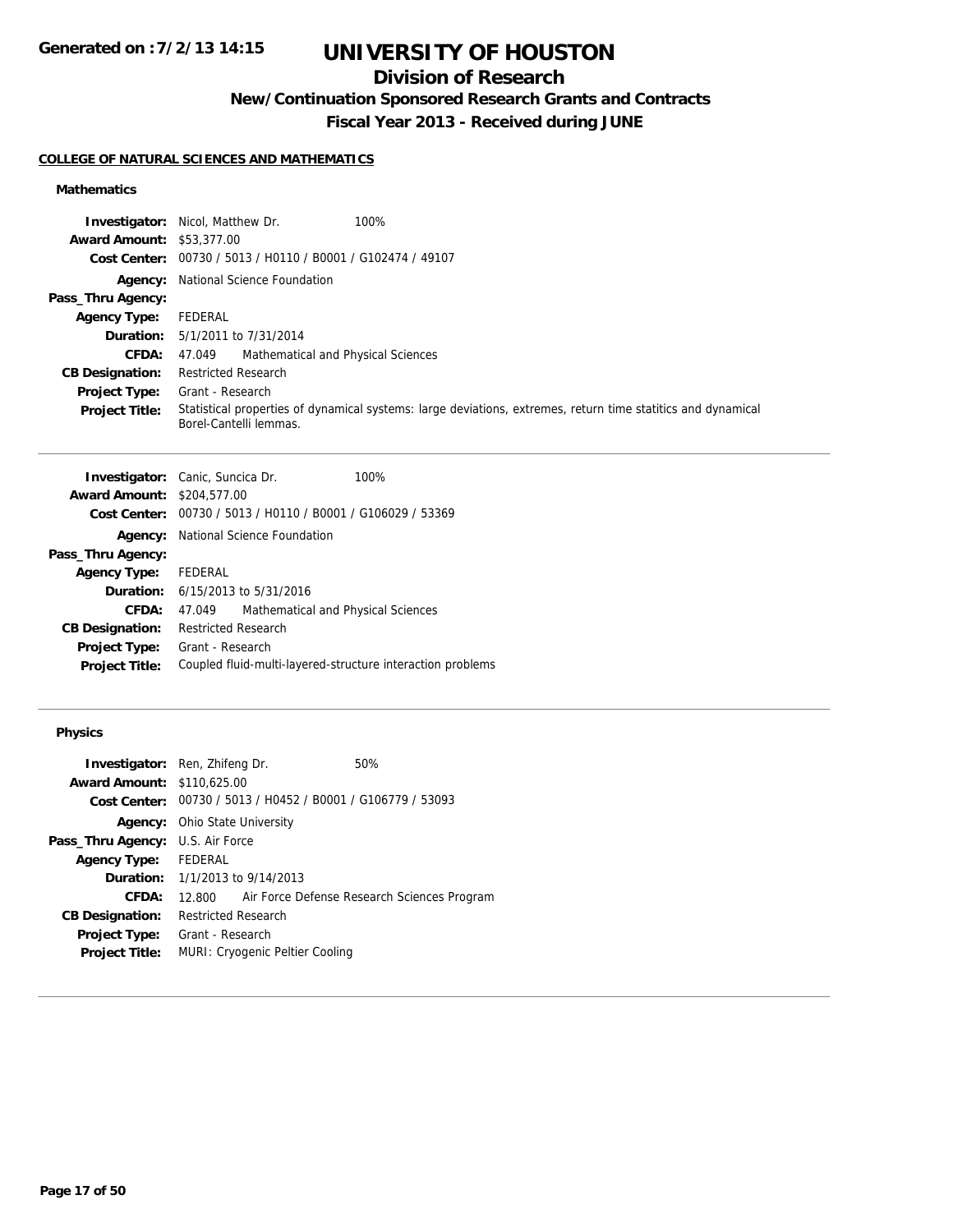**Generated on :7/2/13 14:15**

# UNIVERSITY OF HOUSTON

## Division of Research

### New/Continuation Sponsored Research Grants and Contracts

### Fiscal Year 2013 - Received during JUNE

**COLLEGE OF NATURAL SCIENCES AND MATHEMATICS**

#### Mathematics

**Investigator:** Nicol, Matthew Dr. 100%
**Award Amount:** $53,377.00
**Cost Center:** 00730 / 5013 / H0110 / B0001 / G102474 / 49107
**Agency:** National Science Foundation
**Pass_Thru Agency:**
**Agency Type:** FEDERAL
**Duration:** 5/1/2011 to 7/31/2014
**CFDA:** 47.049 Mathematical and Physical Sciences
**CB Designation:** Restricted Research
**Project Type:** Grant - Research
**Project Title:** Statistical properties of dynamical systems: large deviations, extremes, return time statitics and dynamical Borel-Cantelli lemmas.

---

**Investigator:** Canic, Suncica Dr. 100%
**Award Amount:** $204,577.00
**Cost Center:** 00730 / 5013 / H0110 / B0001 / G106029 / 53369
**Agency:** National Science Foundation
**Pass_Thru Agency:**
**Agency Type:** FEDERAL
**Duration:** 6/15/2013 to 5/31/2016
**CFDA:** 47.049 Mathematical and Physical Sciences
**CB Designation:** Restricted Research
**Project Type:** Grant - Research
**Project Title:** Coupled fluid-multi-layered-structure interaction problems

---

#### Physics

**Investigator:** Ren, Zhifeng Dr. 50%
**Award Amount:** $110,625.00
**Cost Center:** 00730 / 5013 / H0452 / B0001 / G106779 / 53093
**Agency:** Ohio State University
**Pass_Thru Agency:** U.S. Air Force
**Agency Type:** FEDERAL
**Duration:** 1/1/2013 to 9/14/2013
**CFDA:** 12.800 Air Force Defense Research Sciences Program
**CB Designation:** Restricted Research
**Project Type:** Grant - Research
**Project Title:** MURI: Cryogenic Peltier Cooling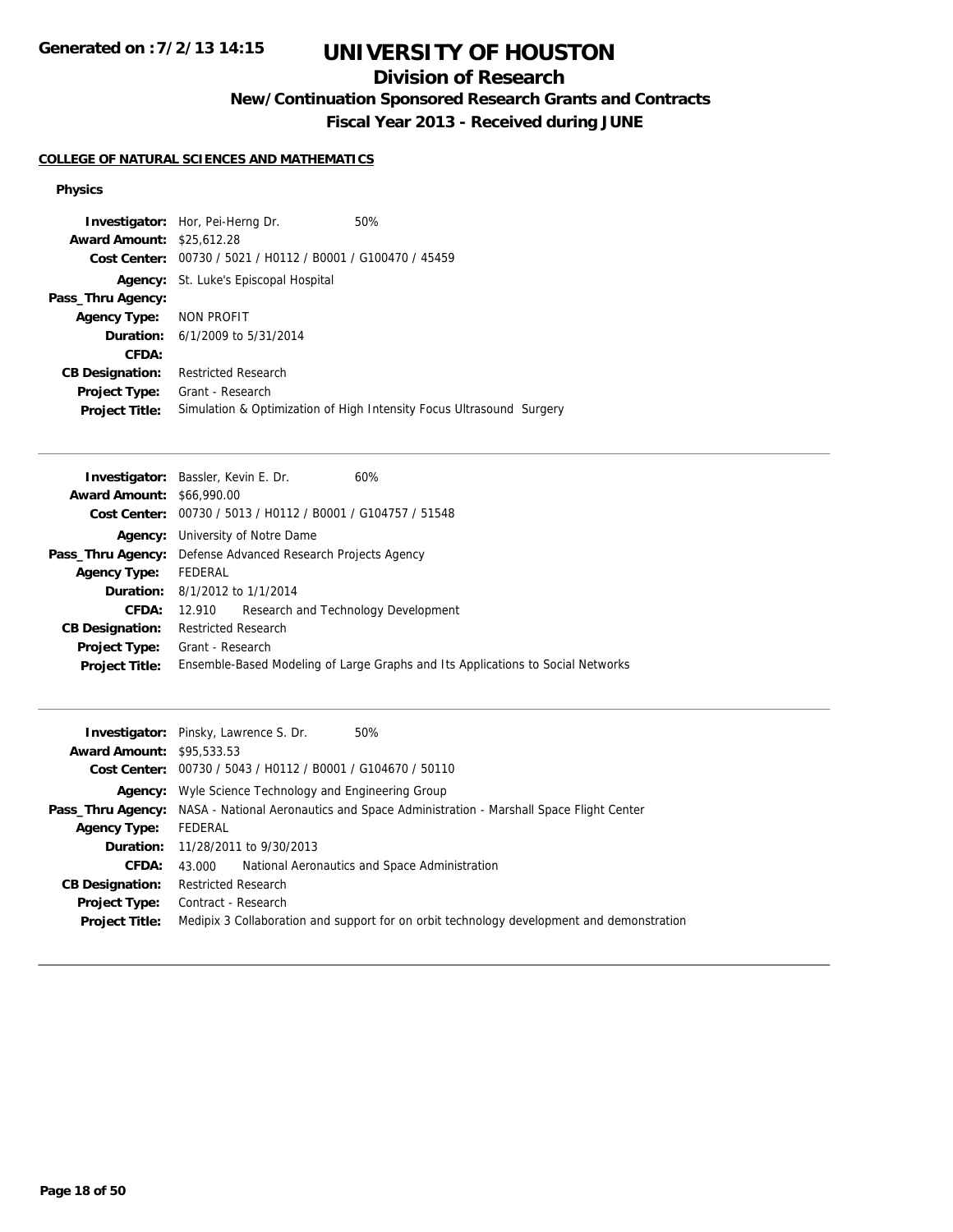# UNIVERSITY OF HOUSTON

## Division of Research

### New/Continuation Sponsored Research Grants and Contracts

### Fiscal Year 2013 - Received during JUNE

**COLLEGE OF NATURAL SCIENCES AND MATHEMATICS**

**Physics**

**Investigator:** Hor, Pei-Herng Dr. 50%
**Award Amount:** $25,612.28
**Cost Center:** 00730 / 5021 / H0112 / B0001 / G100470 / 45459
**Agency:** St. Luke's Episcopal Hospital
**Pass_Thru Agency:**
**Agency Type:** NON PROFIT
**Duration:** 6/1/2009 to 5/31/2014
**CFDA:**
**CB Designation:** Restricted Research
**Project Type:** Grant - Research
**Project Title:** Simulation & Optimization of High Intensity Focus Ultrasound Surgery

---

**Investigator:** Bassler, Kevin E. Dr. 60%
**Award Amount:** $66,990.00
**Cost Center:** 00730 / 5013 / H0112 / B0001 / G104757 / 51548
**Agency:** University of Notre Dame
**Pass_Thru Agency:** Defense Advanced Research Projects Agency
**Agency Type:** FEDERAL
**Duration:** 8/1/2012 to 1/1/2014
**CFDA:** 12.910 Research and Technology Development
**CB Designation:** Restricted Research
**Project Type:** Grant - Research
**Project Title:** Ensemble-Based Modeling of Large Graphs and Its Applications to Social Networks

---

**Investigator:** Pinsky, Lawrence S. Dr. 50%
**Award Amount:** $95,533.53
**Cost Center:** 00730 / 5043 / H0112 / B0001 / G104670 / 50110
**Agency:** Wyle Science Technology and Engineering Group
**Pass_Thru Agency:** NASA - National Aeronautics and Space Administration - Marshall Space Flight Center
**Agency Type:** FEDERAL
**Duration:** 11/28/2011 to 9/30/2013
**CFDA:** 43.000 National Aeronautics and Space Administration
**CB Designation:** Restricted Research
**Project Type:** Contract - Research
**Project Title:** Medipix 3 Collaboration and support for on orbit technology development and demonstration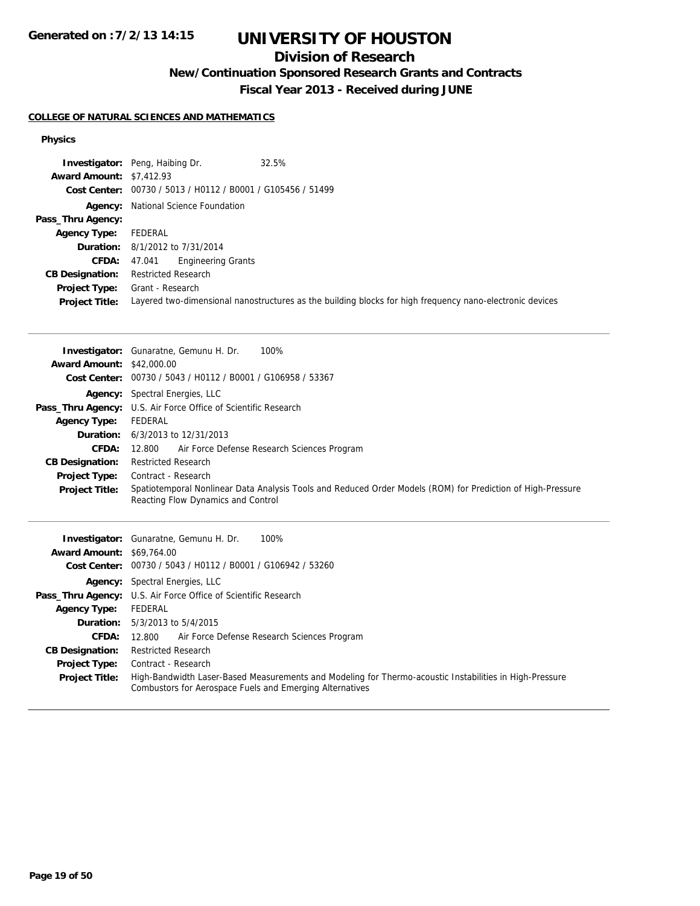# UNIVERSITY OF HOUSTON

## Division of Research

### New/Continuation Sponsored Research Grants and Contracts

### Fiscal Year 2013 - Received during JUNE

**COLLEGE OF NATURAL SCIENCES AND MATHEMATICS**

**Physics**

**Investigator:** Peng, Haibing Dr. 32.5%
**Award Amount:** $7,412.93
**Cost Center:** 00730 / 5013 / H0112 / B0001 / G105456 / 51499
**Agency:** National Science Foundation
**Pass_Thru Agency:**
**Agency Type:** FEDERAL
**Duration:** 8/1/2012 to 7/31/2014
**CFDA:** 47.041 Engineering Grants
**CB Designation:** Restricted Research
**Project Type:** Grant - Research
**Project Title:** Layered two-dimensional nanostructures as the building blocks for high frequency nano-electronic devices

---

**Investigator:** Gunaratne, Gemunu H. Dr. 100%
**Award Amount:** $42,000.00
**Cost Center:** 00730 / 5043 / H0112 / B0001 / G106958 / 53367
**Agency:** Spectral Energies, LLC
**Pass_Thru Agency:** U.S. Air Force Office of Scientific Research
**Agency Type:** FEDERAL
**Duration:** 6/3/2013 to 12/31/2013
**CFDA:** 12.800 Air Force Defense Research Sciences Program
**CB Designation:** Restricted Research
**Project Type:** Contract - Research
**Project Title:** Spatiotemporal Nonlinear Data Analysis Tools and Reduced Order Models (ROM) for Prediction of High-Pressure Reacting Flow Dynamics and Control

---

**Investigator:** Gunaratne, Gemunu H. Dr. 100%
**Award Amount:** $69,764.00
**Cost Center:** 00730 / 5043 / H0112 / B0001 / G106942 / 53260
**Agency:** Spectral Energies, LLC
**Pass_Thru Agency:** U.S. Air Force Office of Scientific Research
**Agency Type:** FEDERAL
**Duration:** 5/3/2013 to 5/4/2015
**CFDA:** 12.800 Air Force Defense Research Sciences Program
**CB Designation:** Restricted Research
**Project Type:** Contract - Research
**Project Title:** High-Bandwidth Laser-Based Measurements and Modeling for Thermo-acoustic Instabilities in High-Pressure Combustors for Aerospace Fuels and Emerging Alternatives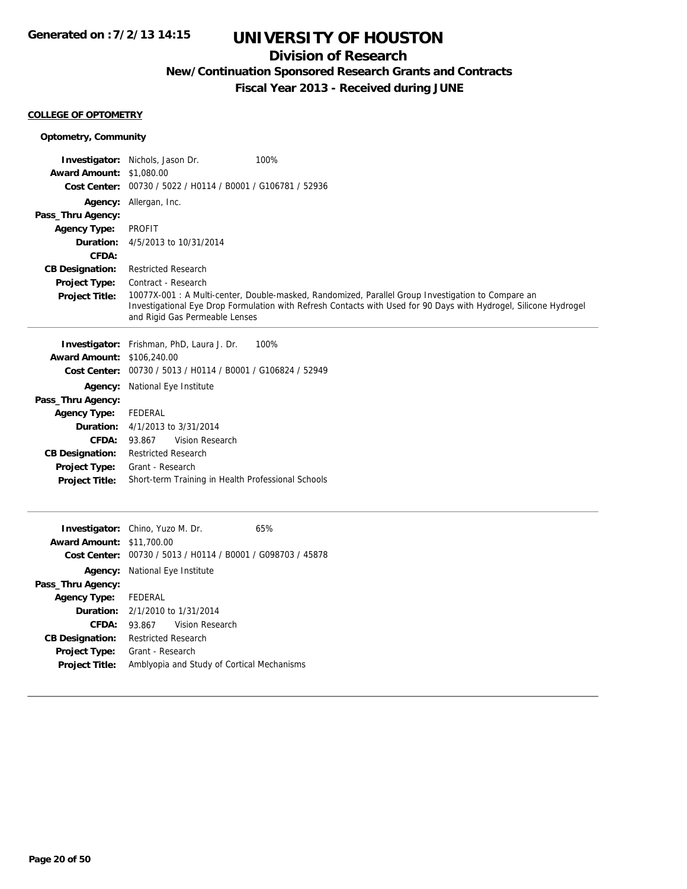# UNIVERSITY OF HOUSTON

## Division of Research

### New/Continuation Sponsored Research Grants and Contracts

### Fiscal Year 2013 - Received during JUNE

**COLLEGE OF OPTOMETRY**

**Optometry, Community**

| | | |
|---|---|---|
| **Investigator:** | Nichols, Jason Dr. | 100% |
| **Award Amount:** | $1,080.00 | |
| **Cost Center:** | 00730 / 5022 / H0114 / B0001 / G106781 / 52936 | |
| **Agency:** | Allergan, Inc. | |
| **Pass_Thru Agency:** | | |
| **Agency Type:** | PROFIT | |
| **Duration:** | 4/5/2013 to 10/31/2014 | |
| **CFDA:** | | |
| **CB Designation:** | Restricted Research | |
| **Project Type:** | Contract - Research | |
| **Project Title:** | 10077X-001 : A Multi-center, Double-masked, Randomized, Parallel Group Investigation to Compare an Investigational Eye Drop Formulation with Refresh Contacts with Used for 90 Days with Hydrogel, Silicone Hydrogel and Rigid Gas Permeable Lenses | |

| | | |
|---|---|---|
| **Investigator:** | Frishman, PhD, Laura J. Dr. | 100% |
| **Award Amount:** | $106,240.00 | |
| **Cost Center:** | 00730 / 5013 / H0114 / B0001 / G106824 / 52949 | |
| **Agency:** | National Eye Institute | |
| **Pass_Thru Agency:** | | |
| **Agency Type:** | FEDERAL | |
| **Duration:** | 4/1/2013 to 3/31/2014 | |
| **CFDA:** | 93.867 Vision Research | |
| **CB Designation:** | Restricted Research | |
| **Project Type:** | Grant - Research | |
| **Project Title:** | Short-term Training in Health Professional Schools | |

| | | |
|---|---|---|
| **Investigator:** | Chino, Yuzo M. Dr. | 65% |
| **Award Amount:** | $11,700.00 | |
| **Cost Center:** | 00730 / 5013 / H0114 / B0001 / G098703 / 45878 | |
| **Agency:** | National Eye Institute | |
| **Pass_Thru Agency:** | | |
| **Agency Type:** | FEDERAL | |
| **Duration:** | 2/1/2010 to 1/31/2014 | |
| **CFDA:** | 93.867 Vision Research | |
| **CB Designation:** | Restricted Research | |
| **Project Type:** | Grant - Research | |
| **Project Title:** | Amblyopia and Study of Cortical Mechanisms | |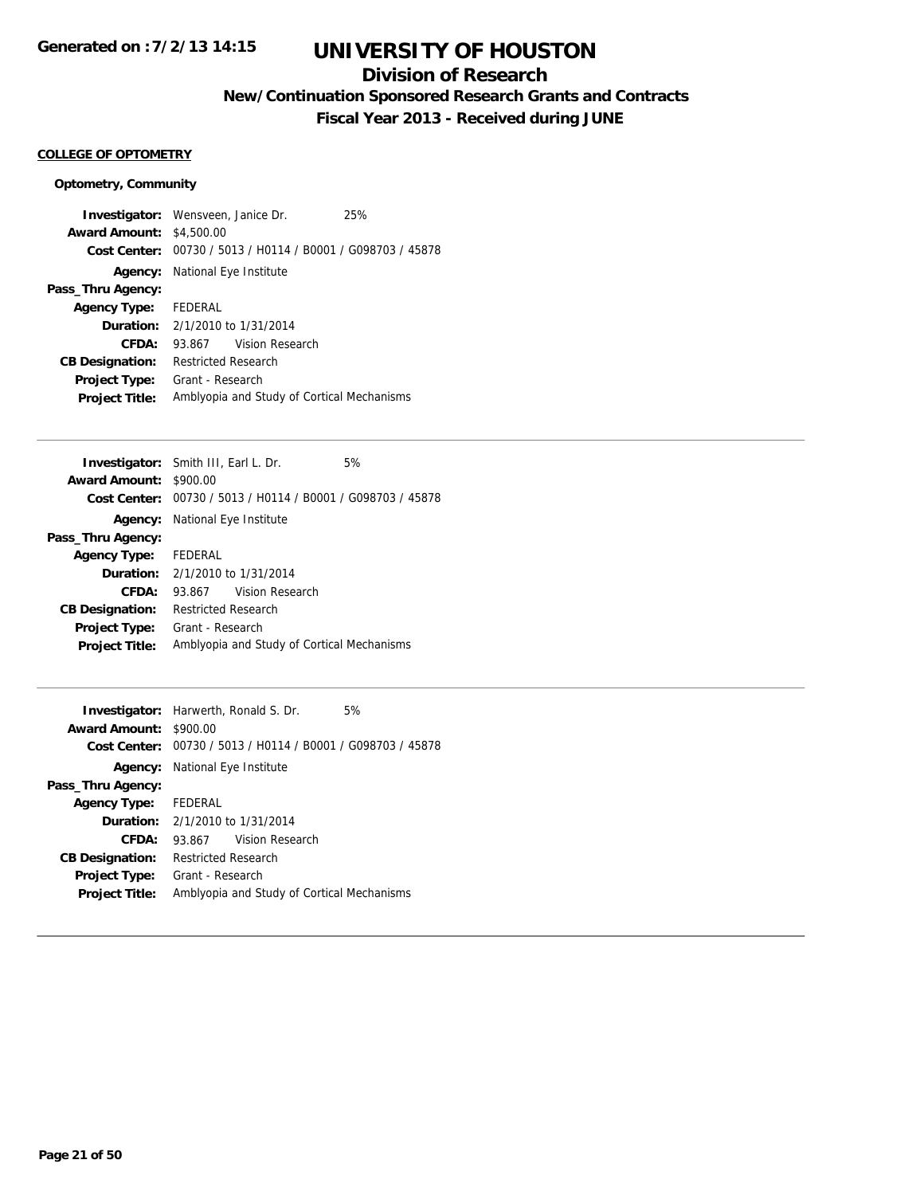**COLLEGE OF OPTOMETRY**

**Optometry, Community**

**Investigator:** Wensveen, Janice Dr. 25%
**Award Amount:** $4,500.00
**Cost Center:** 00730 / 5013 / H0114 / B0001 / G098703 / 45878
**Agency:** National Eye Institute
**Pass_Thru Agency:**
**Agency Type:** FEDERAL
**Duration:** 2/1/2010 to 1/31/2014
**CFDA:** 93.867 Vision Research
**CB Designation:** Restricted Research
**Project Type:** Grant - Research
**Project Title:** Amblyopia and Study of Cortical Mechanisms

---

**Investigator:** Smith III, Earl L. Dr. 5%
**Award Amount:** $900.00
**Cost Center:** 00730 / 5013 / H0114 / B0001 / G098703 / 45878
**Agency:** National Eye Institute
**Pass_Thru Agency:**
**Agency Type:** FEDERAL
**Duration:** 2/1/2010 to 1/31/2014
**CFDA:** 93.867 Vision Research
**CB Designation:** Restricted Research
**Project Type:** Grant - Research
**Project Title:** Amblyopia and Study of Cortical Mechanisms

---

**Investigator:** Harwerth, Ronald S. Dr. 5%
**Award Amount:** $900.00
**Cost Center:** 00730 / 5013 / H0114 / B0001 / G098703 / 45878
**Agency:** National Eye Institute
**Pass_Thru Agency:**
**Agency Type:** FEDERAL
**Duration:** 2/1/2010 to 1/31/2014
**CFDA:** 93.867 Vision Research
**CB Designation:** Restricted Research
**Project Type:** Grant - Research
**Project Title:** Amblyopia and Study of Cortical Mechanisms

---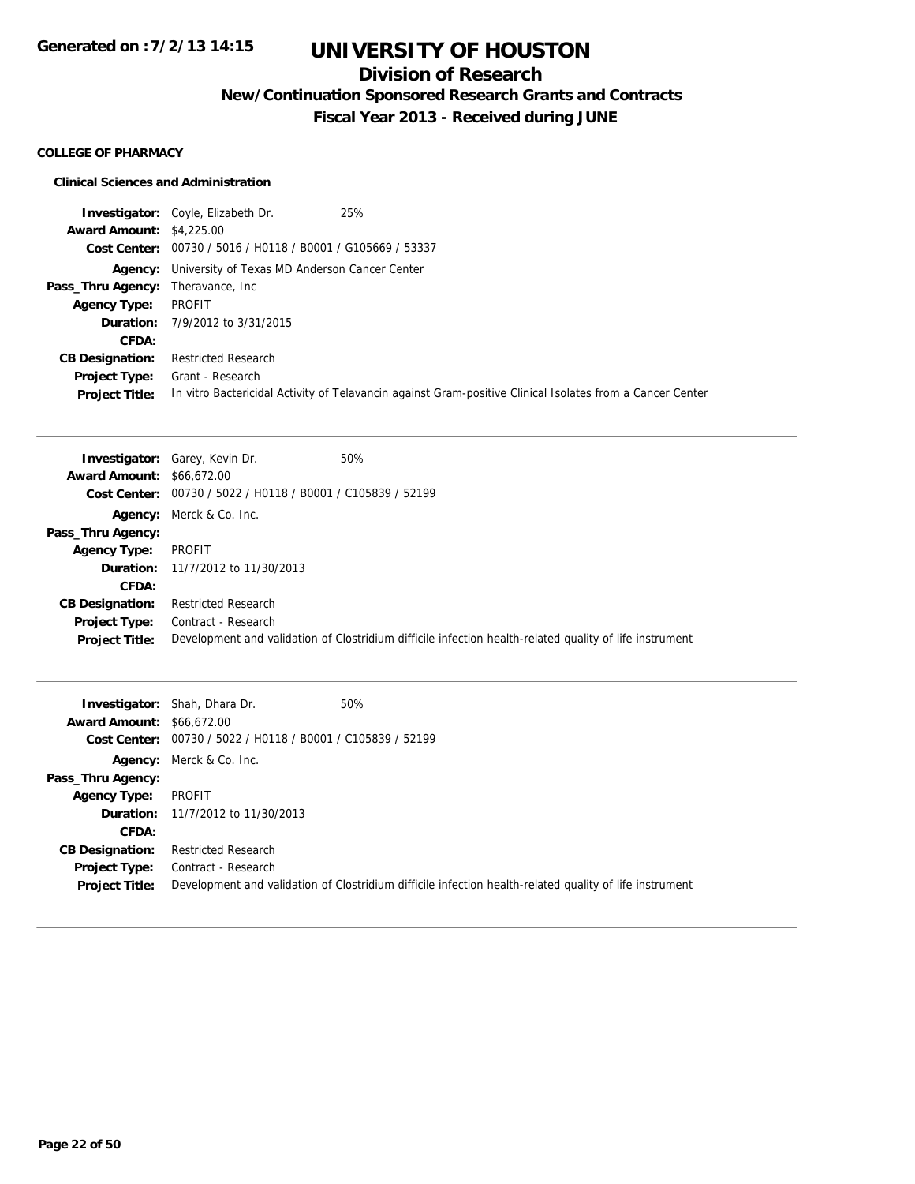# UNIVERSITY OF HOUSTON

## Division of Research

### New/Continuation Sponsored Research Grants and Contracts

### Fiscal Year 2013 - Received during JUNE

**COLLEGE OF PHARMACY**

**Clinical Sciences and Administration**

**Investigator:** Coyle, Elizabeth Dr. 25%
**Award Amount:** $4,225.00
**Cost Center:** 00730 / 5016 / H0118 / B0001 / G105669 / 53337
**Agency:** University of Texas MD Anderson Cancer Center
**Pass_Thru Agency:** Theravance, Inc
**Agency Type:** PROFIT
**Duration:** 7/9/2012 to 3/31/2015
**CFDA:**
**CB Designation:** Restricted Research
**Project Type:** Grant - Research
**Project Title:** In vitro Bactericidal Activity of Telavancin against Gram-positive Clinical Isolates from a Cancer Center

---

**Investigator:** Garey, Kevin Dr. 50%
**Award Amount:** $66,672.00
**Cost Center:** 00730 / 5022 / H0118 / B0001 / C105839 / 52199
**Agency:** Merck & Co. Inc.
**Pass_Thru Agency:**
**Agency Type:** PROFIT
**Duration:** 11/7/2012 to 11/30/2013
**CFDA:**
**CB Designation:** Restricted Research
**Project Type:** Contract - Research
**Project Title:** Development and validation of Clostridium difficile infection health-related quality of life instrument

---

**Investigator:** Shah, Dhara Dr. 50%
**Award Amount:** $66,672.00
**Cost Center:** 00730 / 5022 / H0118 / B0001 / C105839 / 52199
**Agency:** Merck & Co. Inc.
**Pass_Thru Agency:**
**Agency Type:** PROFIT
**Duration:** 11/7/2012 to 11/30/2013
**CFDA:**
**CB Designation:** Restricted Research
**Project Type:** Contract - Research
**Project Title:** Development and validation of Clostridium difficile infection health-related quality of life instrument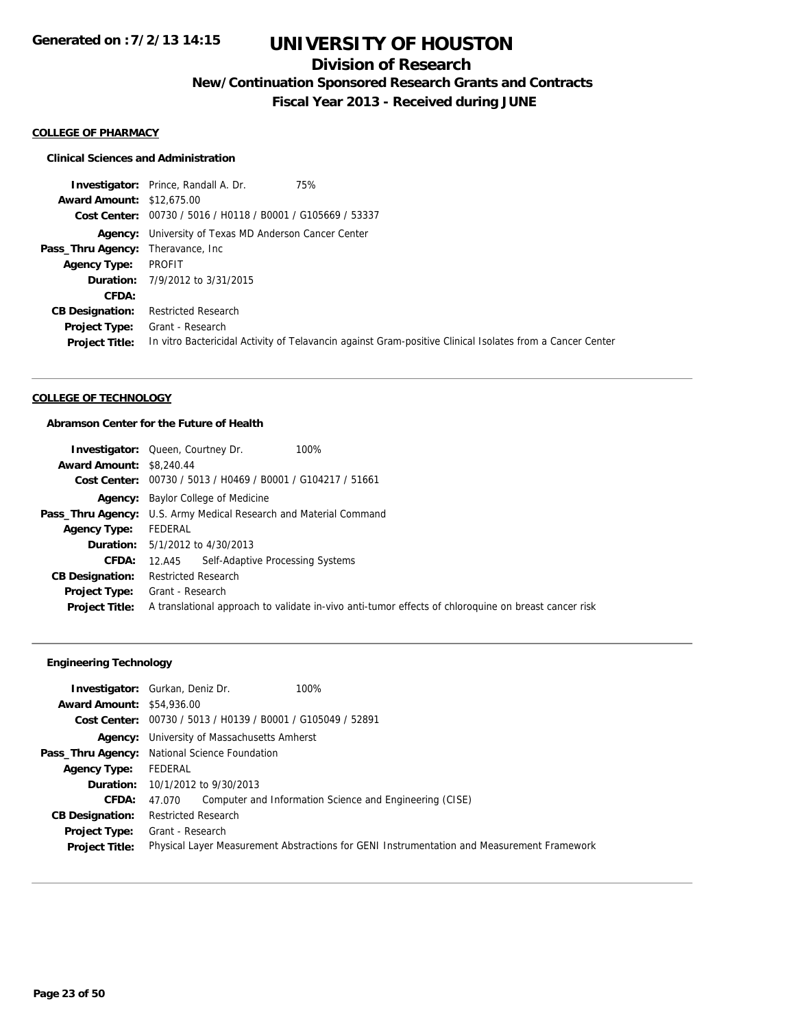**Generated on :7/2/13 14:15**

# UNIVERSITY OF HOUSTON

## Division of Research

### New/Continuation Sponsored Research Grants and Contracts

### Fiscal Year 2013 - Received during JUNE

**COLLEGE OF PHARMACY**

**Clinical Sciences and Administration**

| | |
|---|---|
| **Investigator:** | Prince, Randall A. Dr. 75% |
| **Award Amount:** | $12,675.00 |
| **Cost Center:** | 00730 / 5016 / H0118 / B0001 / G105669 / 53337 |
| **Agency:** | University of Texas MD Anderson Cancer Center |
| **Pass_Thru Agency:** | Theravance, Inc |
| **Agency Type:** | PROFIT |
| **Duration:** | 7/9/2012 to 3/31/2015 |
| **CFDA:** | |
| **CB Designation:** | Restricted Research |
| **Project Type:** | Grant - Research |
| **Project Title:** | In vitro Bactericidal Activity of Telavancin against Gram-positive Clinical Isolates from a Cancer Center |

**COLLEGE OF TECHNOLOGY**

**Abramson Center for the Future of Health**

| | |
|---|---|
| **Investigator:** | Queen, Courtney Dr. 100% |
| **Award Amount:** | $8,240.44 |
| **Cost Center:** | 00730 / 5013 / H0469 / B0001 / G104217 / 51661 |
| **Agency:** | Baylor College of Medicine |
| **Pass_Thru Agency:** | U.S. Army Medical Research and Material Command |
| **Agency Type:** | FEDERAL |
| **Duration:** | 5/1/2012 to 4/30/2013 |
| **CFDA:** | 12.A45 Self-Adaptive Processing Systems |
| **CB Designation:** | Restricted Research |
| **Project Type:** | Grant - Research |
| **Project Title:** | A translational approach to validate in-vivo anti-tumor effects of chloroquine on breast cancer risk |

**Engineering Technology**

| | |
|---|---|
| **Investigator:** | Gurkan, Deniz Dr. 100% |
| **Award Amount:** | $54,936.00 |
| **Cost Center:** | 00730 / 5013 / H0139 / B0001 / G105049 / 52891 |
| **Agency:** | University of Massachusetts Amherst |
| **Pass_Thru Agency:** | National Science Foundation |
| **Agency Type:** | FEDERAL |
| **Duration:** | 10/1/2012 to 9/30/2013 |
| **CFDA:** | 47.070 Computer and Information Science and Engineering (CISE) |
| **CB Designation:** | Restricted Research |
| **Project Type:** | Grant - Research |
| **Project Title:** | Physical Layer Measurement Abstractions for GENI Instrumentation and Measurement Framework |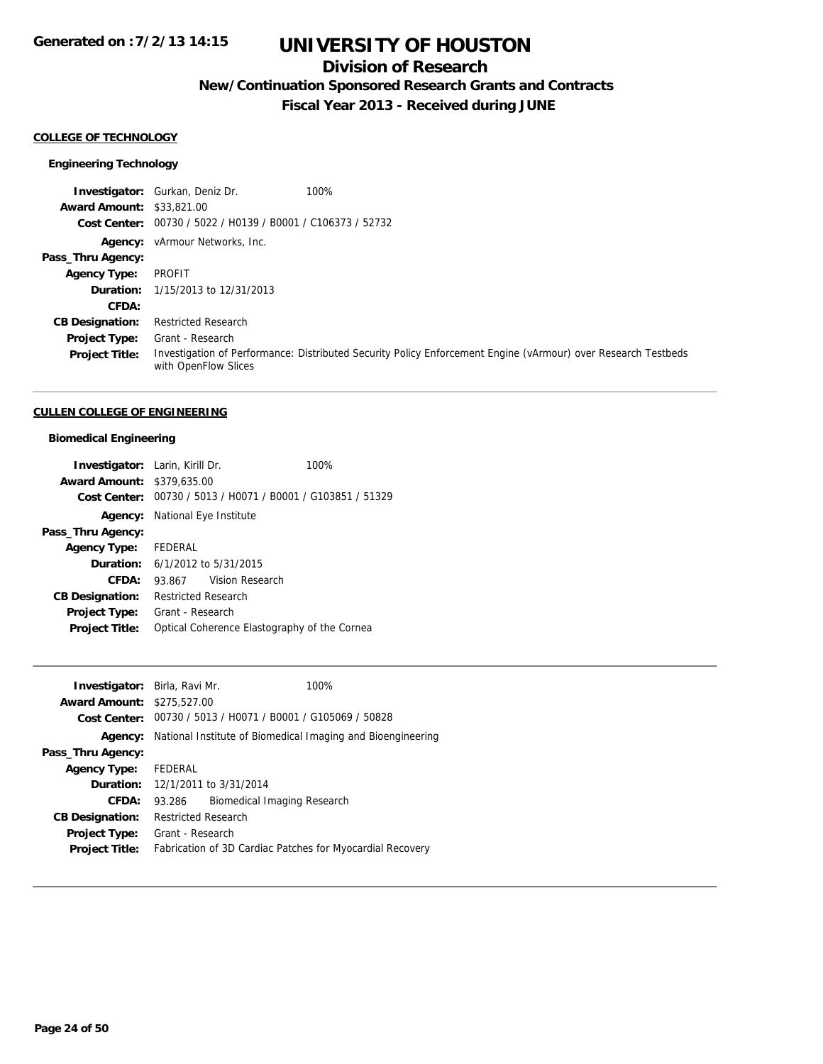# UNIVERSITY OF HOUSTON

## Division of Research

### New/Continuation Sponsored Research Grants and Contracts

### Fiscal Year 2013 - Received during JUNE

**Generated on : 7/2/13 14:15**

#### COLLEGE OF TECHNOLOGY

##### Engineering Technology

**Investigator:** Gurkan, Deniz Dr. 100%
**Award Amount:** $33,821.00
**Cost Center:** 00730 / 5022 / H0139 / B0001 / C106373 / 52732
**Agency:** vArmour Networks, Inc.
**Pass_Thru Agency:**
**Agency Type:** PROFIT
**Duration:** 1/15/2013 to 12/31/2013
**CFDA:**
**CB Designation:** Restricted Research
**Project Type:** Grant - Research
**Project Title:** Investigation of Performance: Distributed Security Policy Enforcement Engine (vArmour) over Research Testbeds with OpenFlow Slices

---

#### CULLEN COLLEGE OF ENGINEERING

##### Biomedical Engineering

**Investigator:** Larin, Kirill Dr. 100%
**Award Amount:** $379,635.00
**Cost Center:** 00730 / 5013 / H0071 / B0001 / G103851 / 51329
**Agency:** National Eye Institute
**Pass_Thru Agency:**
**Agency Type:** FEDERAL
**Duration:** 6/1/2012 to 5/31/2015
**CFDA:** 93.867 Vision Research
**CB Designation:** Restricted Research
**Project Type:** Grant - Research
**Project Title:** Optical Coherence Elastography of the Cornea

---

**Investigator:** Birla, Ravi Mr. 100%
**Award Amount:** $275,527.00
**Cost Center:** 00730 / 5013 / H0071 / B0001 / G105069 / 50828
**Agency:** National Institute of Biomedical Imaging and Bioengineering
**Pass_Thru Agency:**
**Agency Type:** FEDERAL
**Duration:** 12/1/2011 to 3/31/2014
**CFDA:** 93.286 Biomedical Imaging Research
**CB Designation:** Restricted Research
**Project Type:** Grant - Research
**Project Title:** Fabrication of 3D Cardiac Patches for Myocardial Recovery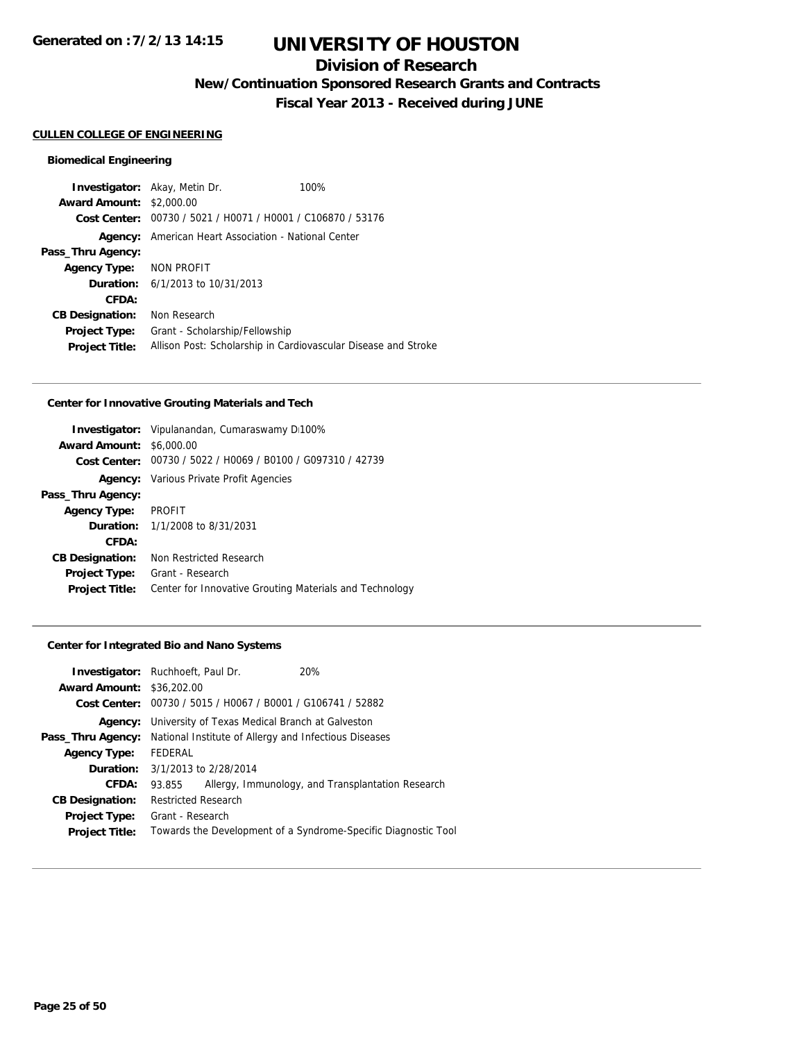**Generated on :7/2/13 14:15**

# UNIVERSITY OF HOUSTON

## Division of Research

### New/Continuation Sponsored Research Grants and Contracts

### Fiscal Year 2013 - Received during JUNE

**CULLEN COLLEGE OF ENGINEERING**

#### Biomedical Engineering

| | | |
|---|---|---|
| **Investigator:** | Akay, Metin Dr. | 100% |
| **Award Amount:** | $2,000.00 | |
| **Cost Center:** | 00730 / 5021 / H0071 / H0001 / C106870 / 53176 | |
| **Agency:** | American Heart Association - National Center | |
| **Pass_Thru Agency:** | | |
| **Agency Type:** | NON PROFIT | |
| **Duration:** | 6/1/2013 to 10/31/2013 | |
| **CFDA:** | | |
| **CB Designation:** | Non Research | |
| **Project Type:** | Grant - Scholarship/Fellowship | |
| **Project Title:** | Allison Post: Scholarship in Cardiovascular Disease and Stroke | |

#### Center for Innovative Grouting Materials and Tech

| | | |
|---|---|---|
| **Investigator:** | Vipulanandan, Cumaraswamy Dr. | 100% |
| **Award Amount:** | $6,000.00 | |
| **Cost Center:** | 00730 / 5022 / H0069 / B0100 / G097310 / 42739 | |
| **Agency:** | Various Private Profit Agencies | |
| **Pass_Thru Agency:** | | |
| **Agency Type:** | PROFIT | |
| **Duration:** | 1/1/2008 to 8/31/2031 | |
| **CFDA:** | | |
| **CB Designation:** | Non Restricted Research | |
| **Project Type:** | Grant - Research | |
| **Project Title:** | Center for Innovative Grouting Materials and Technology | |

#### Center for Integrated Bio and Nano Systems

| | | |
|---|---|---|
| **Investigator:** | Ruchhoeft, Paul Dr. | 20% |
| **Award Amount:** | $36,202.00 | |
| **Cost Center:** | 00730 / 5015 / H0067 / B0001 / G106741 / 52882 | |
| **Agency:** | University of Texas Medical Branch at Galveston | |
| **Pass_Thru Agency:** | National Institute of Allergy and Infectious Diseases | |
| **Agency Type:** | FEDERAL | |
| **Duration:** | 3/1/2013 to 2/28/2014 | |
| **CFDA:** | 93.855 | Allergy, Immunology, and Transplantation Research |
| **CB Designation:** | Restricted Research | |
| **Project Type:** | Grant - Research | |
| **Project Title:** | Towards the Development of a Syndrome-Specific Diagnostic Tool | |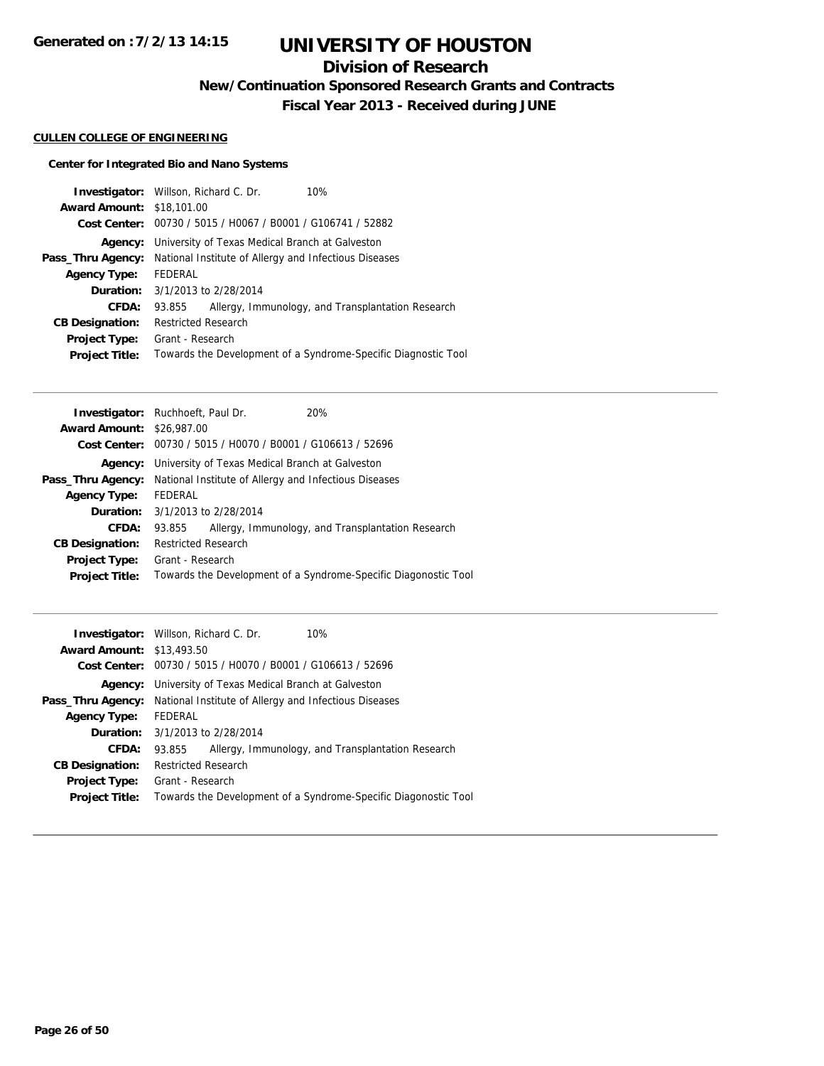# UNIVERSITY OF HOUSTON

## Division of Research

### New/Continuation Sponsored Research Grants and Contracts

### Fiscal Year 2013 - Received during JUNE

**CULLEN COLLEGE OF ENGINEERING**

**Center for Integrated Bio and Nano Systems**

**Investigator:** Willson, Richard C. Dr. 10%
**Award Amount:** $18,101.00
**Cost Center:** 00730 / 5015 / H0067 / B0001 / G106741 / 52882
**Agency:** University of Texas Medical Branch at Galveston
**Pass_Thru Agency:** National Institute of Allergy and Infectious Diseases
**Agency Type:** FEDERAL
**Duration:** 3/1/2013 to 2/28/2014
**CFDA:** 93.855 Allergy, Immunology, and Transplantation Research
**CB Designation:** Restricted Research
**Project Type:** Grant - Research
**Project Title:** Towards the Development of a Syndrome-Specific Diagnostic Tool

---

**Investigator:** Ruchhoeft, Paul Dr. 20%
**Award Amount:** $26,987.00
**Cost Center:** 00730 / 5015 / H0070 / B0001 / G106613 / 52696
**Agency:** University of Texas Medical Branch at Galveston
**Pass_Thru Agency:** National Institute of Allergy and Infectious Diseases
**Agency Type:** FEDERAL
**Duration:** 3/1/2013 to 2/28/2014
**CFDA:** 93.855 Allergy, Immunology, and Transplantation Research
**CB Designation:** Restricted Research
**Project Type:** Grant - Research
**Project Title:** Towards the Development of a Syndrome-Specific Diagonostic Tool

---

**Investigator:** Willson, Richard C. Dr. 10%
**Award Amount:** $13,493.50
**Cost Center:** 00730 / 5015 / H0070 / B0001 / G106613 / 52696
**Agency:** University of Texas Medical Branch at Galveston
**Pass_Thru Agency:** National Institute of Allergy and Infectious Diseases
**Agency Type:** FEDERAL
**Duration:** 3/1/2013 to 2/28/2014
**CFDA:** 93.855 Allergy, Immunology, and Transplantation Research
**CB Designation:** Restricted Research
**Project Type:** Grant - Research
**Project Title:** Towards the Development of a Syndrome-Specific Diagonostic Tool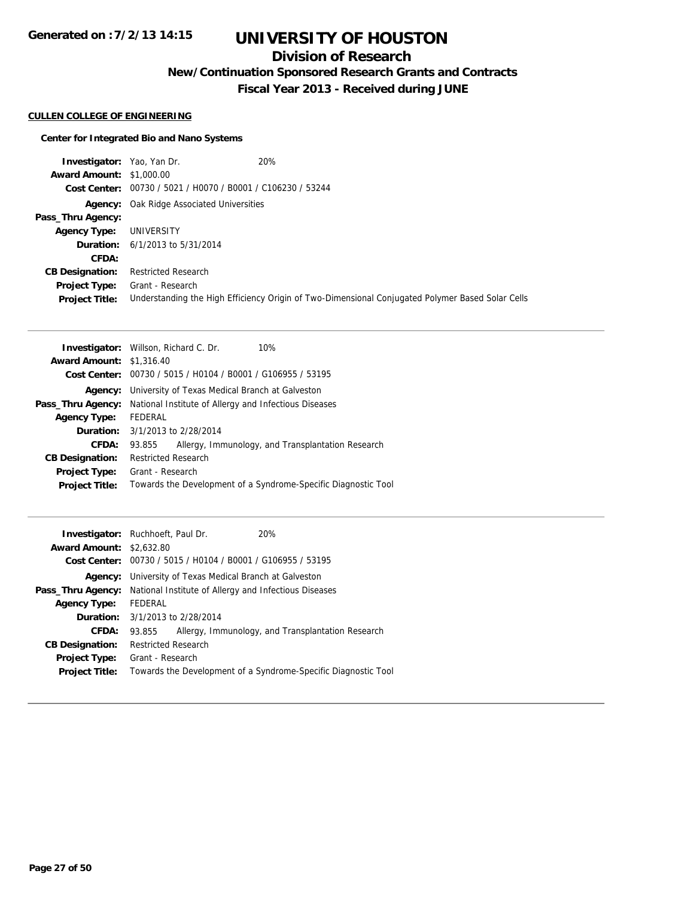# UNIVERSITY OF HOUSTON

## Division of Research

### New/Continuation Sponsored Research Grants and Contracts

### Fiscal Year 2013 - Received during JUNE

Generated on :7/2/13 14:15

**CULLEN COLLEGE OF ENGINEERING**

**Center for Integrated Bio and Nano Systems**

| | |
|---|---|
| **Investigator:** | Yao, Yan Dr. 20% |
| **Award Amount:** | $1,000.00 |
| **Cost Center:** | 00730 / 5021 / H0070 / B0001 / C106230 / 53244 |
| **Agency:** | Oak Ridge Associated Universities |
| **Pass_Thru Agency:** | |
| **Agency Type:** | UNIVERSITY |
| **Duration:** | 6/1/2013 to 5/31/2014 |
| **CFDA:** | |
| **CB Designation:** | Restricted Research |
| **Project Type:** | Grant - Research |
| **Project Title:** | Understanding the High Efficiency Origin of Two-Dimensional Conjugated Polymer Based Solar Cells |

---

| | |
|---|---|
| **Investigator:** | Willson, Richard C. Dr. 10% |
| **Award Amount:** | $1,316.40 |
| **Cost Center:** | 00730 / 5015 / H0104 / B0001 / G106955 / 53195 |
| **Agency:** | University of Texas Medical Branch at Galveston |
| **Pass_Thru Agency:** | National Institute of Allergy and Infectious Diseases |
| **Agency Type:** | FEDERAL |
| **Duration:** | 3/1/2013 to 2/28/2014 |
| **CFDA:** | 93.855 Allergy, Immunology, and Transplantation Research |
| **CB Designation:** | Restricted Research |
| **Project Type:** | Grant - Research |
| **Project Title:** | Towards the Development of a Syndrome-Specific Diagnostic Tool |

---

| | |
|---|---|
| **Investigator:** | Ruchhoeft, Paul Dr. 20% |
| **Award Amount:** | $2,632.80 |
| **Cost Center:** | 00730 / 5015 / H0104 / B0001 / G106955 / 53195 |
| **Agency:** | University of Texas Medical Branch at Galveston |
| **Pass_Thru Agency:** | National Institute of Allergy and Infectious Diseases |
| **Agency Type:** | FEDERAL |
| **Duration:** | 3/1/2013 to 2/28/2014 |
| **CFDA:** | 93.855 Allergy, Immunology, and Transplantation Research |
| **CB Designation:** | Restricted Research |
| **Project Type:** | Grant - Research |
| **Project Title:** | Towards the Development of a Syndrome-Specific Diagnostic Tool |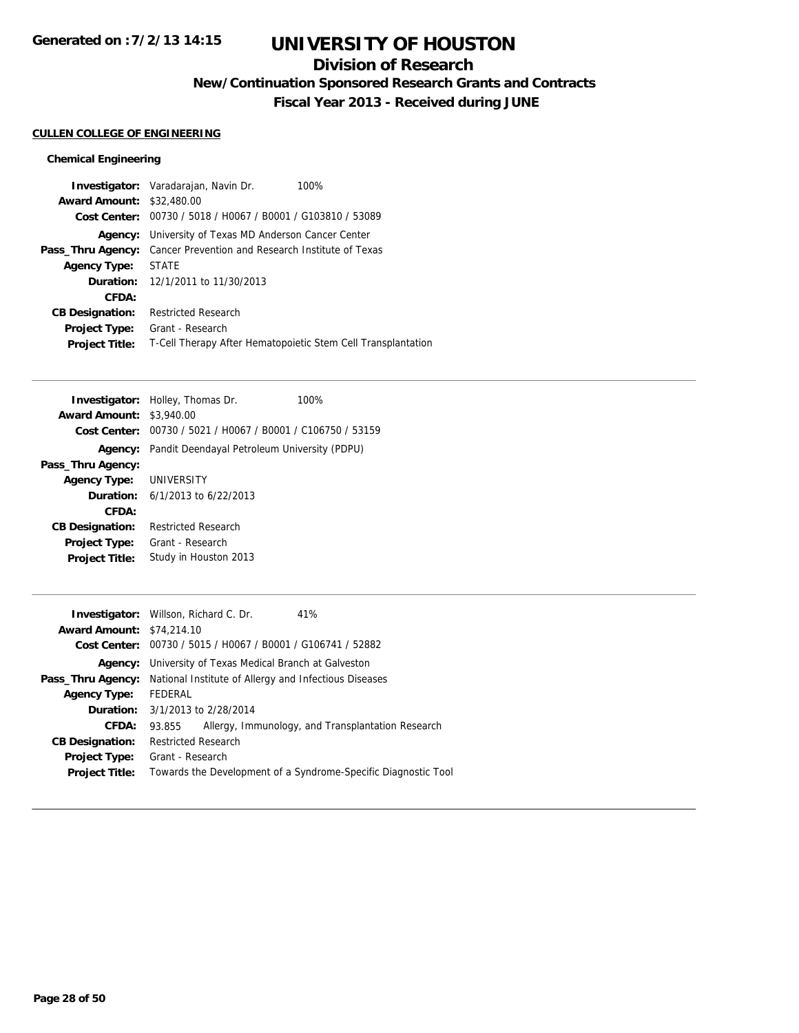# UNIVERSITY OF HOUSTON

## Division of Research

### New/Continuation Sponsored Research Grants and Contracts

### Fiscal Year 2013 - Received during JUNE

Generated on :7/2/13 14:15

**CULLEN COLLEGE OF ENGINEERING**

**Chemical Engineering**

**Investigator:** Varadarajan, Navin Dr. 100%
**Award Amount:** $32,480.00
**Cost Center:** 00730 / 5018 / H0067 / B0001 / G103810 / 53089
**Agency:** University of Texas MD Anderson Cancer Center
**Pass_Thru Agency:** Cancer Prevention and Research Institute of Texas
**Agency Type:** STATE
**Duration:** 12/1/2011 to 11/30/2013
**CFDA:**
**CB Designation:** Restricted Research
**Project Type:** Grant - Research
**Project Title:** T-Cell Therapy After Hematopoietic Stem Cell Transplantation

---

**Investigator:** Holley, Thomas Dr. 100%
**Award Amount:** $3,940.00
**Cost Center:** 00730 / 5021 / H0067 / B0001 / C106750 / 53159
**Agency:** Pandit Deendayal Petroleum University (PDPU)
**Pass_Thru Agency:**
**Agency Type:** UNIVERSITY
**Duration:** 6/1/2013 to 6/22/2013
**CFDA:**
**CB Designation:** Restricted Research
**Project Type:** Grant - Research
**Project Title:** Study in Houston 2013

---

**Investigator:** Willson, Richard C. Dr. 41%
**Award Amount:** $74,214.10
**Cost Center:** 00730 / 5015 / H0067 / B0001 / G106741 / 52882
**Agency:** University of Texas Medical Branch at Galveston
**Pass_Thru Agency:** National Institute of Allergy and Infectious Diseases
**Agency Type:** FEDERAL
**Duration:** 3/1/2013 to 2/28/2014
**CFDA:** 93.855 Allergy, Immunology, and Transplantation Research
**CB Designation:** Restricted Research
**Project Type:** Grant - Research
**Project Title:** Towards the Development of a Syndrome-Specific Diagnostic Tool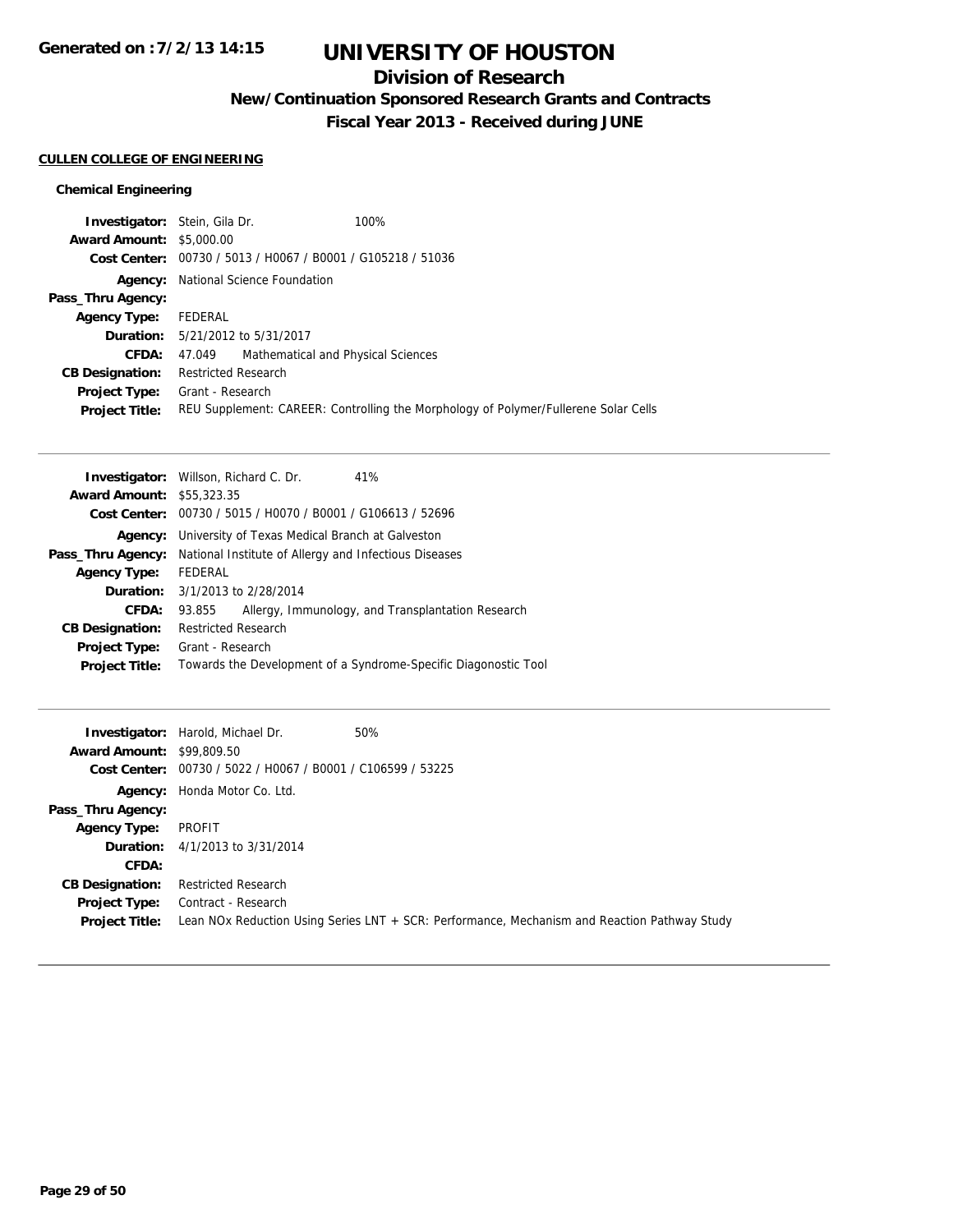# UNIVERSITY OF HOUSTON

## Division of Research

### New/Continuation Sponsored Research Grants and Contracts

### Fiscal Year 2013 - Received during JUNE

**CULLEN COLLEGE OF ENGINEERING**

**Chemical Engineering**

**Investigator:** Stein, Gila Dr. 100%
**Award Amount:** $5,000.00
**Cost Center:** 00730 / 5013 / H0067 / B0001 / G105218 / 51036
**Agency:** National Science Foundation
**Pass_Thru Agency:**
**Agency Type:** FEDERAL
**Duration:** 5/21/2012 to 5/31/2017
**CFDA:** 47.049 Mathematical and Physical Sciences
**CB Designation:** Restricted Research
**Project Type:** Grant - Research
**Project Title:** REU Supplement: CAREER: Controlling the Morphology of Polymer/Fullerene Solar Cells

---

**Investigator:** Willson, Richard C. Dr. 41%
**Award Amount:** $55,323.35
**Cost Center:** 00730 / 5015 / H0070 / B0001 / G106613 / 52696
**Agency:** University of Texas Medical Branch at Galveston
**Pass_Thru Agency:** National Institute of Allergy and Infectious Diseases
**Agency Type:** FEDERAL
**Duration:** 3/1/2013 to 2/28/2014
**CFDA:** 93.855 Allergy, Immunology, and Transplantation Research
**CB Designation:** Restricted Research
**Project Type:** Grant - Research
**Project Title:** Towards the Development of a Syndrome-Specific Diagonostic Tool

---

**Investigator:** Harold, Michael Dr. 50%
**Award Amount:** $99,809.50
**Cost Center:** 00730 / 5022 / H0067 / B0001 / C106599 / 53225
**Agency:** Honda Motor Co. Ltd.
**Pass_Thru Agency:**
**Agency Type:** PROFIT
**Duration:** 4/1/2013 to 3/31/2014
**CFDA:**
**CB Designation:** Restricted Research
**Project Type:** Contract - Research
**Project Title:** Lean NOx Reduction Using Series LNT + SCR: Performance, Mechanism and Reaction Pathway Study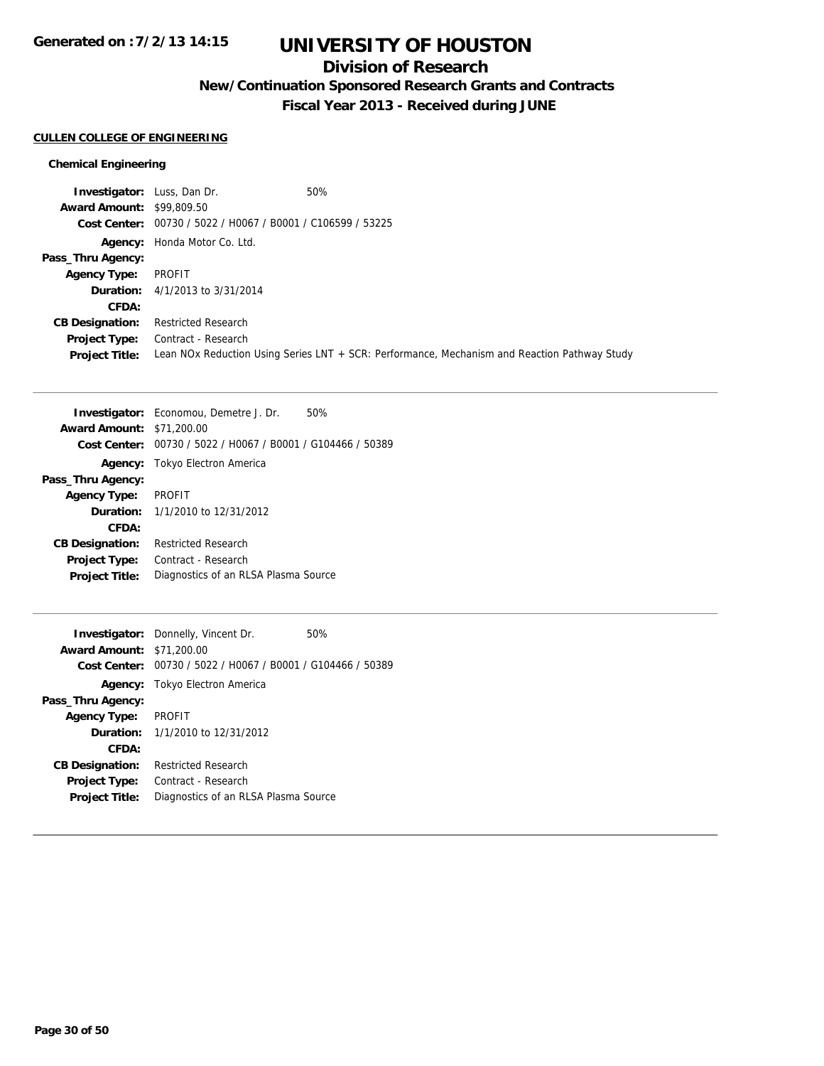# UNIVERSITY OF HOUSTON

## Division of Research

### New/Continuation Sponsored Research Grants and Contracts

### Fiscal Year 2013 - Received during JUNE

**CULLEN COLLEGE OF ENGINEERING**

**Chemical Engineering**

**Investigator:** Luss, Dan Dr. 50%
**Award Amount:** $99,809.50
**Cost Center:** 00730 / 5022 / H0067 / B0001 / C106599 / 53225
**Agency:** Honda Motor Co. Ltd.
**Pass_Thru Agency:**
**Agency Type:** PROFIT
**Duration:** 4/1/2013 to 3/31/2014
**CFDA:**
**CB Designation:** Restricted Research
**Project Type:** Contract - Research
**Project Title:** Lean NOx Reduction Using Series LNT + SCR: Performance, Mechanism and Reaction Pathway Study

---

**Investigator:** Economou, Demetre J. Dr. 50%
**Award Amount:** $71,200.00
**Cost Center:** 00730 / 5022 / H0067 / B0001 / G104466 / 50389
**Agency:** Tokyo Electron America
**Pass_Thru Agency:**
**Agency Type:** PROFIT
**Duration:** 1/1/2010 to 12/31/2012
**CFDA:**
**CB Designation:** Restricted Research
**Project Type:** Contract - Research
**Project Title:** Diagnostics of an RLSA Plasma Source

---

**Investigator:** Donnelly, Vincent Dr. 50%
**Award Amount:** $71,200.00
**Cost Center:** 00730 / 5022 / H0067 / B0001 / G104466 / 50389
**Agency:** Tokyo Electron America
**Pass_Thru Agency:**
**Agency Type:** PROFIT
**Duration:** 1/1/2010 to 12/31/2012
**CFDA:**
**CB Designation:** Restricted Research
**Project Type:** Contract - Research
**Project Title:** Diagnostics of an RLSA Plasma Source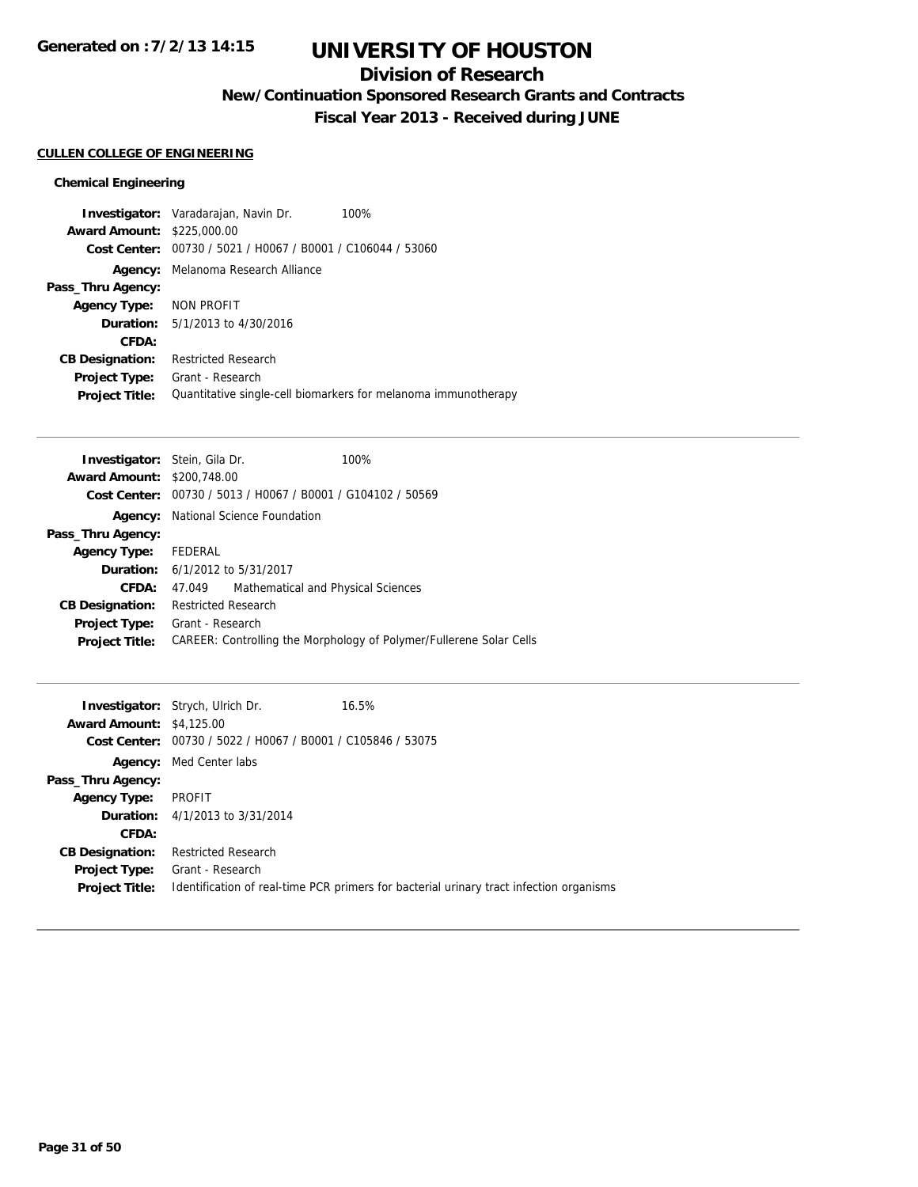# UNIVERSITY OF HOUSTON

## Division of Research

### New/Continuation Sponsored Research Grants and Contracts

### Fiscal Year 2013 - Received during JUNE

**CULLEN COLLEGE OF ENGINEERING**

**Chemical Engineering**

**Investigator:** Varadarajan, Navin Dr. 100%
**Award Amount:** $225,000.00
**Cost Center:** 00730 / 5021 / H0067 / B0001 / C106044 / 53060
**Agency:** Melanoma Research Alliance
**Pass_Thru Agency:**
**Agency Type:** NON PROFIT
**Duration:** 5/1/2013 to 4/30/2016
**CFDA:**
**CB Designation:** Restricted Research
**Project Type:** Grant - Research
**Project Title:** Quantitative single-cell biomarkers for melanoma immunotherapy

---

**Investigator:** Stein, Gila Dr. 100%
**Award Amount:** $200,748.00
**Cost Center:** 00730 / 5013 / H0067 / B0001 / G104102 / 50569
**Agency:** National Science Foundation
**Pass_Thru Agency:**
**Agency Type:** FEDERAL
**Duration:** 6/1/2012 to 5/31/2017
**CFDA:** 47.049 Mathematical and Physical Sciences
**CB Designation:** Restricted Research
**Project Type:** Grant - Research
**Project Title:** CAREER: Controlling the Morphology of Polymer/Fullerene Solar Cells

---

**Investigator:** Strych, Ulrich Dr. 16.5%
**Award Amount:** $4,125.00
**Cost Center:** 00730 / 5022 / H0067 / B0001 / C105846 / 53075
**Agency:** Med Center labs
**Pass_Thru Agency:**
**Agency Type:** PROFIT
**Duration:** 4/1/2013 to 3/31/2014
**CFDA:**
**CB Designation:** Restricted Research
**Project Type:** Grant - Research
**Project Title:** Identification of real-time PCR primers for bacterial urinary tract infection organisms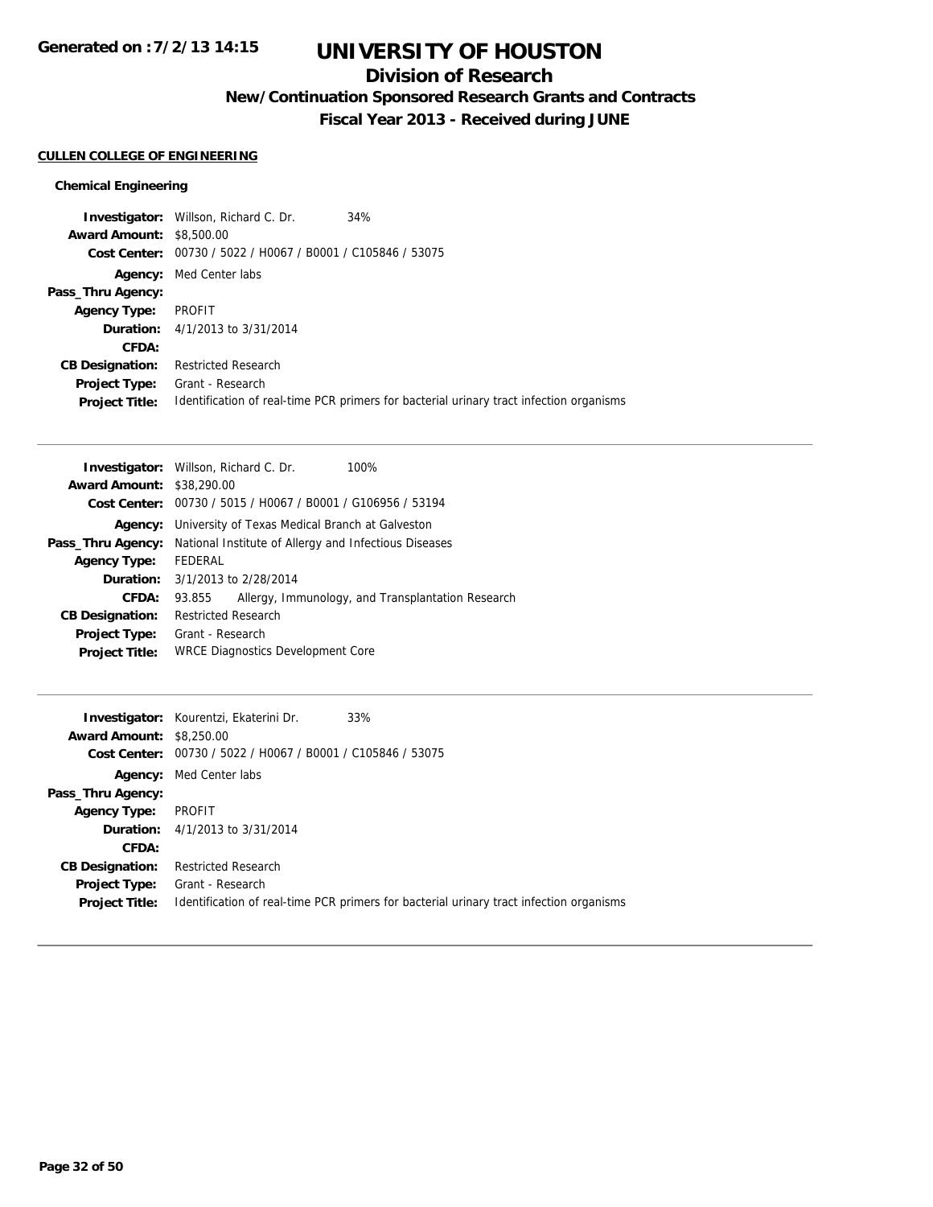# UNIVERSITY OF HOUSTON

## Division of Research

### New/Continuation Sponsored Research Grants and Contracts

### Fiscal Year 2013 - Received during JUNE

Generated on :7/2/13 14:15

**CULLEN COLLEGE OF ENGINEERING**

**Chemical Engineering**

**Investigator:** Willson, Richard C. Dr. 34%
**Award Amount:** $8,500.00
**Cost Center:** 00730 / 5022 / H0067 / B0001 / C105846 / 53075
**Agency:** Med Center labs
**Pass_Thru Agency:**
**Agency Type:** PROFIT
**Duration:** 4/1/2013 to 3/31/2014
**CFDA:**
**CB Designation:** Restricted Research
**Project Type:** Grant - Research
**Project Title:** Identification of real-time PCR primers for bacterial urinary tract infection organisms

---

**Investigator:** Willson, Richard C. Dr. 100%
**Award Amount:** $38,290.00
**Cost Center:** 00730 / 5015 / H0067 / B0001 / G106956 / 53194
**Agency:** University of Texas Medical Branch at Galveston
**Pass_Thru Agency:** National Institute of Allergy and Infectious Diseases
**Agency Type:** FEDERAL
**Duration:** 3/1/2013 to 2/28/2014
**CFDA:** 93.855 Allergy, Immunology, and Transplantation Research
**CB Designation:** Restricted Research
**Project Type:** Grant - Research
**Project Title:** WRCE Diagnostics Development Core

---

**Investigator:** Kourentzi, Ekaterini Dr. 33%
**Award Amount:** $8,250.00
**Cost Center:** 00730 / 5022 / H0067 / B0001 / C105846 / 53075
**Agency:** Med Center labs
**Pass_Thru Agency:**
**Agency Type:** PROFIT
**Duration:** 4/1/2013 to 3/31/2014
**CFDA:**
**CB Designation:** Restricted Research
**Project Type:** Grant - Research
**Project Title:** Identification of real-time PCR primers for bacterial urinary tract infection organisms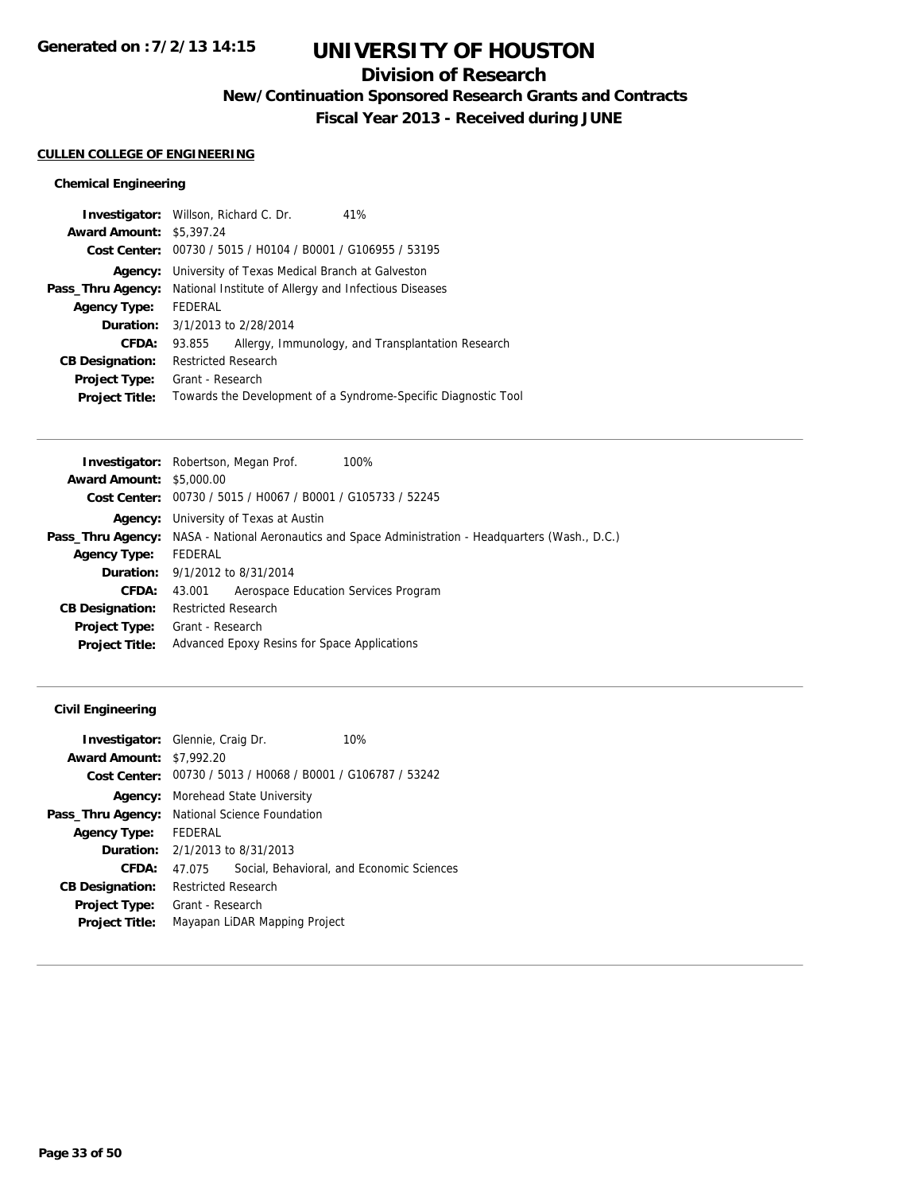# UNIVERSITY OF HOUSTON

## Division of Research

### New/Continuation Sponsored Research Grants and Contracts

### Fiscal Year 2013 - Received during JUNE

Generated on :7/2/13 14:15

**CULLEN COLLEGE OF ENGINEERING**

#### Chemical Engineering

**Investigator:** Willson, Richard C. Dr. 41%
**Award Amount:** $5,397.24
**Cost Center:** 00730 / 5015 / H0104 / B0001 / G106955 / 53195
**Agency:** University of Texas Medical Branch at Galveston
**Pass_Thru Agency:** National Institute of Allergy and Infectious Diseases
**Agency Type:** FEDERAL
**Duration:** 3/1/2013 to 2/28/2014
**CFDA:** 93.855 Allergy, Immunology, and Transplantation Research
**CB Designation:** Restricted Research
**Project Type:** Grant - Research
**Project Title:** Towards the Development of a Syndrome-Specific Diagnostic Tool

---

**Investigator:** Robertson, Megan Prof. 100%
**Award Amount:** $5,000.00
**Cost Center:** 00730 / 5015 / H0067 / B0001 / G105733 / 52245
**Agency:** University of Texas at Austin
**Pass_Thru Agency:** NASA - National Aeronautics and Space Administration - Headquarters (Wash., D.C.)
**Agency Type:** FEDERAL
**Duration:** 9/1/2012 to 8/31/2014
**CFDA:** 43.001 Aerospace Education Services Program
**CB Designation:** Restricted Research
**Project Type:** Grant - Research
**Project Title:** Advanced Epoxy Resins for Space Applications

---

#### Civil Engineering

**Investigator:** Glennie, Craig Dr. 10%
**Award Amount:** $7,992.20
**Cost Center:** 00730 / 5013 / H0068 / B0001 / G106787 / 53242
**Agency:** Morehead State University
**Pass_Thru Agency:** National Science Foundation
**Agency Type:** FEDERAL
**Duration:** 2/1/2013 to 8/31/2013
**CFDA:** 47.075 Social, Behavioral, and Economic Sciences
**CB Designation:** Restricted Research
**Project Type:** Grant - Research
**Project Title:** Mayapan LiDAR Mapping Project

---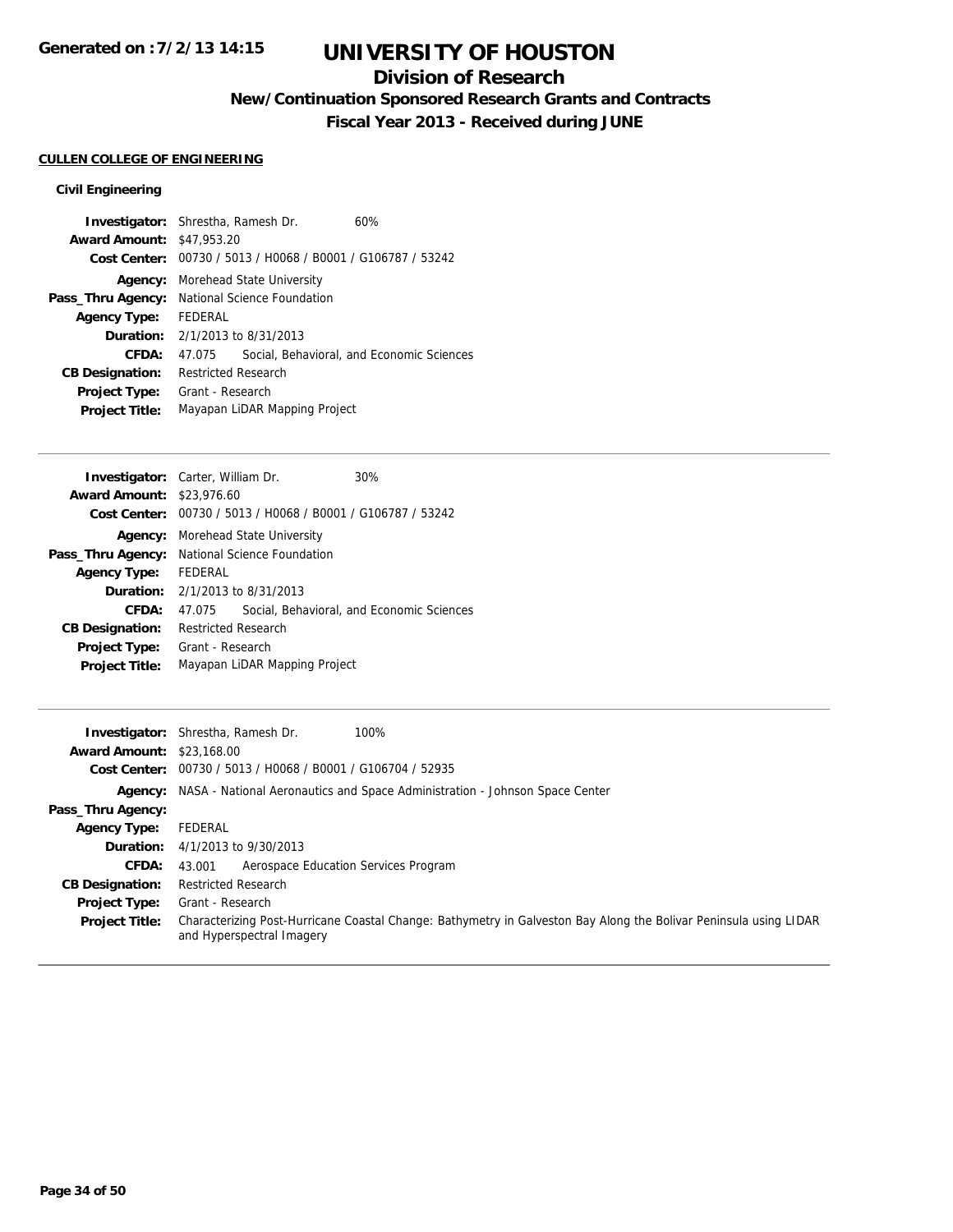# UNIVERSITY OF HOUSTON

## Division of Research

### New/Continuation Sponsored Research Grants and Contracts

### Fiscal Year 2013 - Received during JUNE

**CULLEN COLLEGE OF ENGINEERING**

**Civil Engineering**

**Investigator:** Shrestha, Ramesh Dr. 60%
**Award Amount:** $47,953.20
**Cost Center:** 00730 / 5013 / H0068 / B0001 / G106787 / 53242
**Agency:** Morehead State University
**Pass_Thru Agency:** National Science Foundation
**Agency Type:** FEDERAL
**Duration:** 2/1/2013 to 8/31/2013
**CFDA:** 47.075 Social, Behavioral, and Economic Sciences
**CB Designation:** Restricted Research
**Project Type:** Grant - Research
**Project Title:** Mayapan LiDAR Mapping Project

---

**Investigator:** Carter, William Dr. 30%
**Award Amount:** $23,976.60
**Cost Center:** 00730 / 5013 / H0068 / B0001 / G106787 / 53242
**Agency:** Morehead State University
**Pass_Thru Agency:** National Science Foundation
**Agency Type:** FEDERAL
**Duration:** 2/1/2013 to 8/31/2013
**CFDA:** 47.075 Social, Behavioral, and Economic Sciences
**CB Designation:** Restricted Research
**Project Type:** Grant - Research
**Project Title:** Mayapan LiDAR Mapping Project

---

**Investigator:** Shrestha, Ramesh Dr. 100%
**Award Amount:** $23,168.00
**Cost Center:** 00730 / 5013 / H0068 / B0001 / G106704 / 52935
**Agency:** NASA - National Aeronautics and Space Administration - Johnson Space Center
**Pass_Thru Agency:**
**Agency Type:** FEDERAL
**Duration:** 4/1/2013 to 9/30/2013
**CFDA:** 43.001 Aerospace Education Services Program
**CB Designation:** Restricted Research
**Project Type:** Grant - Research
**Project Title:** Characterizing Post-Hurricane Coastal Change: Bathymetry in Galveston Bay Along the Bolivar Peninsula using LIDAR and Hyperspectral Imagery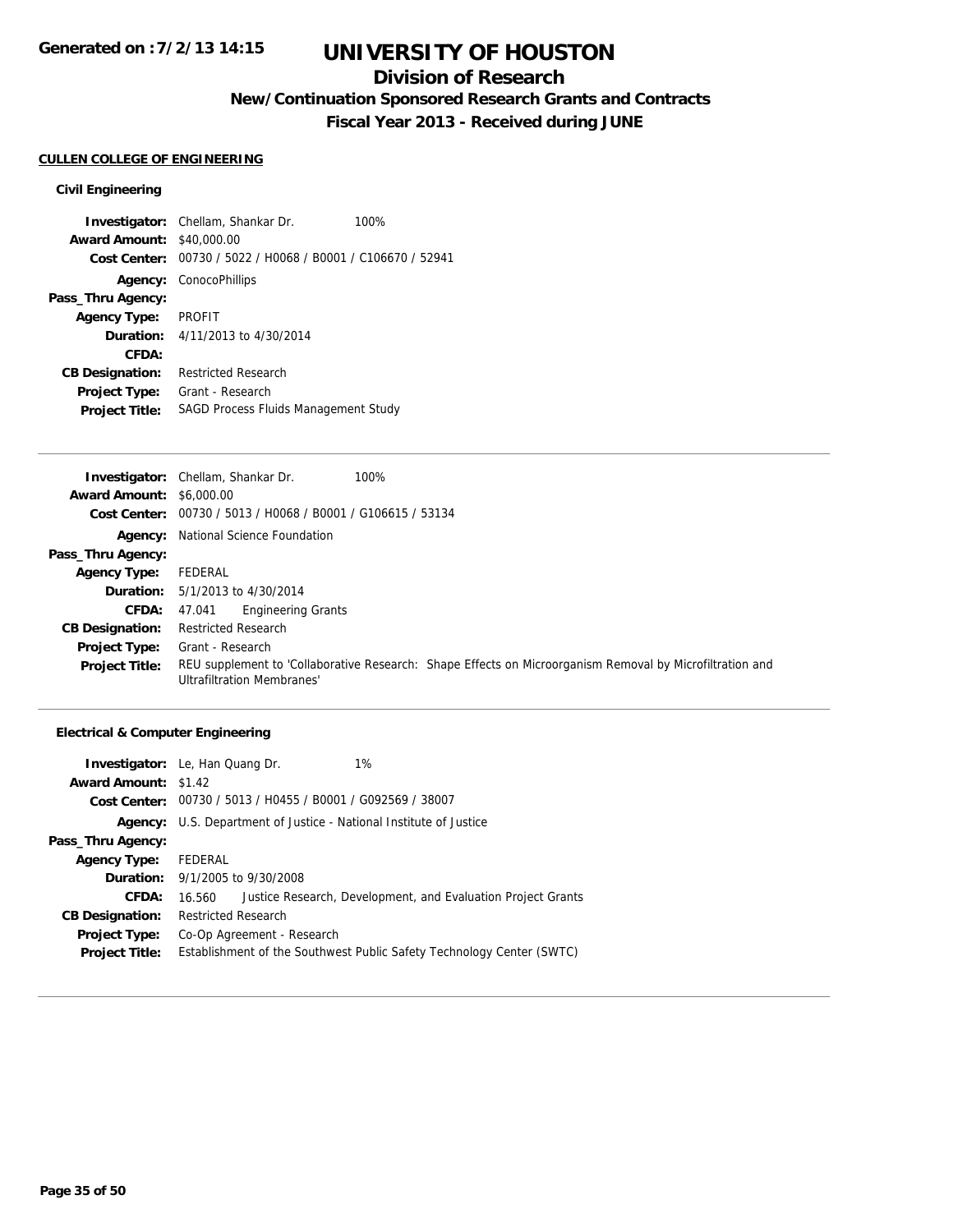# UNIVERSITY OF HOUSTON

## Division of Research

### New/Continuation Sponsored Research Grants and Contracts

### Fiscal Year 2013 - Received during JUNE

**CULLEN COLLEGE OF ENGINEERING**

**Civil Engineering**

**Investigator:** Chellam, Shankar Dr. 100%
**Award Amount:** $40,000.00
**Cost Center:** 00730 / 5022 / H0068 / B0001 / C106670 / 52941
**Agency:** ConocoPhillips
**Pass_Thru Agency:**
**Agency Type:** PROFIT
**Duration:** 4/11/2013 to 4/30/2014
**CFDA:**
**CB Designation:** Restricted Research
**Project Type:** Grant - Research
**Project Title:** SAGD Process Fluids Management Study

---

**Investigator:** Chellam, Shankar Dr. 100%
**Award Amount:** $6,000.00
**Cost Center:** 00730 / 5013 / H0068 / B0001 / G106615 / 53134
**Agency:** National Science Foundation
**Pass_Thru Agency:**
**Agency Type:** FEDERAL
**Duration:** 5/1/2013 to 4/30/2014
**CFDA:** 47.041 Engineering Grants
**CB Designation:** Restricted Research
**Project Type:** Grant - Research
**Project Title:** REU supplement to 'Collaborative Research: Shape Effects on Microorganism Removal by Microfiltration and Ultrafiltration Membranes'

---

**Electrical & Computer Engineering**

**Investigator:** Le, Han Quang Dr. 1%
**Award Amount:** $1.42
**Cost Center:** 00730 / 5013 / H0455 / B0001 / G092569 / 38007
**Agency:** U.S. Department of Justice - National Institute of Justice
**Pass_Thru Agency:**
**Agency Type:** FEDERAL
**Duration:** 9/1/2005 to 9/30/2008
**CFDA:** 16.560 Justice Research, Development, and Evaluation Project Grants
**CB Designation:** Restricted Research
**Project Type:** Co-Op Agreement - Research
**Project Title:** Establishment of the Southwest Public Safety Technology Center (SWTC)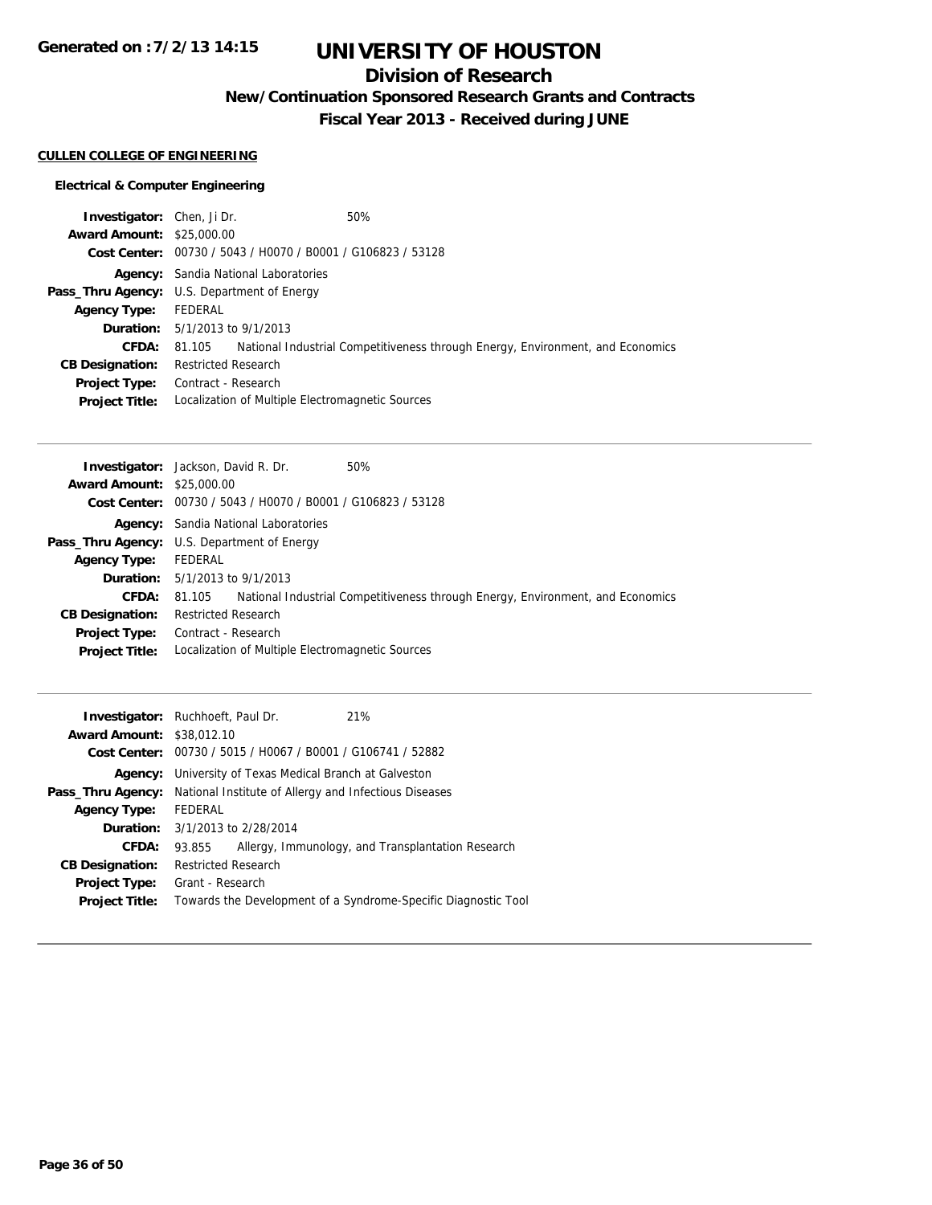# UNIVERSITY OF HOUSTON

## Division of Research

### New/Continuation Sponsored Research Grants and Contracts

### Fiscal Year 2013 - Received during JUNE

**CULLEN COLLEGE OF ENGINEERING**

**Electrical & Computer Engineering**

**Investigator:** Chen, Ji Dr. 50%
**Award Amount:** $25,000.00
**Cost Center:** 00730 / 5043 / H0070 / B0001 / G106823 / 53128
**Agency:** Sandia National Laboratories
**Pass_Thru Agency:** U.S. Department of Energy
**Agency Type:** FEDERAL
**Duration:** 5/1/2013 to 9/1/2013
**CFDA:** 81.105 National Industrial Competitiveness through Energy, Environment, and Economics
**CB Designation:** Restricted Research
**Project Type:** Contract - Research
**Project Title:** Localization of Multiple Electromagnetic Sources

---

**Investigator:** Jackson, David R. Dr. 50%
**Award Amount:** $25,000.00
**Cost Center:** 00730 / 5043 / H0070 / B0001 / G106823 / 53128
**Agency:** Sandia National Laboratories
**Pass_Thru Agency:** U.S. Department of Energy
**Agency Type:** FEDERAL
**Duration:** 5/1/2013 to 9/1/2013
**CFDA:** 81.105 National Industrial Competitiveness through Energy, Environment, and Economics
**CB Designation:** Restricted Research
**Project Type:** Contract - Research
**Project Title:** Localization of Multiple Electromagnetic Sources

---

**Investigator:** Ruchhoeft, Paul Dr. 21%
**Award Amount:** $38,012.10
**Cost Center:** 00730 / 5015 / H0067 / B0001 / G106741 / 52882
**Agency:** University of Texas Medical Branch at Galveston
**Pass_Thru Agency:** National Institute of Allergy and Infectious Diseases
**Agency Type:** FEDERAL
**Duration:** 3/1/2013 to 2/28/2014
**CFDA:** 93.855 Allergy, Immunology, and Transplantation Research
**CB Designation:** Restricted Research
**Project Type:** Grant - Research
**Project Title:** Towards the Development of a Syndrome-Specific Diagnostic Tool

---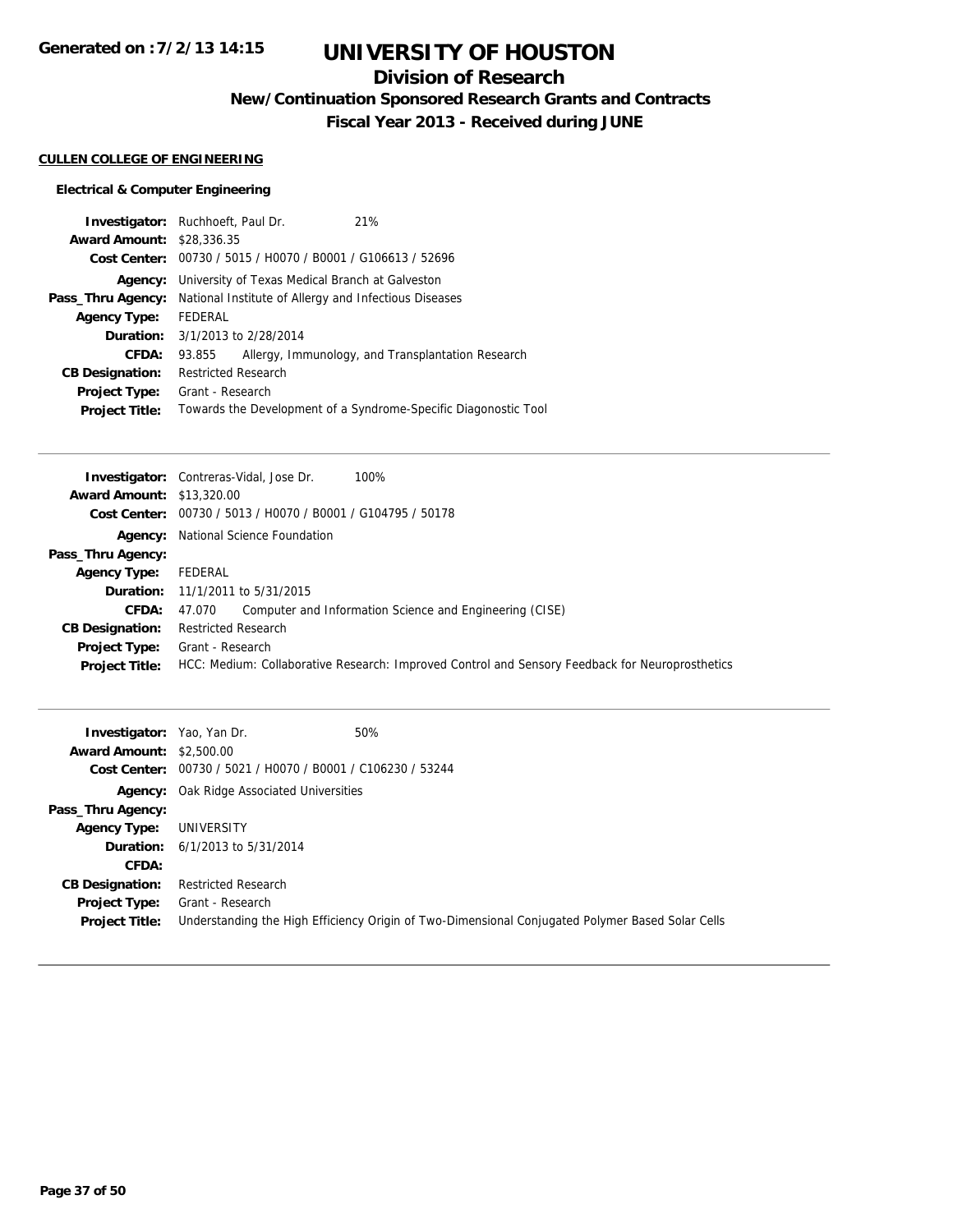# UNIVERSITY OF HOUSTON

## Division of Research

### New/Continuation Sponsored Research Grants and Contracts

### Fiscal Year 2013 - Received during JUNE

Generated on :7/2/13 14:15

**CULLEN COLLEGE OF ENGINEERING**

**Electrical & Computer Engineering**

**Investigator:** Ruchhoeft, Paul Dr. 21%
**Award Amount:** $28,336.35
**Cost Center:** 00730 / 5015 / H0070 / B0001 / G106613 / 52696
**Agency:** University of Texas Medical Branch at Galveston
**Pass_Thru Agency:** National Institute of Allergy and Infectious Diseases
**Agency Type:** FEDERAL
**Duration:** 3/1/2013 to 2/28/2014
**CFDA:** 93.855 Allergy, Immunology, and Transplantation Research
**CB Designation:** Restricted Research
**Project Type:** Grant - Research
**Project Title:** Towards the Development of a Syndrome-Specific Diagonostic Tool

---

**Investigator:** Contreras-Vidal, Jose Dr. 100%
**Award Amount:** $13,320.00
**Cost Center:** 00730 / 5013 / H0070 / B0001 / G104795 / 50178
**Agency:** National Science Foundation
**Pass_Thru Agency:**
**Agency Type:** FEDERAL
**Duration:** 11/1/2011 to 5/31/2015
**CFDA:** 47.070 Computer and Information Science and Engineering (CISE)
**CB Designation:** Restricted Research
**Project Type:** Grant - Research
**Project Title:** HCC: Medium: Collaborative Research: Improved Control and Sensory Feedback for Neuroprosthetics

---

**Investigator:** Yao, Yan Dr. 50%
**Award Amount:** $2,500.00
**Cost Center:** 00730 / 5021 / H0070 / B0001 / C106230 / 53244
**Agency:** Oak Ridge Associated Universities
**Pass_Thru Agency:**
**Agency Type:** UNIVERSITY
**Duration:** 6/1/2013 to 5/31/2014
**CFDA:**
**CB Designation:** Restricted Research
**Project Type:** Grant - Research
**Project Title:** Understanding the High Efficiency Origin of Two-Dimensional Conjugated Polymer Based Solar Cells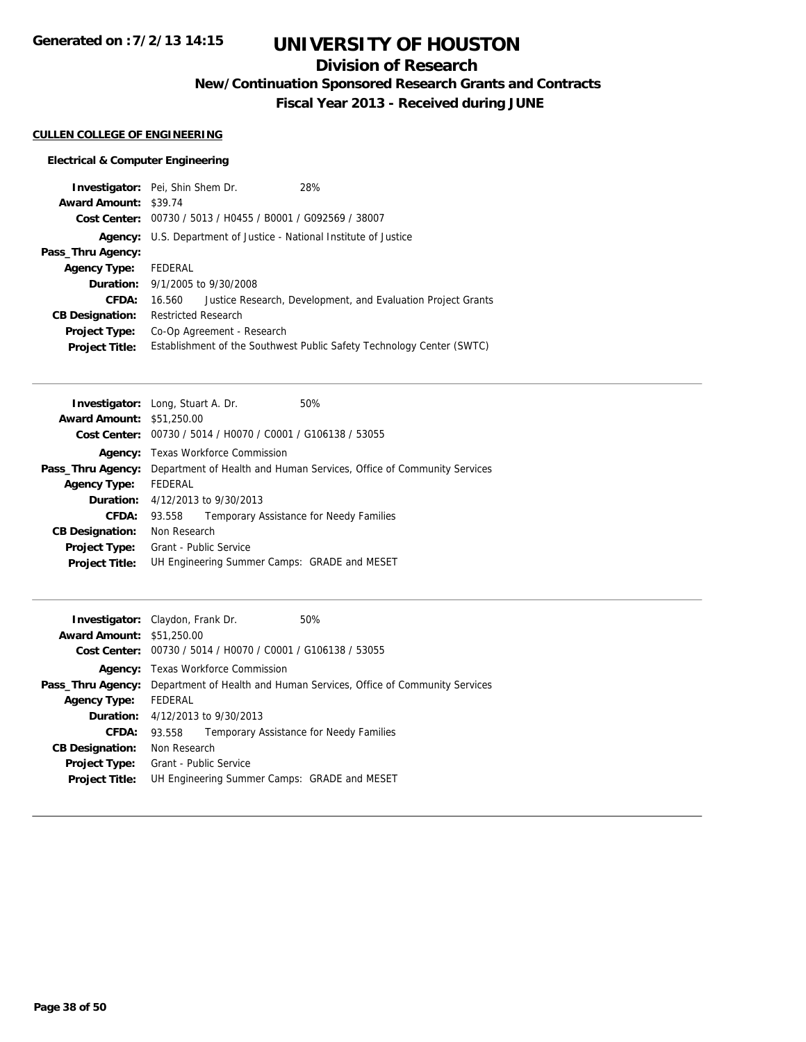# UNIVERSITY OF HOUSTON

## Division of Research

### New/Continuation Sponsored Research Grants and Contracts

### Fiscal Year 2013 - Received during JUNE

**CULLEN COLLEGE OF ENGINEERING**

**Electrical & Computer Engineering**

| | |
|---|---|
| **Investigator:** | Pei, Shin Shem Dr. 28% |
| **Award Amount:** | $39.74 |
| **Cost Center:** | 00730 / 5013 / H0455 / B0001 / G092569 / 38007 |
| **Agency:** | U.S. Department of Justice - National Institute of Justice |
| **Pass_Thru Agency:** | |
| **Agency Type:** | FEDERAL |
| **Duration:** | 9/1/2005 to 9/30/2008 |
| **CFDA:** | 16.560 Justice Research, Development, and Evaluation Project Grants |
| **CB Designation:** | Restricted Research |
| **Project Type:** | Co-Op Agreement - Research |
| **Project Title:** | Establishment of the Southwest Public Safety Technology Center (SWTC) |

---

| | |
|---|---|
| **Investigator:** | Long, Stuart A. Dr. 50% |
| **Award Amount:** | $51,250.00 |
| **Cost Center:** | 00730 / 5014 / H0070 / C0001 / G106138 / 53055 |
| **Agency:** | Texas Workforce Commission |
| **Pass_Thru Agency:** | Department of Health and Human Services, Office of Community Services |
| **Agency Type:** | FEDERAL |
| **Duration:** | 4/12/2013 to 9/30/2013 |
| **CFDA:** | 93.558 Temporary Assistance for Needy Families |
| **CB Designation:** | Non Research |
| **Project Type:** | Grant - Public Service |
| **Project Title:** | UH Engineering Summer Camps: GRADE and MESET |

---

| | |
|---|---|
| **Investigator:** | Claydon, Frank Dr. 50% |
| **Award Amount:** | $51,250.00 |
| **Cost Center:** | 00730 / 5014 / H0070 / C0001 / G106138 / 53055 |
| **Agency:** | Texas Workforce Commission |
| **Pass_Thru Agency:** | Department of Health and Human Services, Office of Community Services |
| **Agency Type:** | FEDERAL |
| **Duration:** | 4/12/2013 to 9/30/2013 |
| **CFDA:** | 93.558 Temporary Assistance for Needy Families |
| **CB Designation:** | Non Research |
| **Project Type:** | Grant - Public Service |
| **Project Title:** | UH Engineering Summer Camps: GRADE and MESET |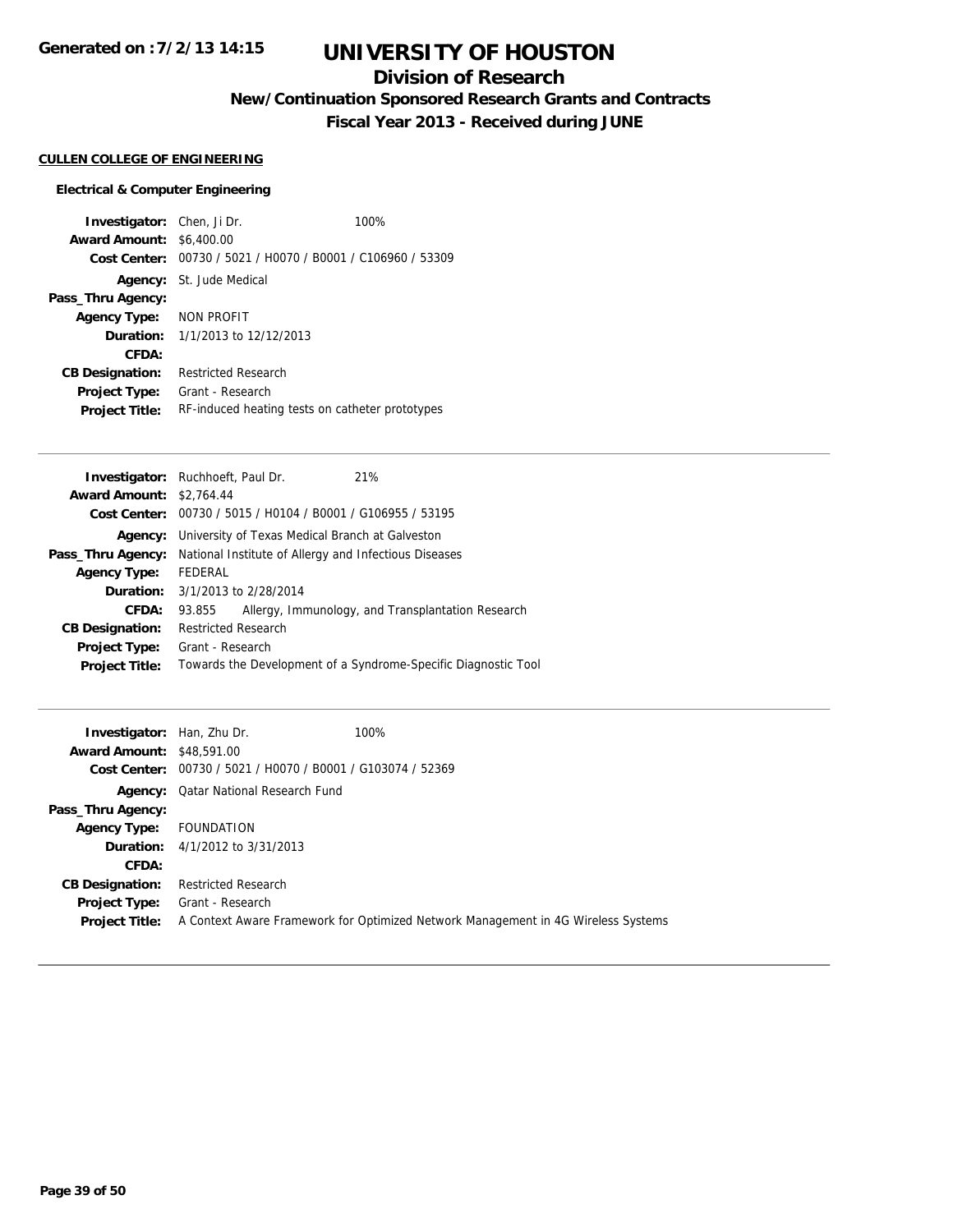# UNIVERSITY OF HOUSTON

## Division of Research

### New/Continuation Sponsored Research Grants and Contracts

### Fiscal Year 2013 - Received during JUNE

Generated on : 7/2/13 14:15

**CULLEN COLLEGE OF ENGINEERING**

**Electrical & Computer Engineering**

**Investigator:** Chen, Ji Dr. 100%
**Award Amount:** $6,400.00
**Cost Center:** 00730 / 5021 / H0070 / B0001 / C106960 / 53309
**Agency:** St. Jude Medical
**Pass_Thru Agency:**
**Agency Type:** NON PROFIT
**Duration:** 1/1/2013 to 12/12/2013
**CFDA:**
**CB Designation:** Restricted Research
**Project Type:** Grant - Research
**Project Title:** RF-induced heating tests on catheter prototypes

---

**Investigator:** Ruchhoeft, Paul Dr. 21%
**Award Amount:** $2,764.44
**Cost Center:** 00730 / 5015 / H0104 / B0001 / G106955 / 53195
**Agency:** University of Texas Medical Branch at Galveston
**Pass_Thru Agency:** National Institute of Allergy and Infectious Diseases
**Agency Type:** FEDERAL
**Duration:** 3/1/2013 to 2/28/2014
**CFDA:** 93.855 Allergy, Immunology, and Transplantation Research
**CB Designation:** Restricted Research
**Project Type:** Grant - Research
**Project Title:** Towards the Development of a Syndrome-Specific Diagnostic Tool

---

**Investigator:** Han, Zhu Dr. 100%
**Award Amount:** $48,591.00
**Cost Center:** 00730 / 5021 / H0070 / B0001 / G103074 / 52369
**Agency:** Qatar National Research Fund
**Pass_Thru Agency:**
**Agency Type:** FOUNDATION
**Duration:** 4/1/2012 to 3/31/2013
**CFDA:**
**CB Designation:** Restricted Research
**Project Type:** Grant - Research
**Project Title:** A Context Aware Framework for Optimized Network Management in 4G Wireless Systems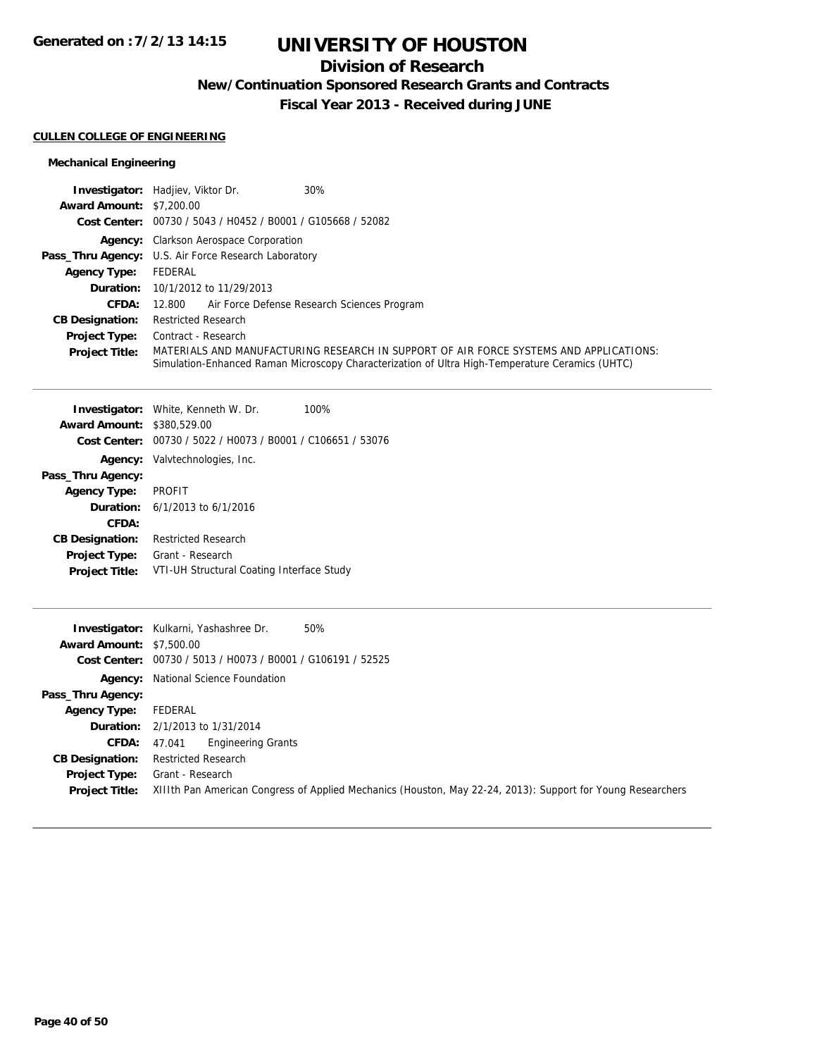# UNIVERSITY OF HOUSTON

## Division of Research

### New/Continuation Sponsored Research Grants and Contracts

### Fiscal Year 2013 - Received during JUNE

Generated on :7/2/13 14:15

**CULLEN COLLEGE OF ENGINEERING**

**Mechanical Engineering**

**Investigator:** Hadjiev, Viktor Dr. 30%
**Award Amount:** $7,200.00
**Cost Center:** 00730 / 5043 / H0452 / B0001 / G105668 / 52082
**Agency:** Clarkson Aerospace Corporation
**Pass_Thru Agency:** U.S. Air Force Research Laboratory
**Agency Type:** FEDERAL
**Duration:** 10/1/2012 to 11/29/2013
**CFDA:** 12.800 Air Force Defense Research Sciences Program
**CB Designation:** Restricted Research
**Project Type:** Contract - Research
**Project Title:** MATERIALS AND MANUFACTURING RESEARCH IN SUPPORT OF AIR FORCE SYSTEMS AND APPLICATIONS: Simulation-Enhanced Raman Microscopy Characterization of Ultra High-Temperature Ceramics (UHTC)

---

**Investigator:** White, Kenneth W. Dr. 100%
**Award Amount:** $380,529.00
**Cost Center:** 00730 / 5022 / H0073 / B0001 / C106651 / 53076
**Agency:** Valvtechnologies, Inc.
**Pass_Thru Agency:**
**Agency Type:** PROFIT
**Duration:** 6/1/2013 to 6/1/2016
**CFDA:**
**CB Designation:** Restricted Research
**Project Type:** Grant - Research
**Project Title:** VTI-UH Structural Coating Interface Study

---

**Investigator:** Kulkarni, Yashashree Dr. 50%
**Award Amount:** $7,500.00
**Cost Center:** 00730 / 5013 / H0073 / B0001 / G106191 / 52525
**Agency:** National Science Foundation
**Pass_Thru Agency:**
**Agency Type:** FEDERAL
**Duration:** 2/1/2013 to 1/31/2014
**CFDA:** 47.041 Engineering Grants
**CB Designation:** Restricted Research
**Project Type:** Grant - Research
**Project Title:** XIIIth Pan American Congress of Applied Mechanics (Houston, May 22-24, 2013): Support for Young Researchers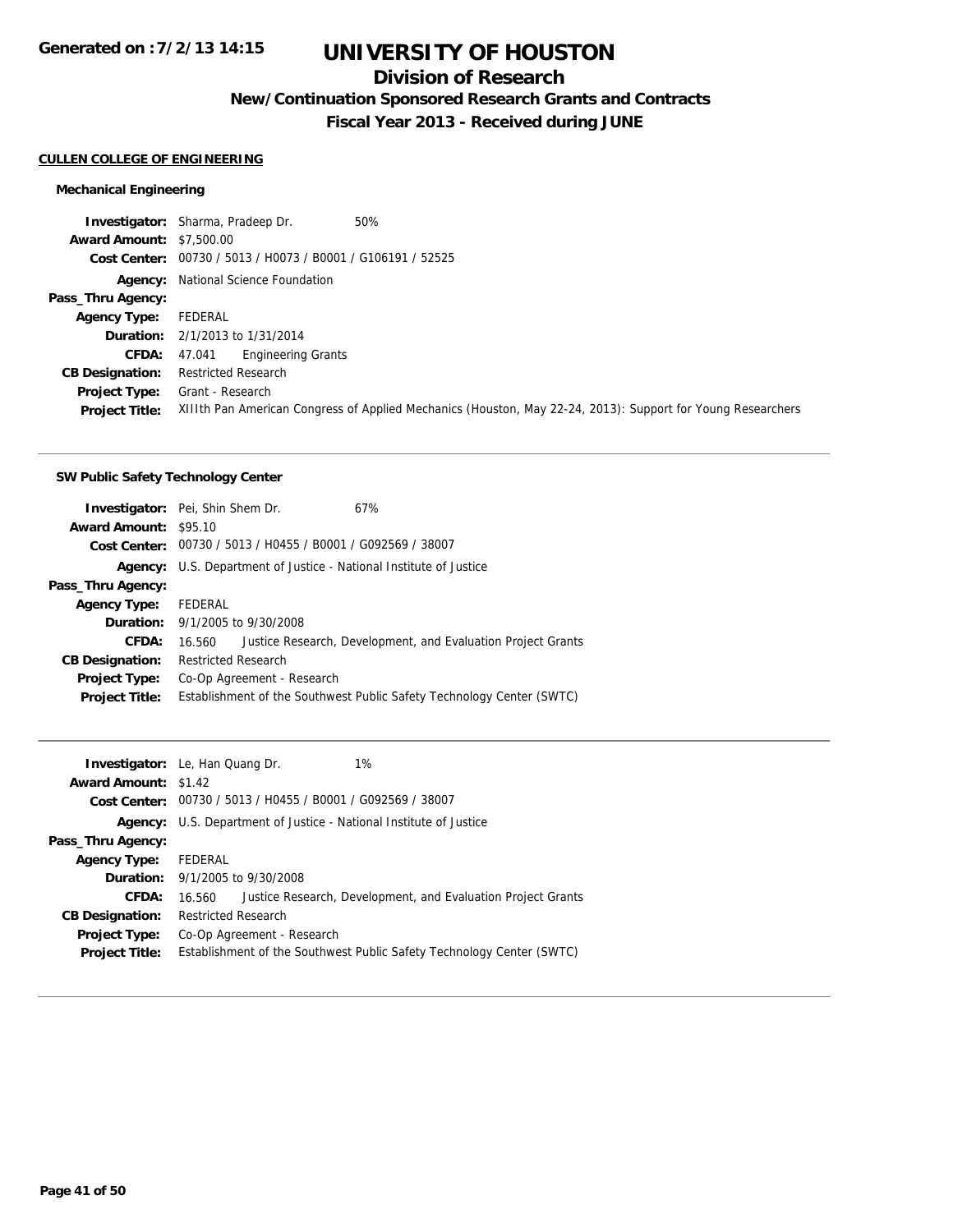# UNIVERSITY OF HOUSTON

## Division of Research

### New/Continuation Sponsored Research Grants and Contracts

### Fiscal Year 2013 - Received during JUNE

**Generated on :7/2/13 14:15**

**CULLEN COLLEGE OF ENGINEERING**

#### Mechanical Engineering

**Investigator:** Sharma, Pradeep Dr. 50%
**Award Amount:** $7,500.00
**Cost Center:** 00730 / 5013 / H0073 / B0001 / G106191 / 52525
**Agency:** National Science Foundation
**Pass_Thru Agency:**
**Agency Type:** FEDERAL
**Duration:** 2/1/2013 to 1/31/2014
**CFDA:** 47.041 Engineering Grants
**CB Designation:** Restricted Research
**Project Type:** Grant - Research
**Project Title:** XIIIth Pan American Congress of Applied Mechanics (Houston, May 22-24, 2013): Support for Young Researchers

---

#### SW Public Safety Technology Center

**Investigator:** Pei, Shin Shem Dr. 67%
**Award Amount:** $95.10
**Cost Center:** 00730 / 5013 / H0455 / B0001 / G092569 / 38007
**Agency:** U.S. Department of Justice - National Institute of Justice
**Pass_Thru Agency:**
**Agency Type:** FEDERAL
**Duration:** 9/1/2005 to 9/30/2008
**CFDA:** 16.560 Justice Research, Development, and Evaluation Project Grants
**CB Designation:** Restricted Research
**Project Type:** Co-Op Agreement - Research
**Project Title:** Establishment of the Southwest Public Safety Technology Center (SWTC)

---

**Investigator:** Le, Han Quang Dr. 1%
**Award Amount:** $1.42
**Cost Center:** 00730 / 5013 / H0455 / B0001 / G092569 / 38007
**Agency:** U.S. Department of Justice - National Institute of Justice
**Pass_Thru Agency:**
**Agency Type:** FEDERAL
**Duration:** 9/1/2005 to 9/30/2008
**CFDA:** 16.560 Justice Research, Development, and Evaluation Project Grants
**CB Designation:** Restricted Research
**Project Type:** Co-Op Agreement - Research
**Project Title:** Establishment of the Southwest Public Safety Technology Center (SWTC)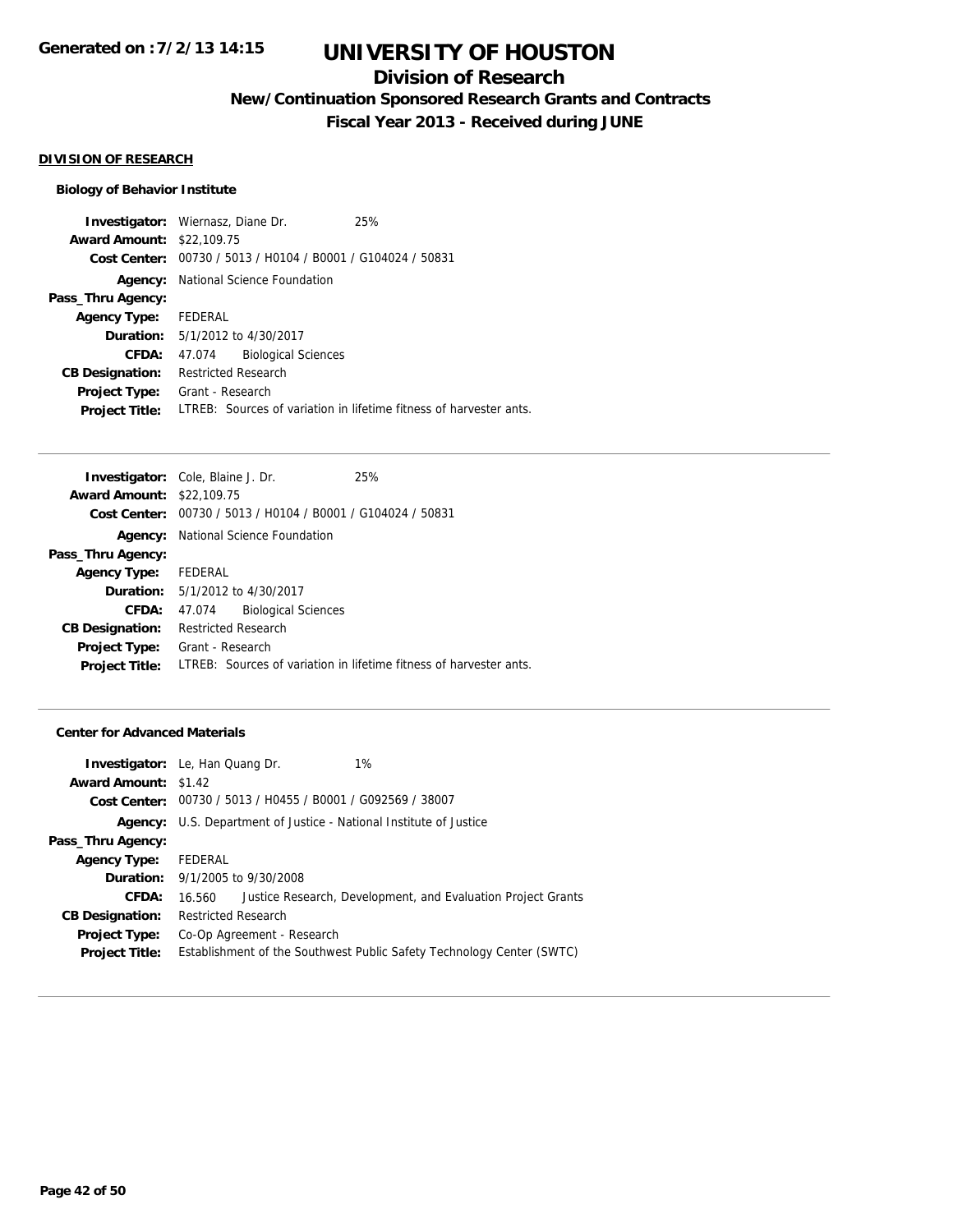# UNIVERSITY OF HOUSTON

## Division of Research

### New/Continuation Sponsored Research Grants and Contracts

### Fiscal Year 2013 - Received during JUNE

Generated on : 7/2/13 14:15

**DIVISION OF RESEARCH**

**Biology of Behavior Institute**

| | |
|---|---|
| **Investigator:** | Wiernasz, Diane Dr. 25% |
| **Award Amount:** | $22,109.75 |
| **Cost Center:** | 00730 / 5013 / H0104 / B0001 / G104024 / 50831 |
| **Agency:** | National Science Foundation |
| **Pass_Thru Agency:** | |
| **Agency Type:** | FEDERAL |
| **Duration:** | 5/1/2012 to 4/30/2017 |
| **CFDA:** | 47.074 Biological Sciences |
| **CB Designation:** | Restricted Research |
| **Project Type:** | Grant - Research |
| **Project Title:** | LTREB: Sources of variation in lifetime fitness of harvester ants. |

| | |
|---|---|
| **Investigator:** | Cole, Blaine J. Dr. 25% |
| **Award Amount:** | $22,109.75 |
| **Cost Center:** | 00730 / 5013 / H0104 / B0001 / G104024 / 50831 |
| **Agency:** | National Science Foundation |
| **Pass_Thru Agency:** | |
| **Agency Type:** | FEDERAL |
| **Duration:** | 5/1/2012 to 4/30/2017 |
| **CFDA:** | 47.074 Biological Sciences |
| **CB Designation:** | Restricted Research |
| **Project Type:** | Grant - Research |
| **Project Title:** | LTREB: Sources of variation in lifetime fitness of harvester ants. |

**Center for Advanced Materials**

| | |
|---|---|
| **Investigator:** | Le, Han Quang Dr. 1% |
| **Award Amount:** | $1.42 |
| **Cost Center:** | 00730 / 5013 / H0455 / B0001 / G092569 / 38007 |
| **Agency:** | U.S. Department of Justice - National Institute of Justice |
| **Pass_Thru Agency:** | |
| **Agency Type:** | FEDERAL |
| **Duration:** | 9/1/2005 to 9/30/2008 |
| **CFDA:** | 16.560 Justice Research, Development, and Evaluation Project Grants |
| **CB Designation:** | Restricted Research |
| **Project Type:** | Co-Op Agreement - Research |
| **Project Title:** | Establishment of the Southwest Public Safety Technology Center (SWTC) |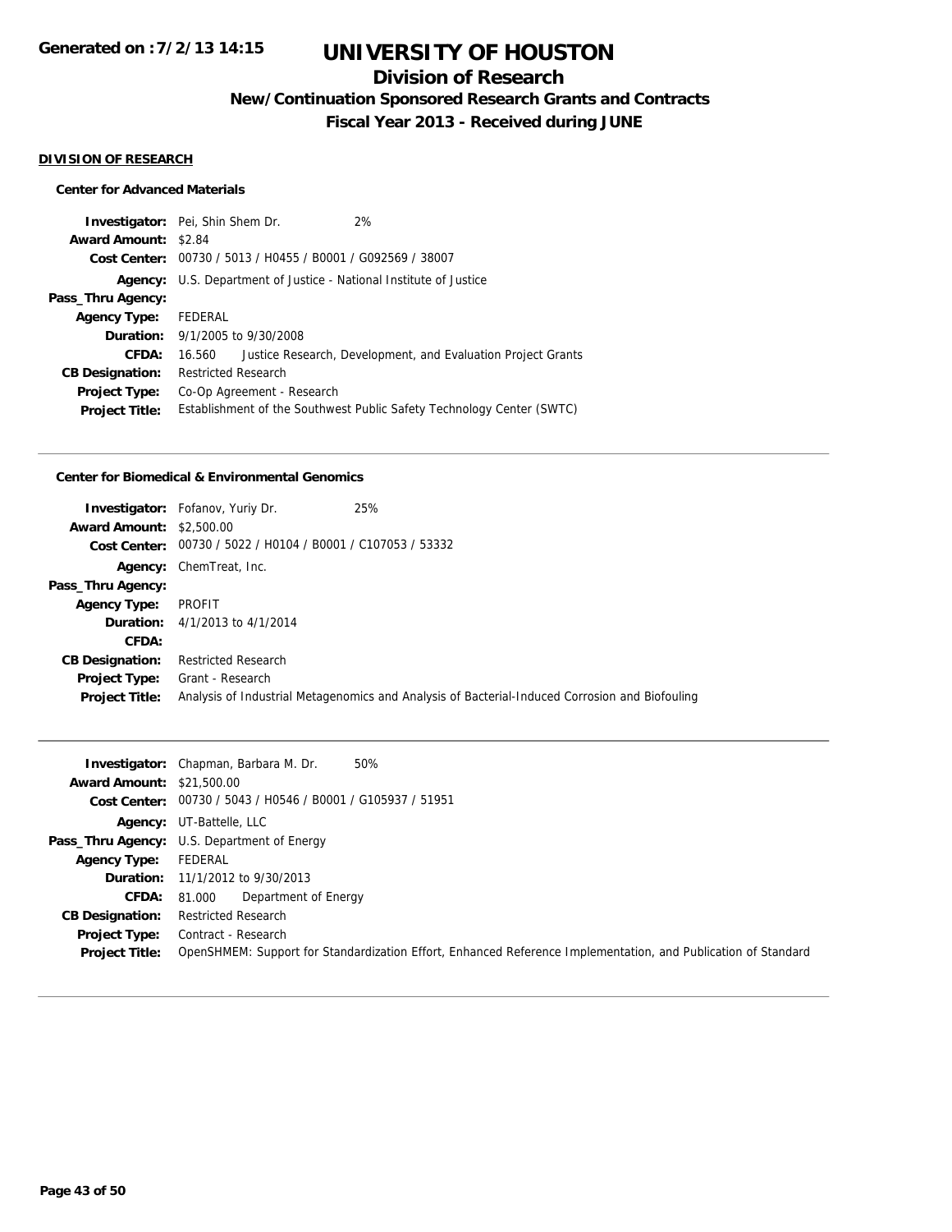**Generated on :7/2/13 14:15**

# UNIVERSITY OF HOUSTON

## Division of Research

### New/Continuation Sponsored Research Grants and Contracts

### Fiscal Year 2013 - Received during JUNE

**DIVISION OF RESEARCH**

**Center for Advanced Materials**

**Investigator:** Pei, Shin Shem Dr. 2%
**Award Amount:** $2.84
**Cost Center:** 00730 / 5013 / H0455 / B0001 / G092569 / 38007
**Agency:** U.S. Department of Justice - National Institute of Justice
**Pass_Thru Agency:**
**Agency Type:** FEDERAL
**Duration:** 9/1/2005 to 9/30/2008
**CFDA:** 16.560 Justice Research, Development, and Evaluation Project Grants
**CB Designation:** Restricted Research
**Project Type:** Co-Op Agreement - Research
**Project Title:** Establishment of the Southwest Public Safety Technology Center (SWTC)

---

**Center for Biomedical & Environmental Genomics**

**Investigator:** Fofanov, Yuriy Dr. 25%
**Award Amount:** $2,500.00
**Cost Center:** 00730 / 5022 / H0104 / B0001 / C107053 / 53332
**Agency:** ChemTreat, Inc.
**Pass_Thru Agency:**
**Agency Type:** PROFIT
**Duration:** 4/1/2013 to 4/1/2014
**CFDA:**
**CB Designation:** Restricted Research
**Project Type:** Grant - Research
**Project Title:** Analysis of Industrial Metagenomics and Analysis of Bacterial-Induced Corrosion and Biofouling

---

**Investigator:** Chapman, Barbara M. Dr. 50%
**Award Amount:** $21,500.00
**Cost Center:** 00730 / 5043 / H0546 / B0001 / G105937 / 51951
**Agency:** UT-Battelle, LLC
**Pass_Thru Agency:** U.S. Department of Energy
**Agency Type:** FEDERAL
**Duration:** 11/1/2012 to 9/30/2013
**CFDA:** 81.000 Department of Energy
**CB Designation:** Restricted Research
**Project Type:** Contract - Research
**Project Title:** OpenSHMEM: Support for Standardization Effort, Enhanced Reference Implementation, and Publication of Standard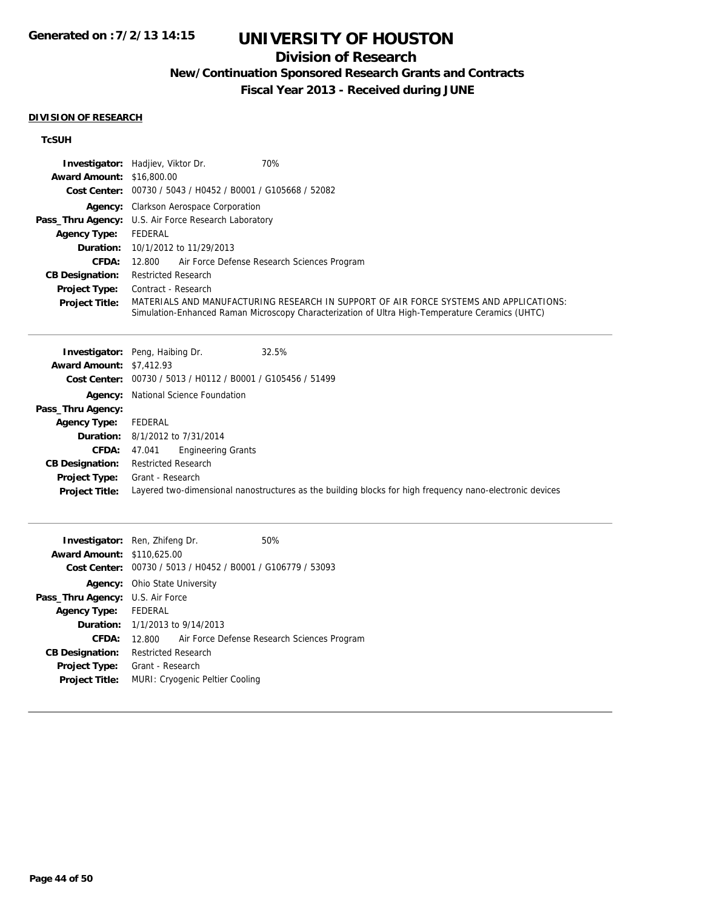**DIVISION OF RESEARCH**

**TcSUH**

| | |
|---|---|
| **Investigator:** | Hadjiev, Viktor Dr. 70% |
| **Award Amount:** | $16,800.00 |
| **Cost Center:** | 00730 / 5043 / H0452 / B0001 / G105668 / 52082 |
| **Agency:** | Clarkson Aerospace Corporation |
| **Pass_Thru Agency:** | U.S. Air Force Research Laboratory |
| **Agency Type:** | FEDERAL |
| **Duration:** | 10/1/2012 to 11/29/2013 |
| **CFDA:** | 12.800 Air Force Defense Research Sciences Program |
| **CB Designation:** | Restricted Research |
| **Project Type:** | Contract - Research |
| **Project Title:** | MATERIALS AND MANUFACTURING RESEARCH IN SUPPORT OF AIR FORCE SYSTEMS AND APPLICATIONS: Simulation-Enhanced Raman Microscopy Characterization of Ultra High-Temperature Ceramics (UHTC) |

---

| | |
|---|---|
| **Investigator:** | Peng, Haibing Dr. 32.5% |
| **Award Amount:** | $7,412.93 |
| **Cost Center:** | 00730 / 5013 / H0112 / B0001 / G105456 / 51499 |
| **Agency:** | National Science Foundation |
| **Pass_Thru Agency:** | |
| **Agency Type:** | FEDERAL |
| **Duration:** | 8/1/2012 to 7/31/2014 |
| **CFDA:** | 47.041 Engineering Grants |
| **CB Designation:** | Restricted Research |
| **Project Type:** | Grant - Research |
| **Project Title:** | Layered two-dimensional nanostructures as the building blocks for high frequency nano-electronic devices |

---

| | |
|---|---|
| **Investigator:** | Ren, Zhifeng Dr. 50% |
| **Award Amount:** | $110,625.00 |
| **Cost Center:** | 00730 / 5013 / H0452 / B0001 / G106779 / 53093 |
| **Agency:** | Ohio State University |
| **Pass_Thru Agency:** | U.S. Air Force |
| **Agency Type:** | FEDERAL |
| **Duration:** | 1/1/2013 to 9/14/2013 |
| **CFDA:** | 12.800 Air Force Defense Research Sciences Program |
| **CB Designation:** | Restricted Research |
| **Project Type:** | Grant - Research |
| **Project Title:** | MURI: Cryogenic Peltier Cooling |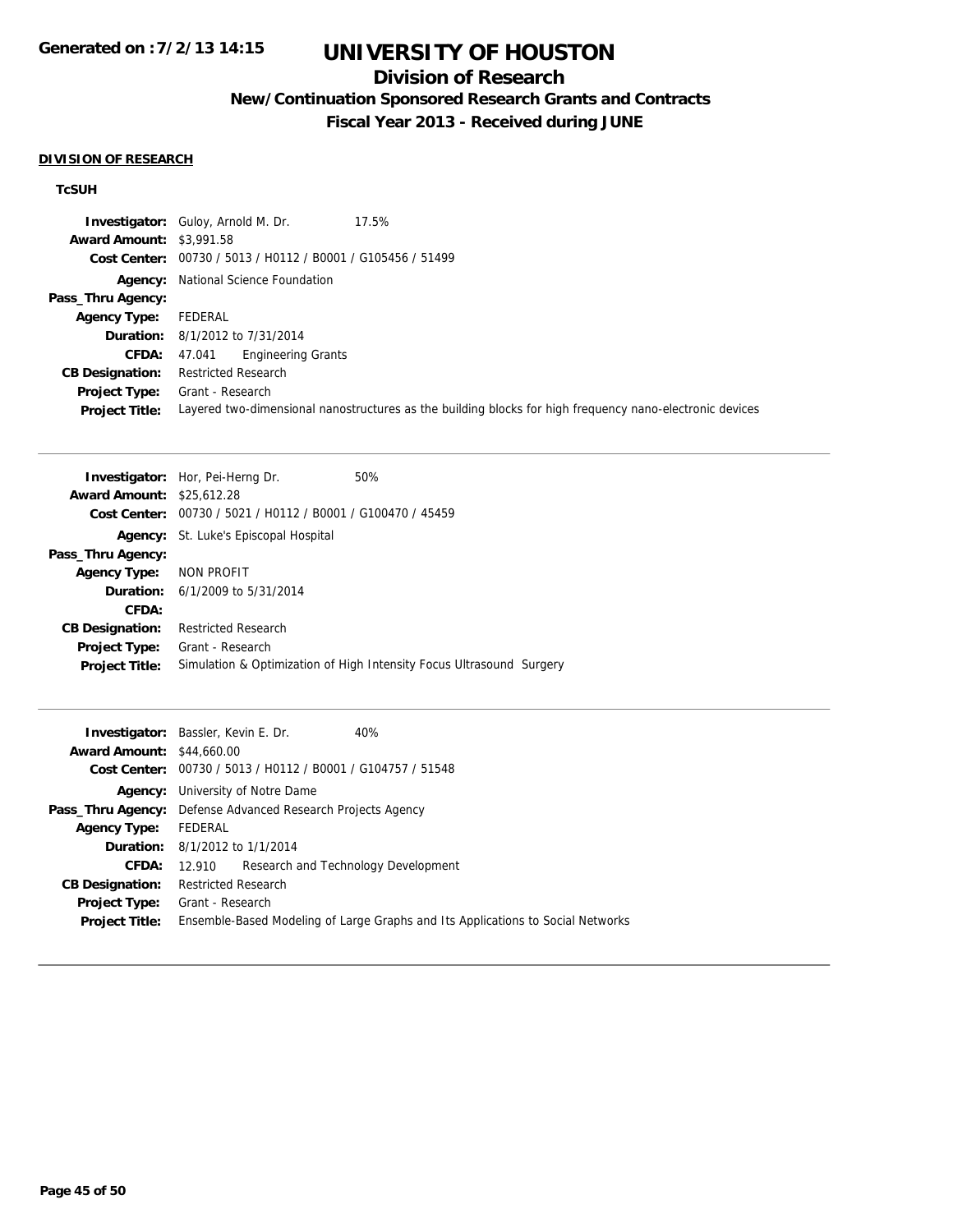# UNIVERSITY OF HOUSTON

## Division of Research

### New/Continuation Sponsored Research Grants and Contracts

### Fiscal Year 2013 - Received during JUNE

**DIVISION OF RESEARCH**

**TcSUH**

| | | |
|---|---|---|
| **Investigator:** | Guloy, Arnold M. Dr. | 17.5% |
| **Award Amount:** | $3,991.58 | |
| **Cost Center:** | 00730 / 5013 / H0112 / B0001 / G105456 / 51499 | |
| **Agency:** | National Science Foundation | |
| **Pass_Thru Agency:** | | |
| **Agency Type:** | FEDERAL | |
| **Duration:** | 8/1/2012 to 7/31/2014 | |
| **CFDA:** | 47.041 Engineering Grants | |
| **CB Designation:** | Restricted Research | |
| **Project Type:** | Grant - Research | |
| **Project Title:** | Layered two-dimensional nanostructures as the building blocks for high frequency nano-electronic devices | |

---

| | | |
|---|---|---|
| **Investigator:** | Hor, Pei-Herng Dr. | 50% |
| **Award Amount:** | $25,612.28 | |
| **Cost Center:** | 00730 / 5021 / H0112 / B0001 / G100470 / 45459 | |
| **Agency:** | St. Luke's Episcopal Hospital | |
| **Pass_Thru Agency:** | | |
| **Agency Type:** | NON PROFIT | |
| **Duration:** | 6/1/2009 to 5/31/2014 | |
| **CFDA:** | | |
| **CB Designation:** | Restricted Research | |
| **Project Type:** | Grant - Research | |
| **Project Title:** | Simulation & Optimization of High Intensity Focus Ultrasound Surgery | |

---

| | | |
|---|---|---|
| **Investigator:** | Bassler, Kevin E. Dr. | 40% |
| **Award Amount:** | $44,660.00 | |
| **Cost Center:** | 00730 / 5013 / H0112 / B0001 / G104757 / 51548 | |
| **Agency:** | University of Notre Dame | |
| **Pass_Thru Agency:** | Defense Advanced Research Projects Agency | |
| **Agency Type:** | FEDERAL | |
| **Duration:** | 8/1/2012 to 1/1/2014 | |
| **CFDA:** | 12.910 Research and Technology Development | |
| **CB Designation:** | Restricted Research | |
| **Project Type:** | Grant - Research | |
| **Project Title:** | Ensemble-Based Modeling of Large Graphs and Its Applications to Social Networks | |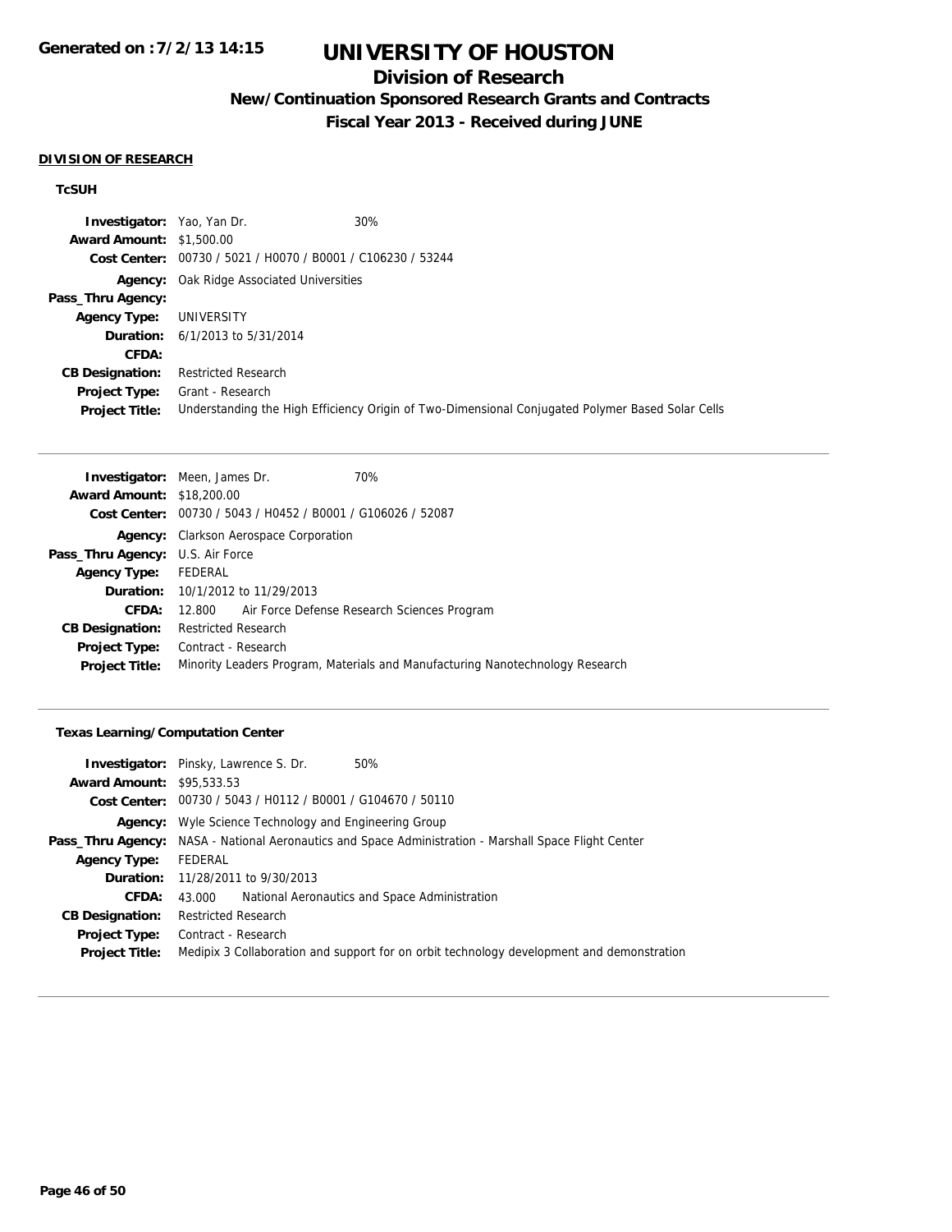# UNIVERSITY OF HOUSTON

## Division of Research

### New/Continuation Sponsored Research Grants and Contracts

### Fiscal Year 2013 - Received during JUNE

Generated on :7/2/13 14:15

#### DIVISION OF RESEARCH

##### TcSUH

**Investigator:** Yao, Yan Dr. 30%
**Award Amount:** $1,500.00
**Cost Center:** 00730 / 5021 / H0070 / B0001 / C106230 / 53244
**Agency:** Oak Ridge Associated Universities
**Pass_Thru Agency:**
**Agency Type:** UNIVERSITY
**Duration:** 6/1/2013 to 5/31/2014
**CFDA:**
**CB Designation:** Restricted Research
**Project Type:** Grant - Research
**Project Title:** Understanding the High Efficiency Origin of Two-Dimensional Conjugated Polymer Based Solar Cells

---

**Investigator:** Meen, James Dr. 70%
**Award Amount:** $18,200.00
**Cost Center:** 00730 / 5043 / H0452 / B0001 / G106026 / 52087
**Agency:** Clarkson Aerospace Corporation
**Pass_Thru Agency:** U.S. Air Force
**Agency Type:** FEDERAL
**Duration:** 10/1/2012 to 11/29/2013
**CFDA:** 12.800 Air Force Defense Research Sciences Program
**CB Designation:** Restricted Research
**Project Type:** Contract - Research
**Project Title:** Minority Leaders Program, Materials and Manufacturing Nanotechnology Research

---

##### Texas Learning/Computation Center

**Investigator:** Pinsky, Lawrence S. Dr. 50%
**Award Amount:** $95,533.53
**Cost Center:** 00730 / 5043 / H0112 / B0001 / G104670 / 50110
**Agency:** Wyle Science Technology and Engineering Group
**Pass_Thru Agency:** NASA - National Aeronautics and Space Administration - Marshall Space Flight Center
**Agency Type:** FEDERAL
**Duration:** 11/28/2011 to 9/30/2013
**CFDA:** 43.000 National Aeronautics and Space Administration
**CB Designation:** Restricted Research
**Project Type:** Contract - Research
**Project Title:** Medipix 3 Collaboration and support for on orbit technology development and demonstration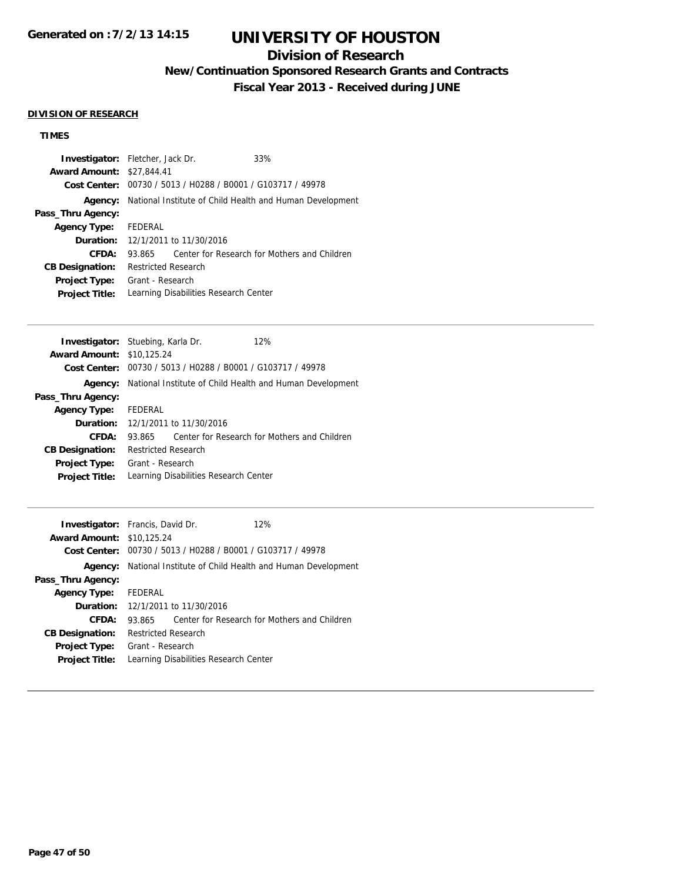# UNIVERSITY OF HOUSTON

## Division of Research

### New/Continuation Sponsored Research Grants and Contracts

### Fiscal Year 2013 - Received during JUNE

**DIVISION OF RESEARCH**

**TIMES**

**Investigator:** Fletcher, Jack Dr. 33%
**Award Amount:** $27,844.41
**Cost Center:** 00730 / 5013 / H0288 / B0001 / G103717 / 49978
**Agency:** National Institute of Child Health and Human Development
**Pass_Thru Agency:**
**Agency Type:** FEDERAL
**Duration:** 12/1/2011 to 11/30/2016
**CFDA:** 93.865 Center for Research for Mothers and Children
**CB Designation:** Restricted Research
**Project Type:** Grant - Research
**Project Title:** Learning Disabilities Research Center

---

**Investigator:** Stuebing, Karla Dr. 12%
**Award Amount:** $10,125.24
**Cost Center:** 00730 / 5013 / H0288 / B0001 / G103717 / 49978
**Agency:** National Institute of Child Health and Human Development
**Pass_Thru Agency:**
**Agency Type:** FEDERAL
**Duration:** 12/1/2011 to 11/30/2016
**CFDA:** 93.865 Center for Research for Mothers and Children
**CB Designation:** Restricted Research
**Project Type:** Grant - Research
**Project Title:** Learning Disabilities Research Center

---

**Investigator:** Francis, David Dr. 12%
**Award Amount:** $10,125.24
**Cost Center:** 00730 / 5013 / H0288 / B0001 / G103717 / 49978
**Agency:** National Institute of Child Health and Human Development
**Pass_Thru Agency:**
**Agency Type:** FEDERAL
**Duration:** 12/1/2011 to 11/30/2016
**CFDA:** 93.865 Center for Research for Mothers and Children
**CB Designation:** Restricted Research
**Project Type:** Grant - Research
**Project Title:** Learning Disabilities Research Center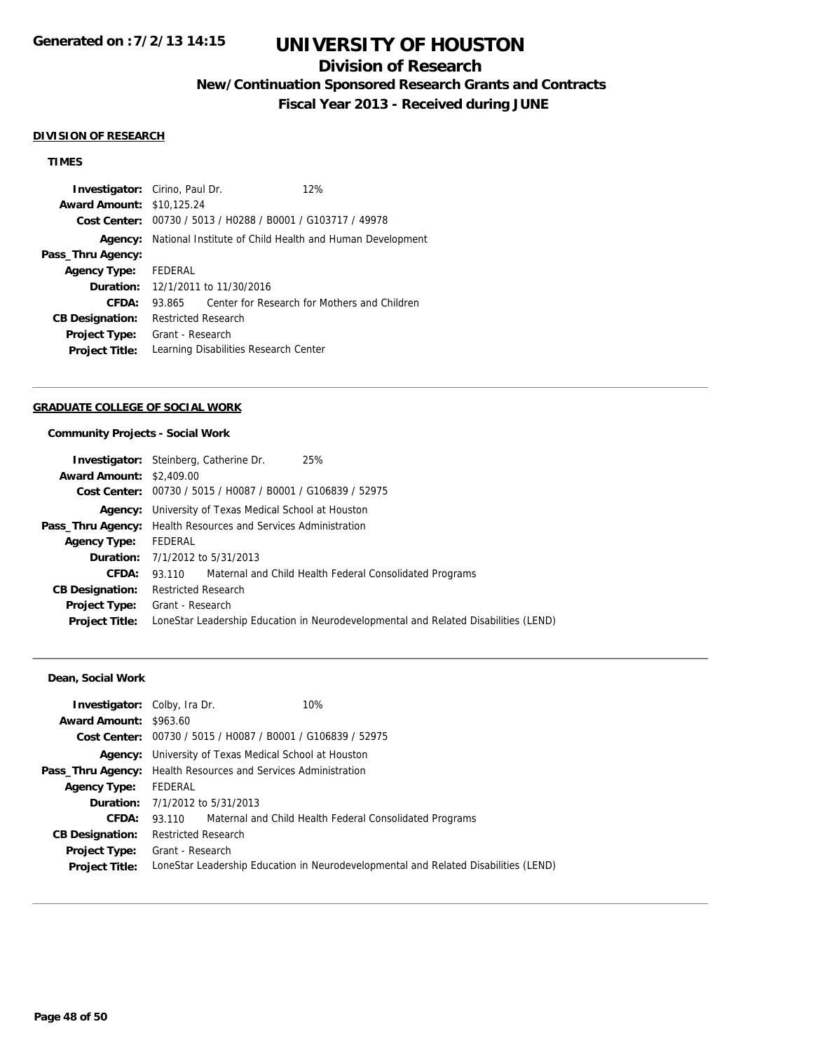# UNIVERSITY OF HOUSTON

## Division of Research

### New/Continuation Sponsored Research Grants and Contracts

### Fiscal Year 2013 - Received during JUNE

Generated on : 7/2/13 14:15

**DIVISION OF RESEARCH**

**TIMES**

**Investigator:** Cirino, Paul Dr. 12%
**Award Amount:** $10,125.24
**Cost Center:** 00730 / 5013 / H0288 / B0001 / G103717 / 49978
**Agency:** National Institute of Child Health and Human Development
**Pass_Thru Agency:**
**Agency Type:** FEDERAL
**Duration:** 12/1/2011 to 11/30/2016
**CFDA:** 93.865 Center for Research for Mothers and Children
**CB Designation:** Restricted Research
**Project Type:** Grant - Research
**Project Title:** Learning Disabilities Research Center

---

**GRADUATE COLLEGE OF SOCIAL WORK**

**Community Projects - Social Work**

**Investigator:** Steinberg, Catherine Dr. 25%
**Award Amount:** $2,409.00
**Cost Center:** 00730 / 5015 / H0087 / B0001 / G106839 / 52975
**Agency:** University of Texas Medical School at Houston
**Pass_Thru Agency:** Health Resources and Services Administration
**Agency Type:** FEDERAL
**Duration:** 7/1/2012 to 5/31/2013
**CFDA:** 93.110 Maternal and Child Health Federal Consolidated Programs
**CB Designation:** Restricted Research
**Project Type:** Grant - Research
**Project Title:** LoneStar Leadership Education in Neurodevelopmental and Related Disabilities (LEND)

---

**Dean, Social Work**

**Investigator:** Colby, Ira Dr. 10%
**Award Amount:** $963.60
**Cost Center:** 00730 / 5015 / H0087 / B0001 / G106839 / 52975
**Agency:** University of Texas Medical School at Houston
**Pass_Thru Agency:** Health Resources and Services Administration
**Agency Type:** FEDERAL
**Duration:** 7/1/2012 to 5/31/2013
**CFDA:** 93.110 Maternal and Child Health Federal Consolidated Programs
**CB Designation:** Restricted Research
**Project Type:** Grant - Research
**Project Title:** LoneStar Leadership Education in Neurodevelopmental and Related Disabilities (LEND)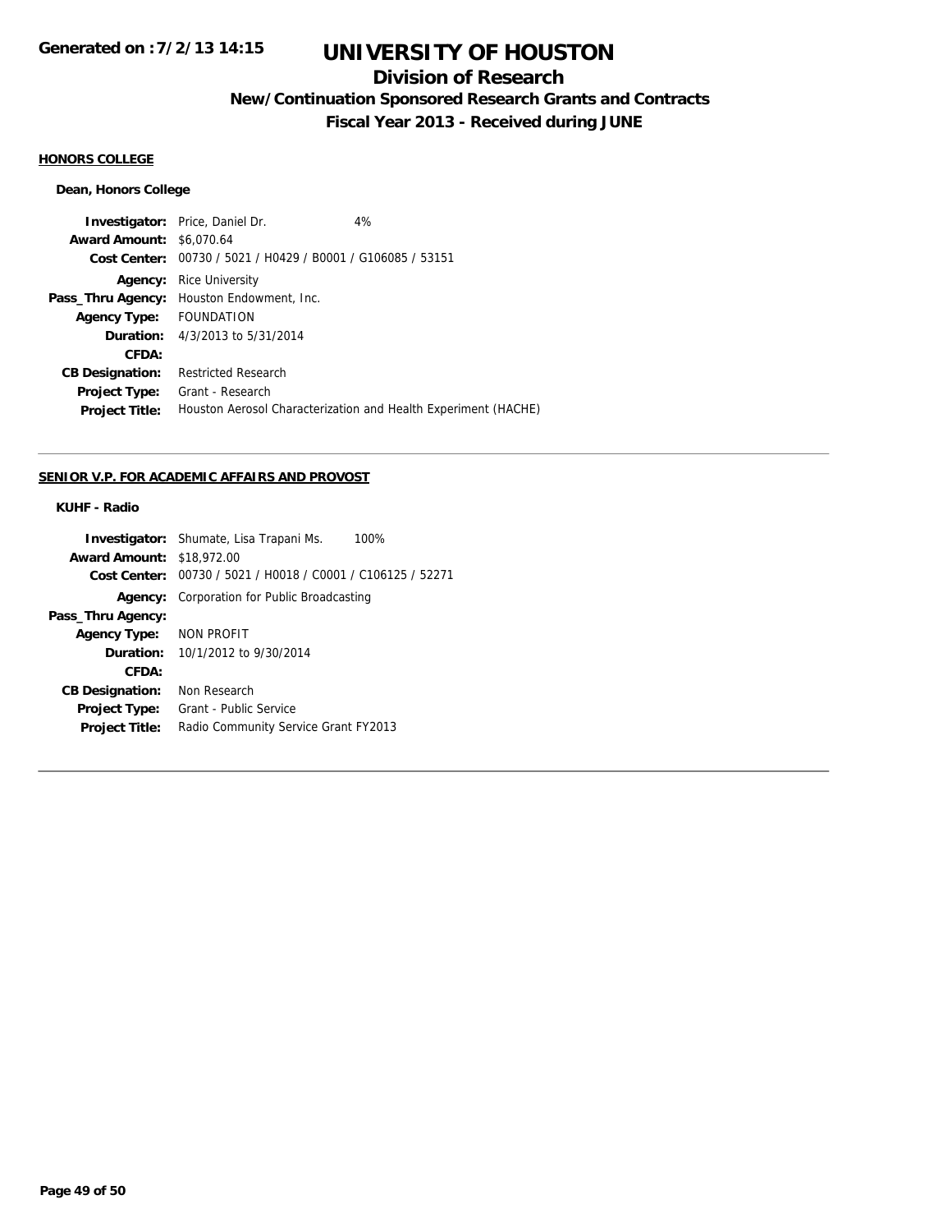# UNIVERSITY OF HOUSTON

## Division of Research

### New/Continuation Sponsored Research Grants and Contracts

### Fiscal Year 2013 - Received during JUNE

Generated on :7/2/13 14:15

**HONORS COLLEGE**

**Dean, Honors College**

| | |
|---|---|
| **Investigator:** | Price, Daniel Dr. 4% |
| **Award Amount:** | $6,070.64 |
| **Cost Center:** | 00730 / 5021 / H0429 / B0001 / G106085 / 53151 |
| **Agency:** | Rice University |
| **Pass_Thru Agency:** | Houston Endowment, Inc. |
| **Agency Type:** | FOUNDATION |
| **Duration:** | 4/3/2013 to 5/31/2014 |
| **CFDA:** | |
| **CB Designation:** | Restricted Research |
| **Project Type:** | Grant - Research |
| **Project Title:** | Houston Aerosol Characterization and Health Experiment (HACHE) |

---

**SENIOR V.P. FOR ACADEMIC AFFAIRS AND PROVOST**

**KUHF - Radio**

| | |
|---|---|
| **Investigator:** | Shumate, Lisa Trapani Ms. 100% |
| **Award Amount:** | $18,972.00 |
| **Cost Center:** | 00730 / 5021 / H0018 / C0001 / C106125 / 52271 |
| **Agency:** | Corporation for Public Broadcasting |
| **Pass_Thru Agency:** | |
| **Agency Type:** | NON PROFIT |
| **Duration:** | 10/1/2012 to 9/30/2014 |
| **CFDA:** | |
| **CB Designation:** | Non Research |
| **Project Type:** | Grant - Public Service |
| **Project Title:** | Radio Community Service Grant FY2013 |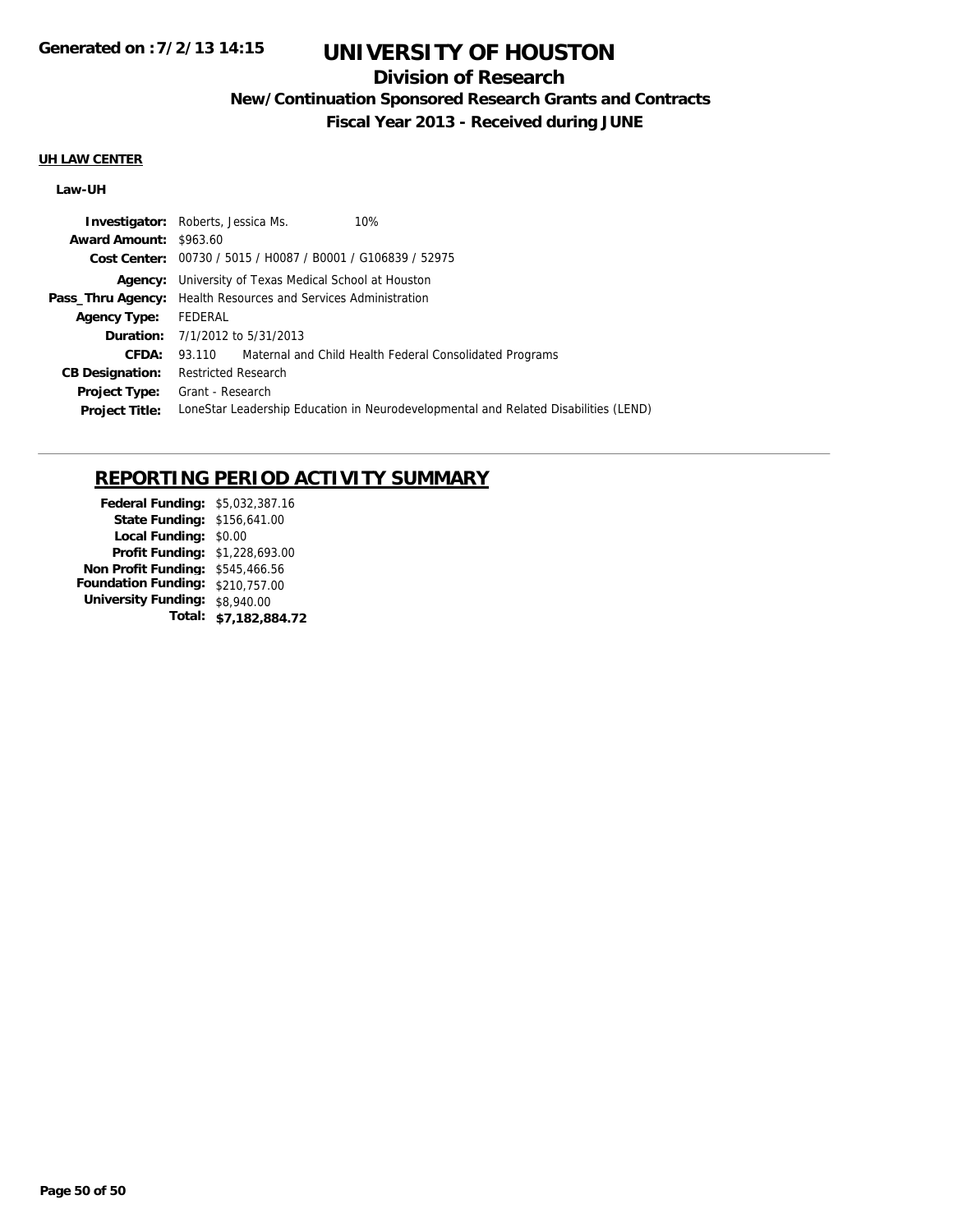**Generated on :7/2/13 14:15**

# UNIVERSITY OF HOUSTON

## Division of Research

### New/Continuation Sponsored Research Grants and Contracts

### Fiscal Year 2013 - Received during JUNE

**UH LAW CENTER**

**Law-UH**

| | |
|---|---|
| **Investigator:** | Roberts, Jessica Ms. 10% |
| **Award Amount:** | $963.60 |
| **Cost Center:** | 00730 / 5015 / H0087 / B0001 / G106839 / 52975 |
| **Agency:** | University of Texas Medical School at Houston |
| **Pass_Thru Agency:** | Health Resources and Services Administration |
| **Agency Type:** | FEDERAL |
| **Duration:** | 7/1/2012 to 5/31/2013 |
| **CFDA:** | 93.110 Maternal and Child Health Federal Consolidated Programs |
| **CB Designation:** | Restricted Research |
| **Project Type:** | Grant - Research |
| **Project Title:** | LoneStar Leadership Education in Neurodevelopmental and Related Disabilities (LEND) |

## REPORTING PERIOD ACTIVITY SUMMARY

| | |
|---|---|
| **Federal Funding:** | $5,032,387.16 |
| **State Funding:** | $156,641.00 |
| **Local Funding:** | $0.00 |
| **Profit Funding:** | $1,228,693.00 |
| **Non Profit Funding:** | $545,466.56 |
| **Foundation Funding:** | $210,757.00 |
| **University Funding:** | $8,940.00 |
| **Total:** | **$7,182,884.72** |